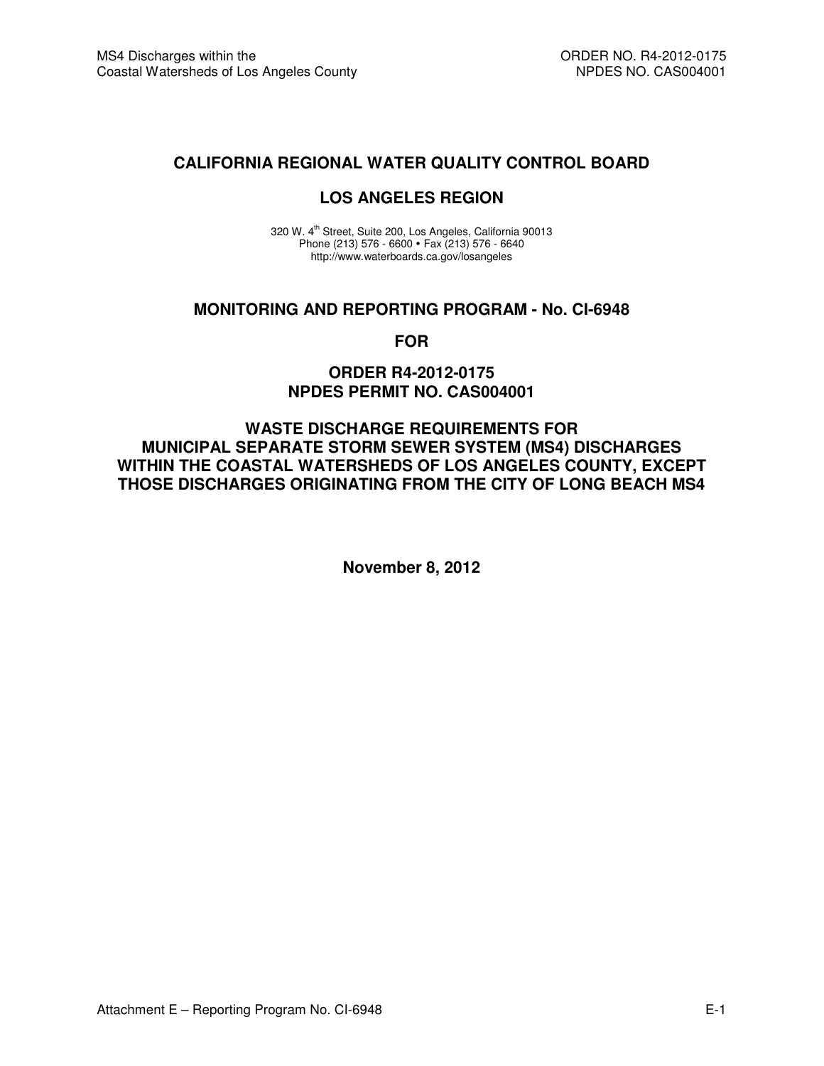# CALIFORNIA REGIONAL WATER QUALITY CONTROL BOARD

# LOS ANGELES REGION

320 W. 4th Street, Suite 200, Los Angeles, California 90013
Phone (213) 576 - 6600 • Fax (213) 576 - 6640
http://www.waterboards.ca.gov/losangeles

## MONITORING AND REPORTING PROGRAM - No. CI-6948

## FOR

## ORDER R4-2012-0175
## NPDES PERMIT NO. CAS004001

## WASTE DISCHARGE REQUIREMENTS FOR MUNICIPAL SEPARATE STORM SEWER SYSTEM (MS4) DISCHARGES WITHIN THE COASTAL WATERSHEDS OF LOS ANGELES COUNTY, EXCEPT THOSE DISCHARGES ORIGINATING FROM THE CITY OF LONG BEACH MS4

**November 8, 2012**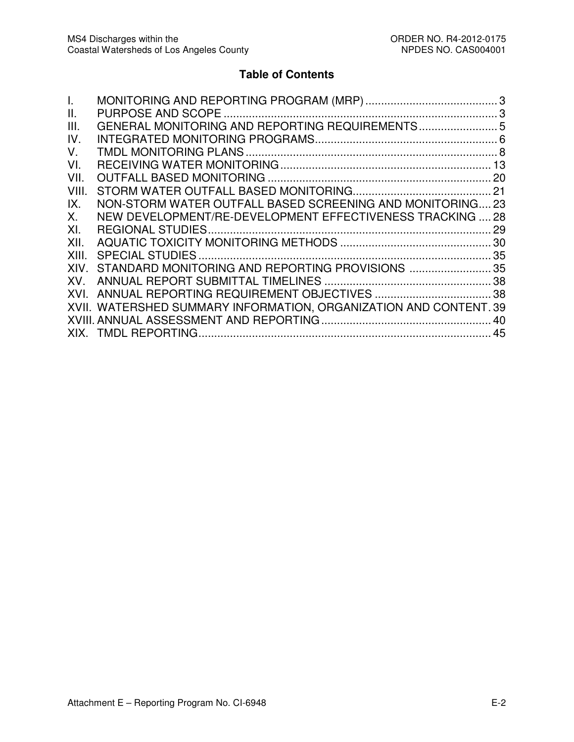## Table of Contents

I. MONITORING AND REPORTING PROGRAM (MRP) .......................................... 3
II. PURPOSE AND SCOPE ....................................................................................... 3
III. GENERAL MONITORING AND REPORTING REQUIREMENTS ......................... 5
IV. INTEGRATED MONITORING PROGRAMS ......................................................... 6
V. TMDL MONITORING PLANS ............................................................................... 8
VI. RECEIVING WATER MONITORING .................................................................. 13
VII. OUTFALL BASED MONITORING ...................................................................... 20
VIII. STORM WATER OUTFALL BASED MONITORING ........................................... 21
IX. NON-STORM WATER OUTFALL BASED SCREENING AND MONITORING .... 23
X. NEW DEVELOPMENT/RE-DEVELOPMENT EFFECTIVENESS TRACKING .... 28
XI. REGIONAL STUDIES .......................................................................................... 29
XII. AQUATIC TOXICITY MONITORING METHODS ............................................... 30
XIII. SPECIAL STUDIES ............................................................................................ 35
XIV. STANDARD MONITORING AND REPORTING PROVISIONS .......................... 35
XV. ANNUAL REPORT SUBMITTAL TIMELINES ..................................................... 38
XVI. ANNUAL REPORTING REQUIREMENT OBJECTIVES ..................................... 38
XVII. WATERSHED SUMMARY INFORMATION, ORGANIZATION AND CONTENT. 39
XVIII. ANNUAL ASSESSMENT AND REPORTING ...................................................... 40
XIX. TMDL REPORTING ............................................................................................ 45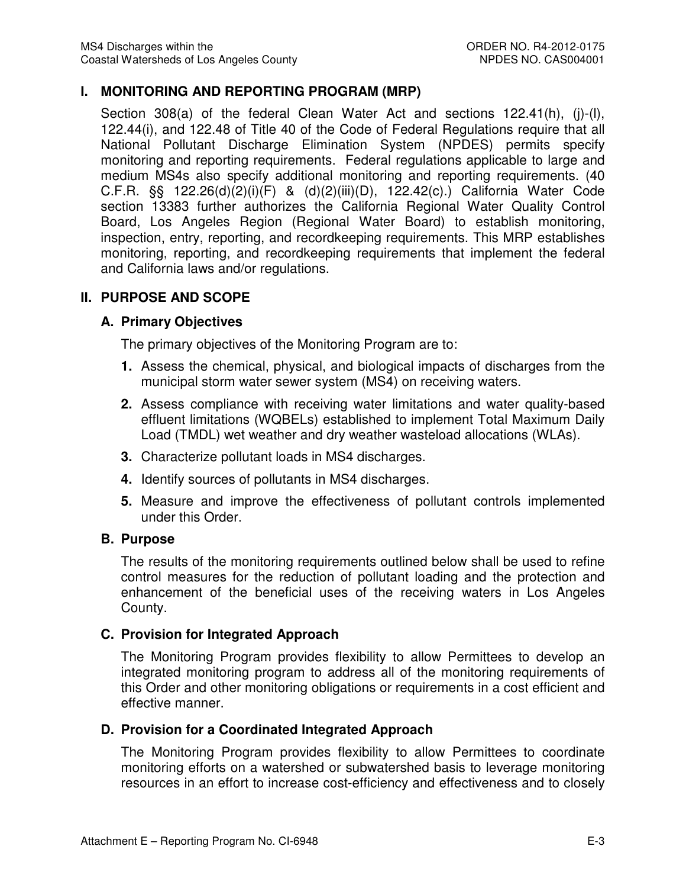## I. MONITORING AND REPORTING PROGRAM (MRP)

Section 308(a) of the federal Clean Water Act and sections 122.41(h), (j)-(l), 122.44(i), and 122.48 of Title 40 of the Code of Federal Regulations require that all National Pollutant Discharge Elimination System (NPDES) permits specify monitoring and reporting requirements. Federal regulations applicable to large and medium MS4s also specify additional monitoring and reporting requirements. (40 C.F.R. §§ 122.26(d)(2)(i)(F) & (d)(2)(iii)(D), 122.42(c).) California Water Code section 13383 further authorizes the California Regional Water Quality Control Board, Los Angeles Region (Regional Water Board) to establish monitoring, inspection, entry, reporting, and recordkeeping requirements. This MRP establishes monitoring, reporting, and recordkeeping requirements that implement the federal and California laws and/or regulations.

## II. PURPOSE AND SCOPE

### A. Primary Objectives

The primary objectives of the Monitoring Program are to:

1. Assess the chemical, physical, and biological impacts of discharges from the municipal storm water sewer system (MS4) on receiving waters.
2. Assess compliance with receiving water limitations and water quality-based effluent limitations (WQBELs) established to implement Total Maximum Daily Load (TMDL) wet weather and dry weather wasteload allocations (WLAs).
3. Characterize pollutant loads in MS4 discharges.
4. Identify sources of pollutants in MS4 discharges.
5. Measure and improve the effectiveness of pollutant controls implemented under this Order.

### B. Purpose

The results of the monitoring requirements outlined below shall be used to refine control measures for the reduction of pollutant loading and the protection and enhancement of the beneficial uses of the receiving waters in Los Angeles County.

### C. Provision for Integrated Approach

The Monitoring Program provides flexibility to allow Permittees to develop an integrated monitoring program to address all of the monitoring requirements of this Order and other monitoring obligations or requirements in a cost efficient and effective manner.

### D. Provision for a Coordinated Integrated Approach

The Monitoring Program provides flexibility to allow Permittees to coordinate monitoring efforts on a watershed or subwatershed basis to leverage monitoring resources in an effort to increase cost-efficiency and effectiveness and to closely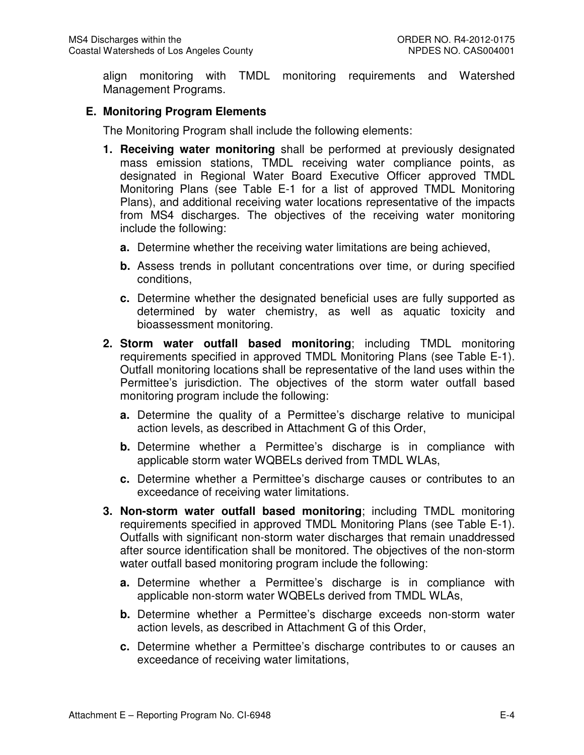align monitoring with TMDL monitoring requirements and Watershed Management Programs.

## E. Monitoring Program Elements

The Monitoring Program shall include the following elements:

1. **Receiving water monitoring** shall be performed at previously designated mass emission stations, TMDL receiving water compliance points, as designated in Regional Water Board Executive Officer approved TMDL Monitoring Plans (see Table E-1 for a list of approved TMDL Monitoring Plans), and additional receiving water locations representative of the impacts from MS4 discharges. The objectives of the receiving water monitoring include the following:
   - **a.** Determine whether the receiving water limitations are being achieved,
   - **b.** Assess trends in pollutant concentrations over time, or during specified conditions,
   - **c.** Determine whether the designated beneficial uses are fully supported as determined by water chemistry, as well as aquatic toxicity and bioassessment monitoring.
2. **Storm water outfall based monitoring**; including TMDL monitoring requirements specified in approved TMDL Monitoring Plans (see Table E-1). Outfall monitoring locations shall be representative of the land uses within the Permittee's jurisdiction. The objectives of the storm water outfall based monitoring program include the following:
   - **a.** Determine the quality of a Permittee's discharge relative to municipal action levels, as described in Attachment G of this Order,
   - **b.** Determine whether a Permittee's discharge is in compliance with applicable storm water WQBELs derived from TMDL WLAs,
   - **c.** Determine whether a Permittee's discharge causes or contributes to an exceedance of receiving water limitations.
3. **Non-storm water outfall based monitoring**; including TMDL monitoring requirements specified in approved TMDL Monitoring Plans (see Table E-1). Outfalls with significant non-storm water discharges that remain unaddressed after source identification shall be monitored. The objectives of the non-storm water outfall based monitoring program include the following:
   - **a.** Determine whether a Permittee's discharge is in compliance with applicable non-storm water WQBELs derived from TMDL WLAs,
   - **b.** Determine whether a Permittee's discharge exceeds non-storm water action levels, as described in Attachment G of this Order,
   - **c.** Determine whether a Permittee's discharge contributes to or causes an exceedance of receiving water limitations,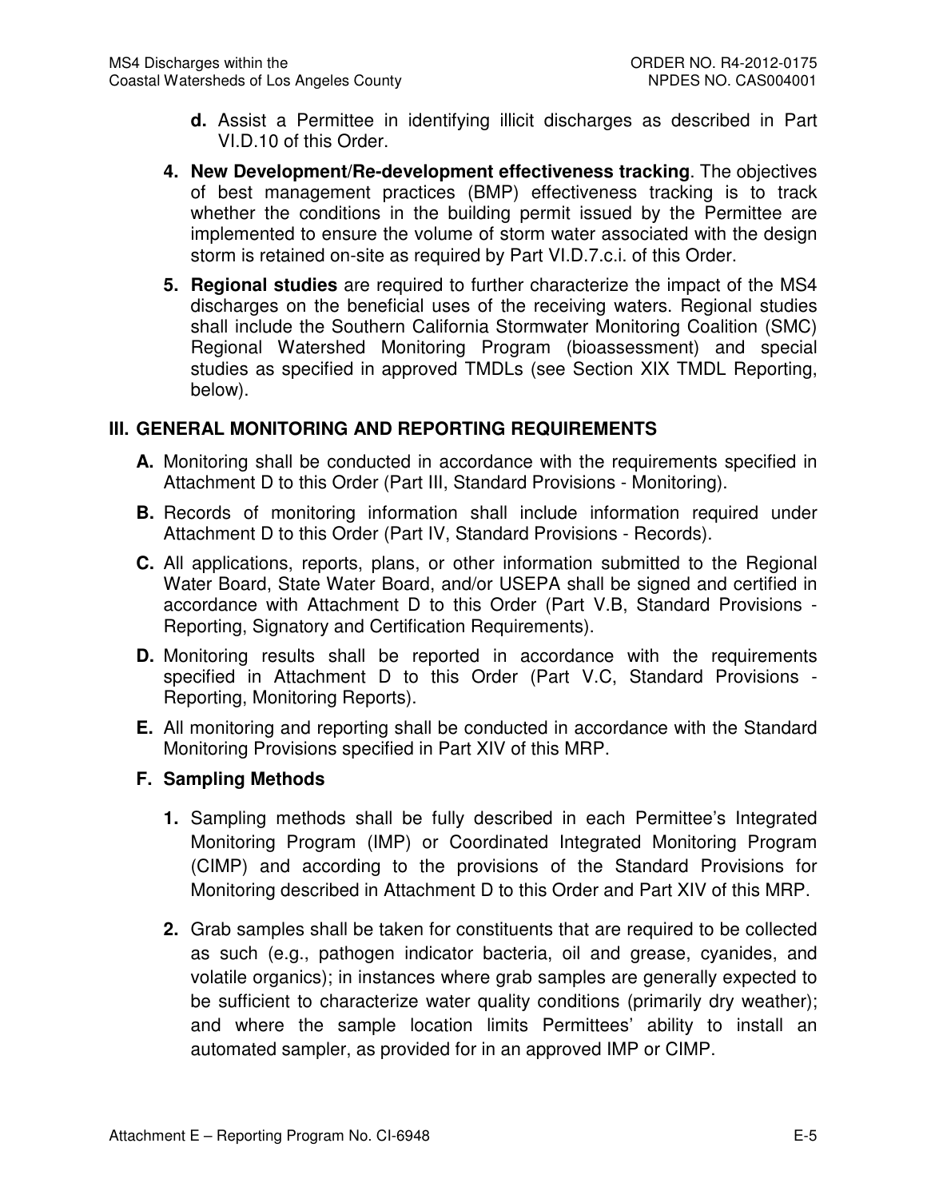d. Assist a Permittee in identifying illicit discharges as described in Part VI.D.10 of this Order.

4. **New Development/Re-development effectiveness tracking**. The objectives of best management practices (BMP) effectiveness tracking is to track whether the conditions in the building permit issued by the Permittee are implemented to ensure the volume of storm water associated with the design storm is retained on-site as required by Part VI.D.7.c.i. of this Order.

5. **Regional studies** are required to further characterize the impact of the MS4 discharges on the beneficial uses of the receiving waters. Regional studies shall include the Southern California Stormwater Monitoring Coalition (SMC) Regional Watershed Monitoring Program (bioassessment) and special studies as specified in approved TMDLs (see Section XIX TMDL Reporting, below).

## III. GENERAL MONITORING AND REPORTING REQUIREMENTS

**A.** Monitoring shall be conducted in accordance with the requirements specified in Attachment D to this Order (Part III, Standard Provisions - Monitoring).

**B.** Records of monitoring information shall include information required under Attachment D to this Order (Part IV, Standard Provisions - Records).

**C.** All applications, reports, plans, or other information submitted to the Regional Water Board, State Water Board, and/or USEPA shall be signed and certified in accordance with Attachment D to this Order (Part V.B, Standard Provisions - Reporting, Signatory and Certification Requirements).

**D.** Monitoring results shall be reported in accordance with the requirements specified in Attachment D to this Order (Part V.C, Standard Provisions - Reporting, Monitoring Reports).

**E.** All monitoring and reporting shall be conducted in accordance with the Standard Monitoring Provisions specified in Part XIV of this MRP.

**F. Sampling Methods**

1. Sampling methods shall be fully described in each Permittee's Integrated Monitoring Program (IMP) or Coordinated Integrated Monitoring Program (CIMP) and according to the provisions of the Standard Provisions for Monitoring described in Attachment D to this Order and Part XIV of this MRP.

2. Grab samples shall be taken for constituents that are required to be collected as such (e.g., pathogen indicator bacteria, oil and grease, cyanides, and volatile organics); in instances where grab samples are generally expected to be sufficient to characterize water quality conditions (primarily dry weather); and where the sample location limits Permittees' ability to install an automated sampler, as provided for in an approved IMP or CIMP.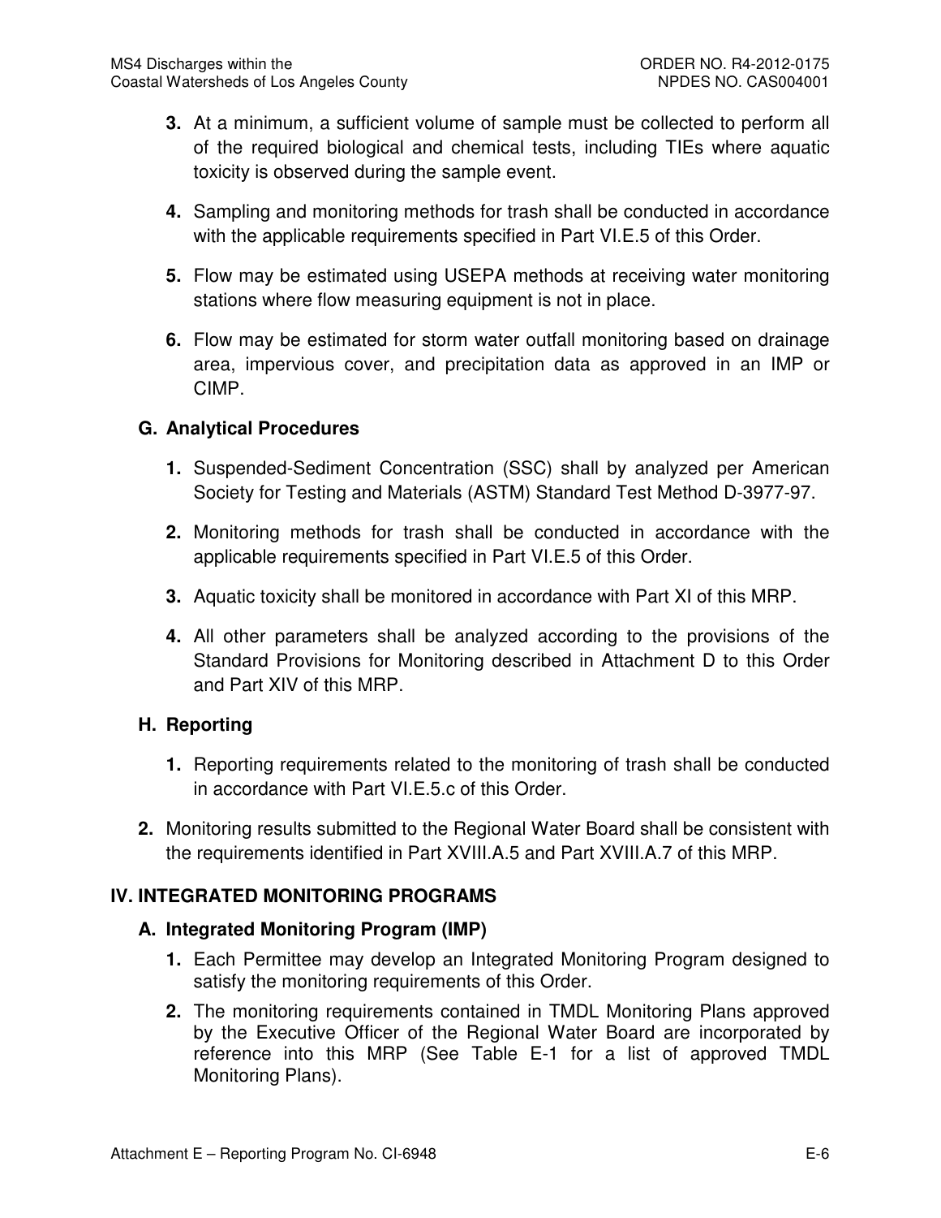3. At a minimum, a sufficient volume of sample must be collected to perform all of the required biological and chemical tests, including TIEs where aquatic toxicity is observed during the sample event.

4. Sampling and monitoring methods for trash shall be conducted in accordance with the applicable requirements specified in Part VI.E.5 of this Order.

5. Flow may be estimated using USEPA methods at receiving water monitoring stations where flow measuring equipment is not in place.

6. Flow may be estimated for storm water outfall monitoring based on drainage area, impervious cover, and precipitation data as approved in an IMP or CIMP.

### G. Analytical Procedures

1. Suspended-Sediment Concentration (SSC) shall by analyzed per American Society for Testing and Materials (ASTM) Standard Test Method D-3977-97.

2. Monitoring methods for trash shall be conducted in accordance with the applicable requirements specified in Part VI.E.5 of this Order.

3. Aquatic toxicity shall be monitored in accordance with Part XI of this MRP.

4. All other parameters shall be analyzed according to the provisions of the Standard Provisions for Monitoring described in Attachment D to this Order and Part XIV of this MRP.

### H. Reporting

1. Reporting requirements related to the monitoring of trash shall be conducted in accordance with Part VI.E.5.c of this Order.

2. Monitoring results submitted to the Regional Water Board shall be consistent with the requirements identified in Part XVIII.A.5 and Part XVIII.A.7 of this MRP.

## IV. INTEGRATED MONITORING PROGRAMS

### A. Integrated Monitoring Program (IMP)

1. Each Permittee may develop an Integrated Monitoring Program designed to satisfy the monitoring requirements of this Order.

2. The monitoring requirements contained in TMDL Monitoring Plans approved by the Executive Officer of the Regional Water Board are incorporated by reference into this MRP (See Table E-1 for a list of approved TMDL Monitoring Plans).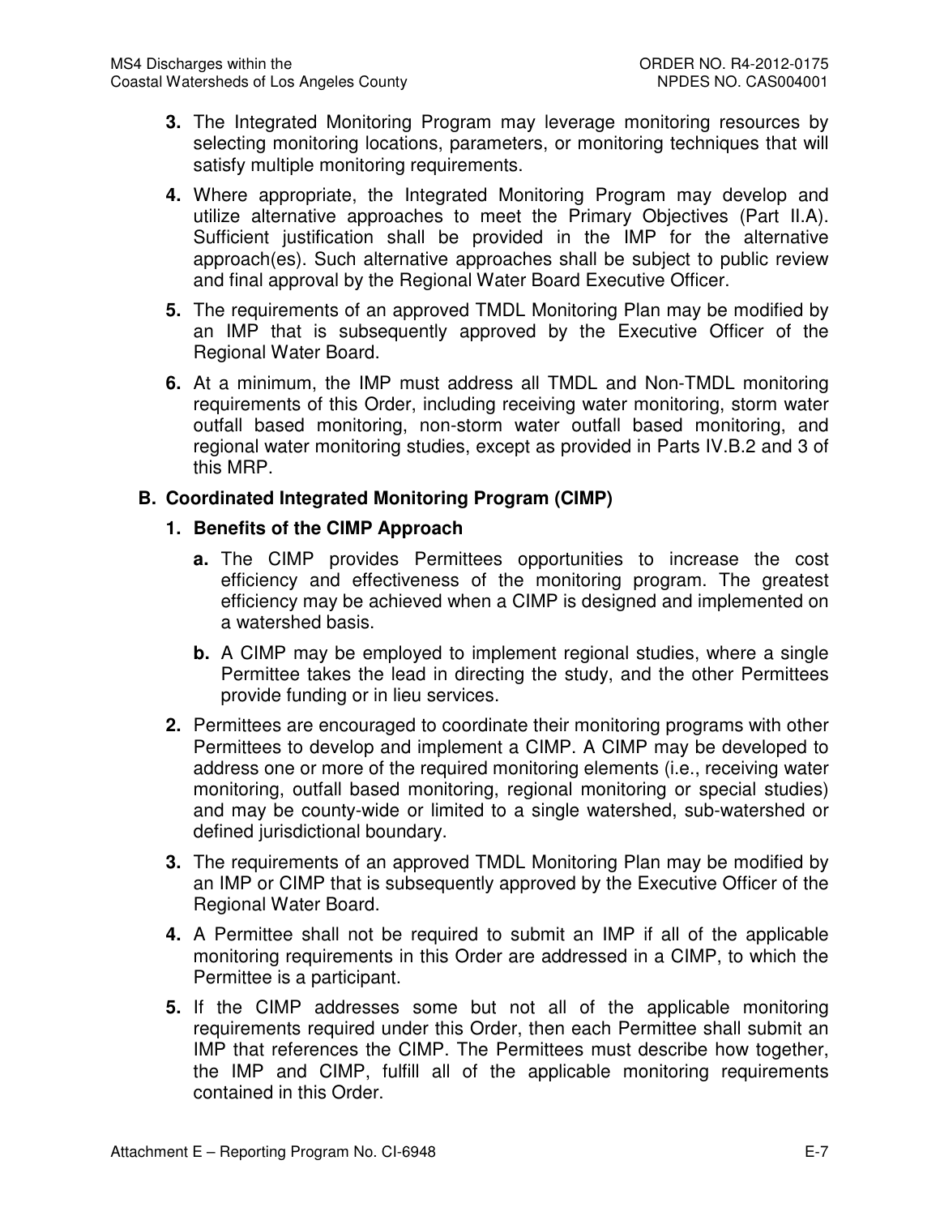**3.** The Integrated Monitoring Program may leverage monitoring resources by selecting monitoring locations, parameters, or monitoring techniques that will satisfy multiple monitoring requirements.

**4.** Where appropriate, the Integrated Monitoring Program may develop and utilize alternative approaches to meet the Primary Objectives (Part II.A). Sufficient justification shall be provided in the IMP for the alternative approach(es). Such alternative approaches shall be subject to public review and final approval by the Regional Water Board Executive Officer.

**5.** The requirements of an approved TMDL Monitoring Plan may be modified by an IMP that is subsequently approved by the Executive Officer of the Regional Water Board.

**6.** At a minimum, the IMP must address all TMDL and Non-TMDL monitoring requirements of this Order, including receiving water monitoring, storm water outfall based monitoring, non-storm water outfall based monitoring, and regional water monitoring studies, except as provided in Parts IV.B.2 and 3 of this MRP.

## B. Coordinated Integrated Monitoring Program (CIMP)

### 1. Benefits of the CIMP Approach

**a.** The CIMP provides Permittees opportunities to increase the cost efficiency and effectiveness of the monitoring program. The greatest efficiency may be achieved when a CIMP is designed and implemented on a watershed basis.

**b.** A CIMP may be employed to implement regional studies, where a single Permittee takes the lead in directing the study, and the other Permittees provide funding or in lieu services.

**2.** Permittees are encouraged to coordinate their monitoring programs with other Permittees to develop and implement a CIMP. A CIMP may be developed to address one or more of the required monitoring elements (i.e., receiving water monitoring, outfall based monitoring, regional monitoring or special studies) and may be county-wide or limited to a single watershed, sub-watershed or defined jurisdictional boundary.

**3.** The requirements of an approved TMDL Monitoring Plan may be modified by an IMP or CIMP that is subsequently approved by the Executive Officer of the Regional Water Board.

**4.** A Permittee shall not be required to submit an IMP if all of the applicable monitoring requirements in this Order are addressed in a CIMP, to which the Permittee is a participant.

**5.** If the CIMP addresses some but not all of the applicable monitoring requirements required under this Order, then each Permittee shall submit an IMP that references the CIMP. The Permittees must describe how together, the IMP and CIMP, fulfill all of the applicable monitoring requirements contained in this Order.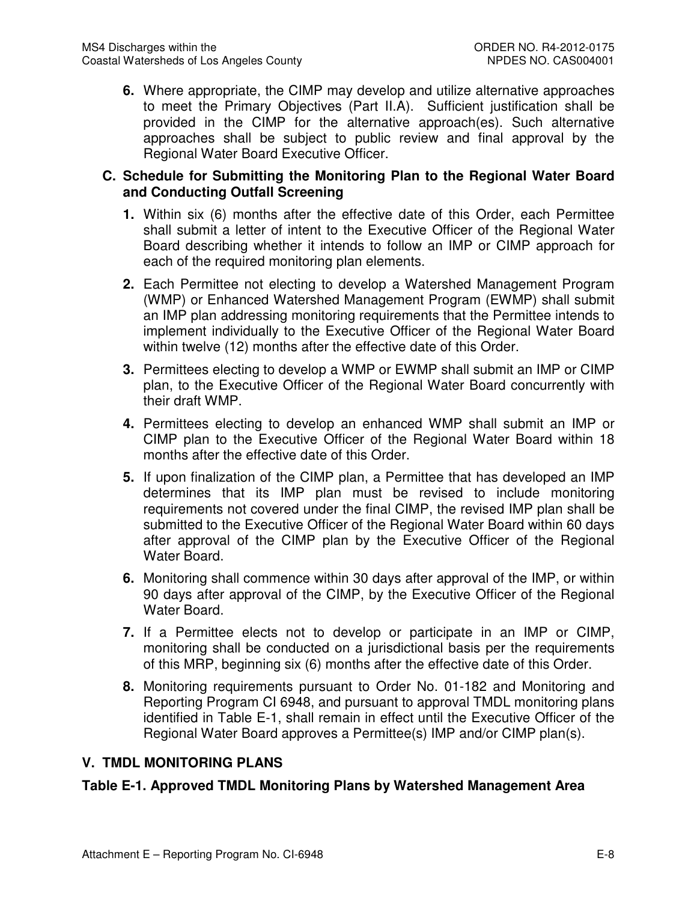6. Where appropriate, the CIMP may develop and utilize alternative approaches to meet the Primary Objectives (Part II.A). Sufficient justification shall be provided in the CIMP for the alternative approach(es). Such alternative approaches shall be subject to public review and final approval by the Regional Water Board Executive Officer.

**C. Schedule for Submitting the Monitoring Plan to the Regional Water Board and Conducting Outfall Screening**

1. Within six (6) months after the effective date of this Order, each Permittee shall submit a letter of intent to the Executive Officer of the Regional Water Board describing whether it intends to follow an IMP or CIMP approach for each of the required monitoring plan elements.
2. Each Permittee not electing to develop a Watershed Management Program (WMP) or Enhanced Watershed Management Program (EWMP) shall submit an IMP plan addressing monitoring requirements that the Permittee intends to implement individually to the Executive Officer of the Regional Water Board within twelve (12) months after the effective date of this Order.
3. Permittees electing to develop a WMP or EWMP shall submit an IMP or CIMP plan, to the Executive Officer of the Regional Water Board concurrently with their draft WMP.
4. Permittees electing to develop an enhanced WMP shall submit an IMP or CIMP plan to the Executive Officer of the Regional Water Board within 18 months after the effective date of this Order.
5. If upon finalization of the CIMP plan, a Permittee that has developed an IMP determines that its IMP plan must be revised to include monitoring requirements not covered under the final CIMP, the revised IMP plan shall be submitted to the Executive Officer of the Regional Water Board within 60 days after approval of the CIMP plan by the Executive Officer of the Regional Water Board.
6. Monitoring shall commence within 30 days after approval of the IMP, or within 90 days after approval of the CIMP, by the Executive Officer of the Regional Water Board.
7. If a Permittee elects not to develop or participate in an IMP or CIMP, monitoring shall be conducted on a jurisdictional basis per the requirements of this MRP, beginning six (6) months after the effective date of this Order.
8. Monitoring requirements pursuant to Order No. 01-182 and Monitoring and Reporting Program CI 6948, and pursuant to approval TMDL monitoring plans identified in Table E-1, shall remain in effect until the Executive Officer of the Regional Water Board approves a Permittee(s) IMP and/or CIMP plan(s).

## V. TMDL MONITORING PLANS

**Table E-1. Approved TMDL Monitoring Plans by Watershed Management Area**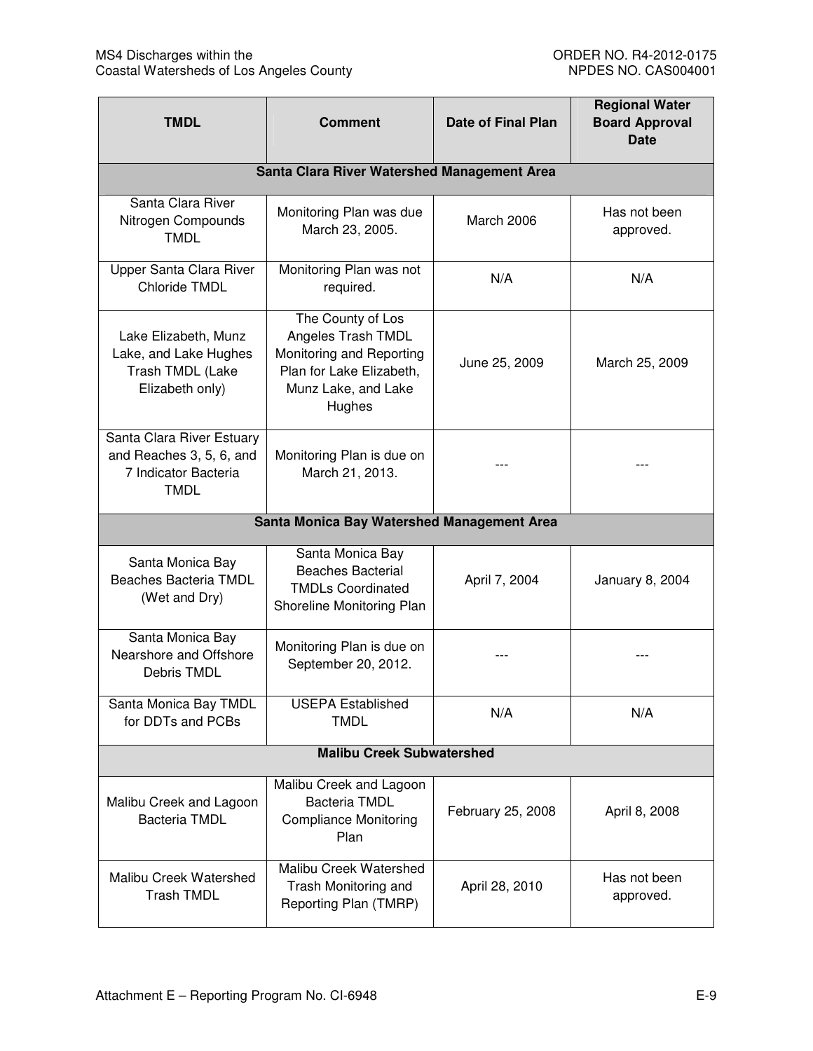| TMDL | Comment | Date of Final Plan | Regional Water Board Approval Date |
| --- | --- | --- | --- |
| **Santa Clara River Watershed Management Area** | | | |
| Santa Clara River Nitrogen Compounds TMDL | Monitoring Plan was due March 23, 2005. | March 2006 | Has not been approved. |
| Upper Santa Clara River Chloride TMDL | Monitoring Plan was not required. | N/A | N/A |
| Lake Elizabeth, Munz Lake, and Lake Hughes Trash TMDL (Lake Elizabeth only) | The County of Los Angeles Trash TMDL Monitoring and Reporting Plan for Lake Elizabeth, Munz Lake, and Lake Hughes | June 25, 2009 | March 25, 2009 |
| Santa Clara River Estuary and Reaches 3, 5, 6, and 7 Indicator Bacteria TMDL | Monitoring Plan is due on March 21, 2013. | --- | --- |
| **Santa Monica Bay Watershed Management Area** | | | |
| Santa Monica Bay Beaches Bacteria TMDL (Wet and Dry) | Santa Monica Bay Beaches Bacterial TMDLs Coordinated Shoreline Monitoring Plan | April 7, 2004 | January 8, 2004 |
| Santa Monica Bay Nearshore and Offshore Debris TMDL | Monitoring Plan is due on September 20, 2012. | --- | --- |
| Santa Monica Bay TMDL for DDTs and PCBs | USEPA Established TMDL | N/A | N/A |
| **Malibu Creek Subwatershed** | | | |
| Malibu Creek and Lagoon Bacteria TMDL | Malibu Creek and Lagoon Bacteria TMDL Compliance Monitoring Plan | February 25, 2008 | April 8, 2008 |
| Malibu Creek Watershed Trash TMDL | Malibu Creek Watershed Trash Monitoring and Reporting Plan (TMRP) | April 28, 2010 | Has not been approved. |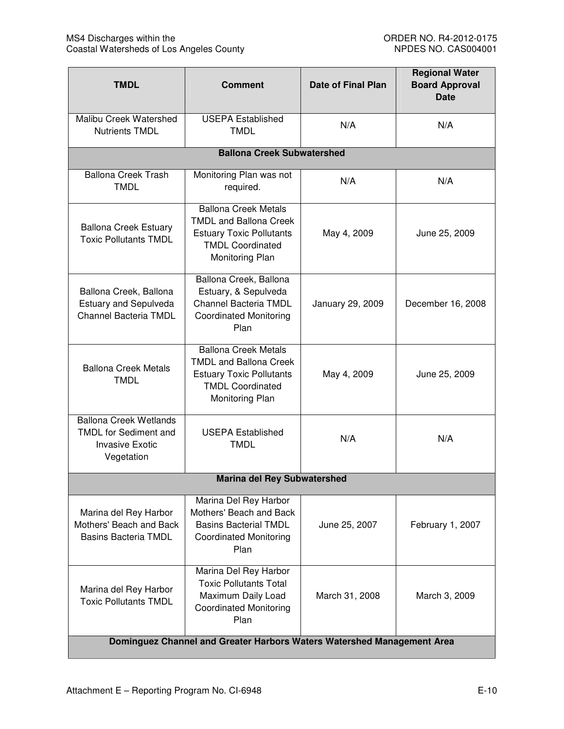| TMDL | Comment | Date of Final Plan | Regional Water Board Approval Date |
|---|---|---|---|
| Malibu Creek Watershed Nutrients TMDL | USEPA Established TMDL | N/A | N/A |
| **Ballona Creek Subwatershed** | | | |
| Ballona Creek Trash TMDL | Monitoring Plan was not required. | N/A | N/A |
| Ballona Creek Estuary Toxic Pollutants TMDL | Ballona Creek Metals TMDL and Ballona Creek Estuary Toxic Pollutants TMDL Coordinated Monitoring Plan | May 4, 2009 | June 25, 2009 |
| Ballona Creek, Ballona Estuary and Sepulveda Channel Bacteria TMDL | Ballona Creek, Ballona Estuary, & Sepulveda Channel Bacteria TMDL Coordinated Monitoring Plan | January 29, 2009 | December 16, 2008 |
| Ballona Creek Metals TMDL | Ballona Creek Metals TMDL and Ballona Creek Estuary Toxic Pollutants TMDL Coordinated Monitoring Plan | May 4, 2009 | June 25, 2009 |
| Ballona Creek Wetlands TMDL for Sediment and Invasive Exotic Vegetation | USEPA Established TMDL | N/A | N/A |
| **Marina del Rey Subwatershed** | | | |
| Marina del Rey Harbor Mothers' Beach and Back Basins Bacteria TMDL | Marina Del Rey Harbor Mothers' Beach and Back Basins Bacterial TMDL Coordinated Monitoring Plan | June 25, 2007 | February 1, 2007 |
| Marina del Rey Harbor Toxic Pollutants TMDL | Marina Del Rey Harbor Toxic Pollutants Total Maximum Daily Load Coordinated Monitoring Plan | March 31, 2008 | March 3, 2009 |
| **Dominguez Channel and Greater Harbors Waters Watershed Management Area** | | | |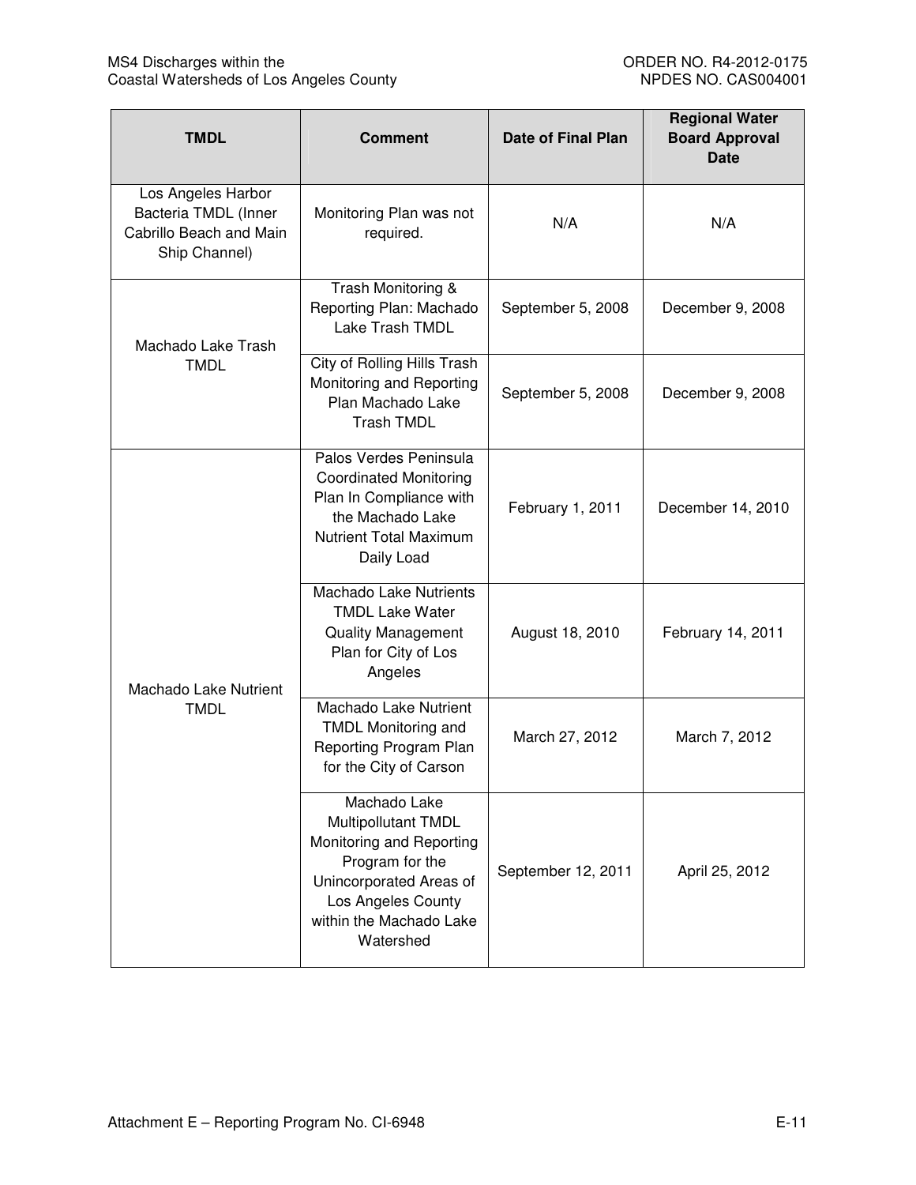| TMDL | Comment | Date of Final Plan | Regional Water Board Approval Date |
|---|---|---|---|
| Los Angeles Harbor Bacteria TMDL (Inner Cabrillo Beach and Main Ship Channel) | Monitoring Plan was not required. | N/A | N/A |
| Machado Lake Trash TMDL | Trash Monitoring & Reporting Plan: Machado Lake Trash TMDL | September 5, 2008 | December 9, 2008 |
| | City of Rolling Hills Trash Monitoring and Reporting Plan Machado Lake Trash TMDL | September 5, 2008 | December 9, 2008 |
| Machado Lake Nutrient TMDL | Palos Verdes Peninsula Coordinated Monitoring Plan In Compliance with the Machado Lake Nutrient Total Maximum Daily Load | February 1, 2011 | December 14, 2010 |
| | Machado Lake Nutrients TMDL Lake Water Quality Management Plan for City of Los Angeles | August 18, 2010 | February 14, 2011 |
| | Machado Lake Nutrient TMDL Monitoring and Reporting Program Plan for the City of Carson | March 27, 2012 | March 7, 2012 |
| | Machado Lake Multipollutant TMDL Monitoring and Reporting Program for the Unincorporated Areas of Los Angeles County within the Machado Lake Watershed | September 12, 2011 | April 25, 2012 |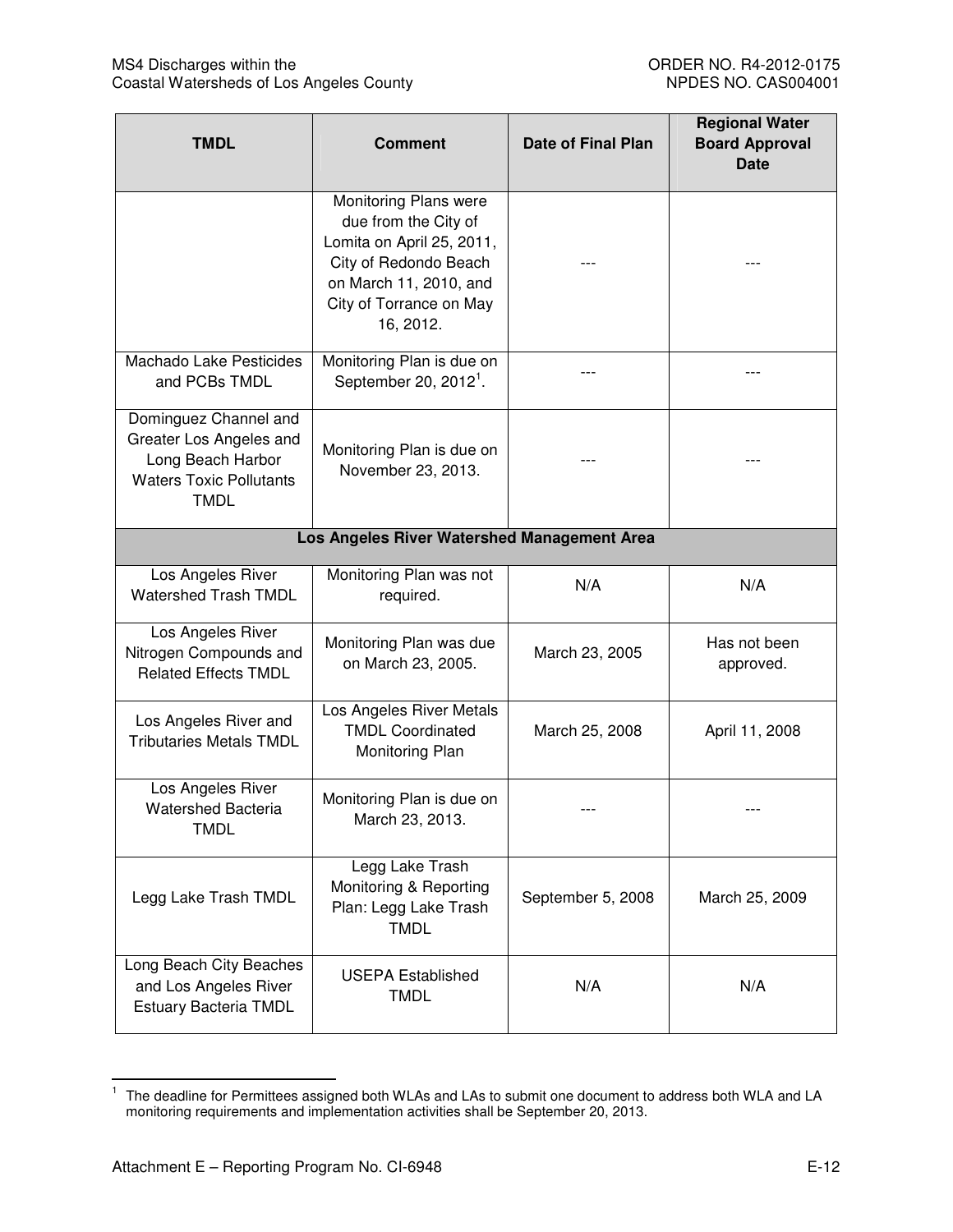| TMDL | Comment | Date of Final Plan | Regional Water Board Approval Date |
|---|---|---|---|
| | Monitoring Plans were due from the City of Lomita on April 25, 2011, City of Redondo Beach on March 11, 2010, and City of Torrance on May 16, 2012. | --- | --- |
| Machado Lake Pesticides and PCBs TMDL | Monitoring Plan is due on September 20, 2012[1]. | --- | --- |
| Dominguez Channel and Greater Los Angeles and Long Beach Harbor Waters Toxic Pollutants TMDL | Monitoring Plan is due on November 23, 2013. | --- | --- |
| **Los Angeles River Watershed Management Area** | | | |
| Los Angeles River Watershed Trash TMDL | Monitoring Plan was not required. | N/A | N/A |
| Los Angeles River Nitrogen Compounds and Related Effects TMDL | Monitoring Plan was due on March 23, 2005. | March 23, 2005 | Has not been approved. |
| Los Angeles River and Tributaries Metals TMDL | Los Angeles River Metals TMDL Coordinated Monitoring Plan | March 25, 2008 | April 11, 2008 |
| Los Angeles River Watershed Bacteria TMDL | Monitoring Plan is due on March 23, 2013. | --- | --- |
| Legg Lake Trash TMDL | Legg Lake Trash Monitoring & Reporting Plan: Legg Lake Trash TMDL | September 5, 2008 | March 25, 2009 |
| Long Beach City Beaches and Los Angeles River Estuary Bacteria TMDL | USEPA Established TMDL | N/A | N/A |

[1] The deadline for Permittees assigned both WLAs and LAs to submit one document to address both WLA and LA monitoring requirements and implementation activities shall be September 20, 2013.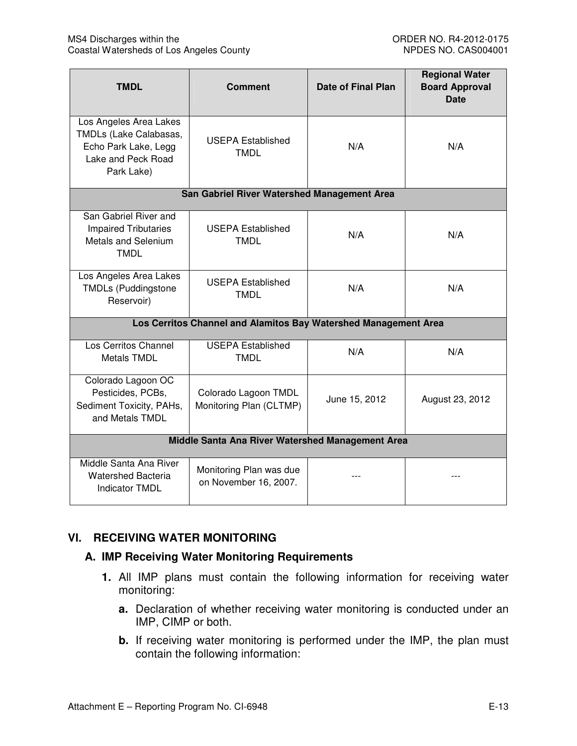| TMDL | Comment | Date of Final Plan | Regional Water Board Approval Date |
|---|---|---|---|
| Los Angeles Area Lakes TMDLs (Lake Calabasas, Echo Park Lake, Legg Lake and Peck Road Park Lake) | USEPA Established TMDL | N/A | N/A |
| **San Gabriel River Watershed Management Area** | | | |
| San Gabriel River and Impaired Tributaries Metals and Selenium TMDL | USEPA Established TMDL | N/A | N/A |
| Los Angeles Area Lakes TMDLs (Puddingstone Reservoir) | USEPA Established TMDL | N/A | N/A |
| **Los Cerritos Channel and Alamitos Bay Watershed Management Area** | | | |
| Los Cerritos Channel Metals TMDL | USEPA Established TMDL | N/A | N/A |
| Colorado Lagoon OC Pesticides, PCBs, Sediment Toxicity, PAHs, and Metals TMDL | Colorado Lagoon TMDL Monitoring Plan (CLTMP) | June 15, 2012 | August 23, 2012 |
| **Middle Santa Ana River Watershed Management Area** | | | |
| Middle Santa Ana River Watershed Bacteria Indicator TMDL | Monitoring Plan was due on November 16, 2007. | --- | --- |

## VI. RECEIVING WATER MONITORING

### A. IMP Receiving Water Monitoring Requirements

1. All IMP plans must contain the following information for receiving water monitoring:

   a. Declaration of whether receiving water monitoring is conducted under an IMP, CIMP or both.

   b. If receiving water monitoring is performed under the IMP, the plan must contain the following information: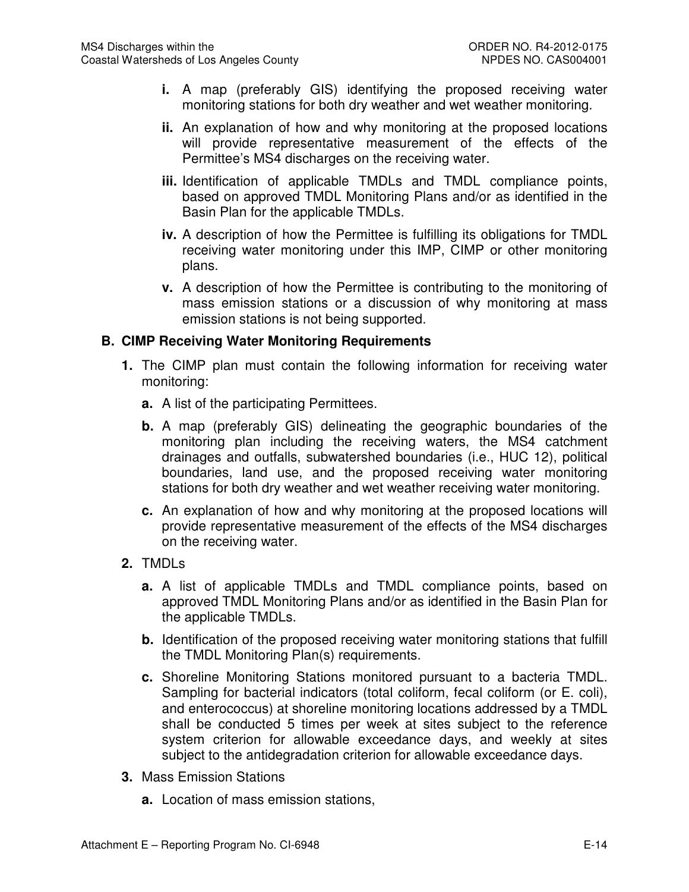- **i.** A map (preferably GIS) identifying the proposed receiving water monitoring stations for both dry weather and wet weather monitoring.
- **ii.** An explanation of how and why monitoring at the proposed locations will provide representative measurement of the effects of the Permittee's MS4 discharges on the receiving water.
- **iii.** Identification of applicable TMDLs and TMDL compliance points, based on approved TMDL Monitoring Plans and/or as identified in the Basin Plan for the applicable TMDLs.
- **iv.** A description of how the Permittee is fulfilling its obligations for TMDL receiving water monitoring under this IMP, CIMP or other monitoring plans.
- **v.** A description of how the Permittee is contributing to the monitoring of mass emission stations or a discussion of why monitoring at mass emission stations is not being supported.

### B. CIMP Receiving Water Monitoring Requirements

**1.** The CIMP plan must contain the following information for receiving water monitoring:

- **a.** A list of the participating Permittees.
- **b.** A map (preferably GIS) delineating the geographic boundaries of the monitoring plan including the receiving waters, the MS4 catchment drainages and outfalls, subwatershed boundaries (i.e., HUC 12), political boundaries, land use, and the proposed receiving water monitoring stations for both dry weather and wet weather receiving water monitoring.
- **c.** An explanation of how and why monitoring at the proposed locations will provide representative measurement of the effects of the MS4 discharges on the receiving water.

**2.** TMDLs

- **a.** A list of applicable TMDLs and TMDL compliance points, based on approved TMDL Monitoring Plans and/or as identified in the Basin Plan for the applicable TMDLs.
- **b.** Identification of the proposed receiving water monitoring stations that fulfill the TMDL Monitoring Plan(s) requirements.
- **c.** Shoreline Monitoring Stations monitored pursuant to a bacteria TMDL. Sampling for bacterial indicators (total coliform, fecal coliform (or E. coli), and enterococcus) at shoreline monitoring locations addressed by a TMDL shall be conducted 5 times per week at sites subject to the reference system criterion for allowable exceedance days, and weekly at sites subject to the antidegradation criterion for allowable exceedance days.

**3.** Mass Emission Stations

- **a.** Location of mass emission stations,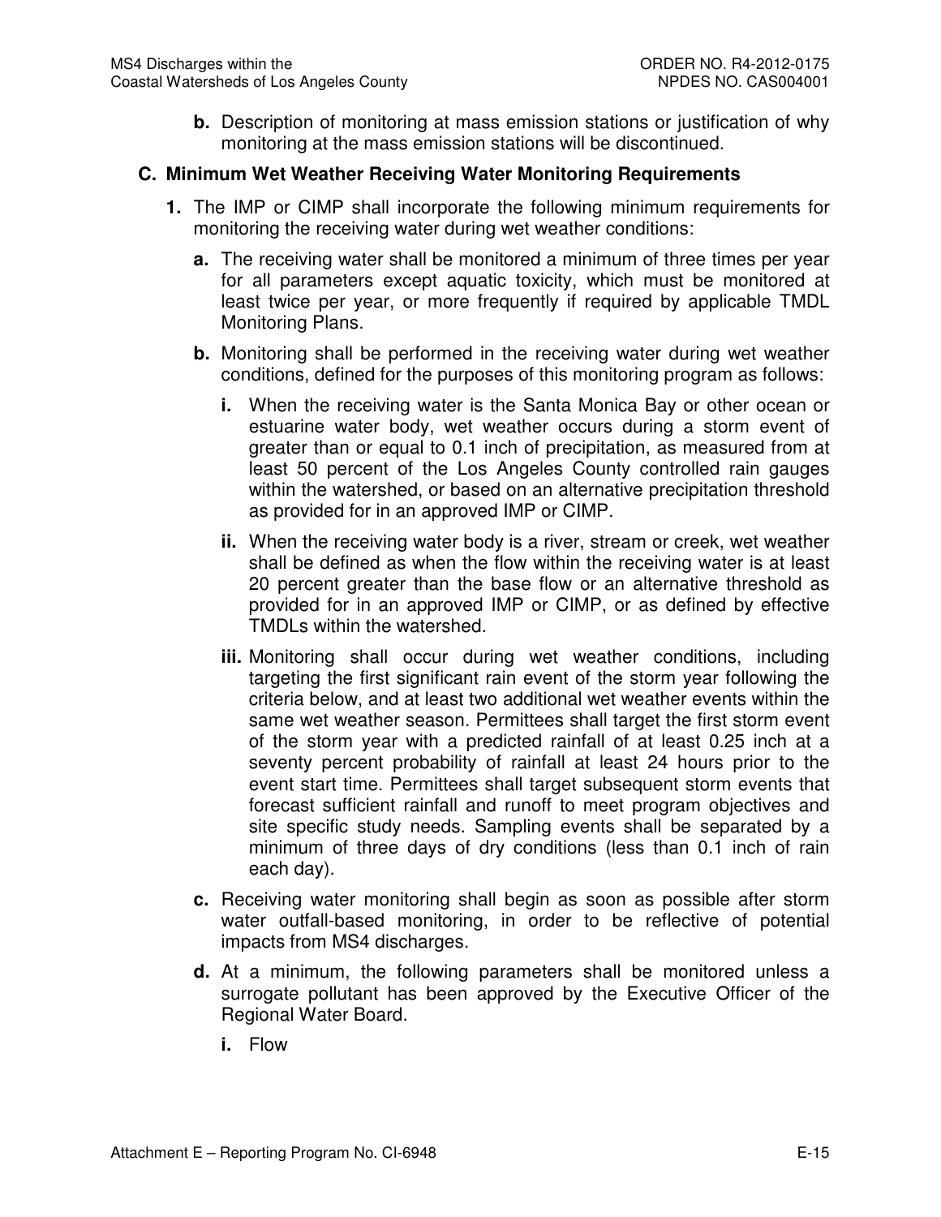**b.** Description of monitoring at mass emission stations or justification of why monitoring at the mass emission stations will be discontinued.

### C. Minimum Wet Weather Receiving Water Monitoring Requirements

**1.** The IMP or CIMP shall incorporate the following minimum requirements for monitoring the receiving water during wet weather conditions:

**a.** The receiving water shall be monitored a minimum of three times per year for all parameters except aquatic toxicity, which must be monitored at least twice per year, or more frequently if required by applicable TMDL Monitoring Plans.

**b.** Monitoring shall be performed in the receiving water during wet weather conditions, defined for the purposes of this monitoring program as follows:

**i.** When the receiving water is the Santa Monica Bay or other ocean or estuarine water body, wet weather occurs during a storm event of greater than or equal to 0.1 inch of precipitation, as measured from at least 50 percent of the Los Angeles County controlled rain gauges within the watershed, or based on an alternative precipitation threshold as provided for in an approved IMP or CIMP.

**ii.** When the receiving water body is a river, stream or creek, wet weather shall be defined as when the flow within the receiving water is at least 20 percent greater than the base flow or an alternative threshold as provided for in an approved IMP or CIMP, or as defined by effective TMDLs within the watershed.

**iii.** Monitoring shall occur during wet weather conditions, including targeting the first significant rain event of the storm year following the criteria below, and at least two additional wet weather events within the same wet weather season. Permittees shall target the first storm event of the storm year with a predicted rainfall of at least 0.25 inch at a seventy percent probability of rainfall at least 24 hours prior to the event start time. Permittees shall target subsequent storm events that forecast sufficient rainfall and runoff to meet program objectives and site specific study needs. Sampling events shall be separated by a minimum of three days of dry conditions (less than 0.1 inch of rain each day).

**c.** Receiving water monitoring shall begin as soon as possible after storm water outfall-based monitoring, in order to be reflective of potential impacts from MS4 discharges.

**d.** At a minimum, the following parameters shall be monitored unless a surrogate pollutant has been approved by the Executive Officer of the Regional Water Board.

**i.** Flow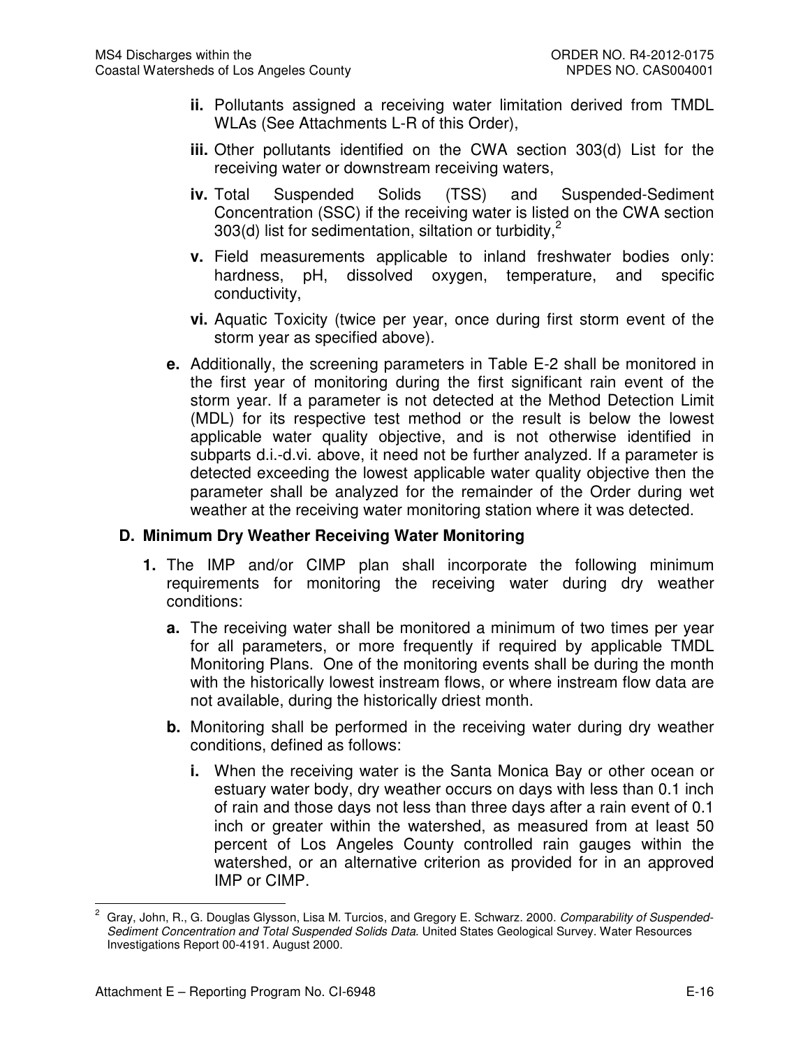- **ii.** Pollutants assigned a receiving water limitation derived from TMDL WLAs (See Attachments L-R of this Order),
- **iii.** Other pollutants identified on the CWA section 303(d) List for the receiving water or downstream receiving waters,
- **iv.** Total Suspended Solids (TSS) and Suspended-Sediment Concentration (SSC) if the receiving water is listed on the CWA section 303(d) list for sedimentation, siltation or turbidity,[2]
- **v.** Field measurements applicable to inland freshwater bodies only: hardness, pH, dissolved oxygen, temperature, and specific conductivity,
- **vi.** Aquatic Toxicity (twice per year, once during first storm event of the storm year as specified above).

**e.** Additionally, the screening parameters in Table E-2 shall be monitored in the first year of monitoring during the first significant rain event of the storm year. If a parameter is not detected at the Method Detection Limit (MDL) for its respective test method or the result is below the lowest applicable water quality objective, and is not otherwise identified in subparts d.i.-d.vi. above, it need not be further analyzed. If a parameter is detected exceeding the lowest applicable water quality objective then the parameter shall be analyzed for the remainder of the Order during wet weather at the receiving water monitoring station where it was detected.

## D. Minimum Dry Weather Receiving Water Monitoring

**1.** The IMP and/or CIMP plan shall incorporate the following minimum requirements for monitoring the receiving water during dry weather conditions:

**a.** The receiving water shall be monitored a minimum of two times per year for all parameters, or more frequently if required by applicable TMDL Monitoring Plans. One of the monitoring events shall be during the month with the historically lowest instream flows, or where instream flow data are not available, during the historically driest month.

**b.** Monitoring shall be performed in the receiving water during dry weather conditions, defined as follows:

- **i.** When the receiving water is the Santa Monica Bay or other ocean or estuary water body, dry weather occurs on days with less than 0.1 inch of rain and those days not less than three days after a rain event of 0.1 inch or greater within the watershed, as measured from at least 50 percent of Los Angeles County controlled rain gauges within the watershed, or an alternative criterion as provided for in an approved IMP or CIMP.

---

[2] Gray, John, R., G. Douglas Glysson, Lisa M. Turcios, and Gregory E. Schwarz. 2000. *Comparability of Suspended-Sediment Concentration and Total Suspended Solids Data*. United States Geological Survey. Water Resources Investigations Report 00-4191. August 2000.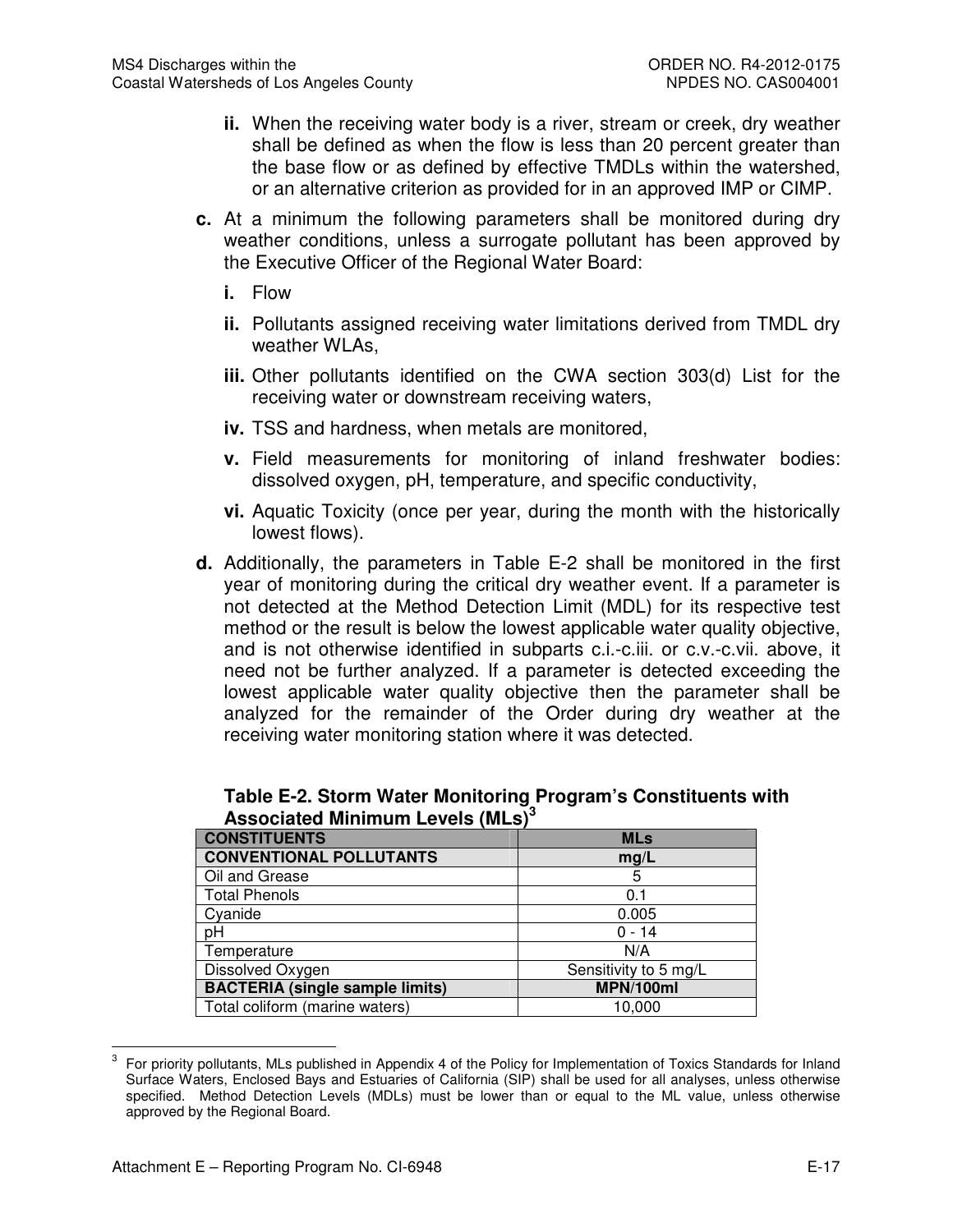ii. When the receiving water body is a river, stream or creek, dry weather shall be defined as when the flow is less than 20 percent greater than the base flow or as defined by effective TMDLs within the watershed, or an alternative criterion as provided for in an approved IMP or CIMP.

**c.** At a minimum the following parameters shall be monitored during dry weather conditions, unless a surrogate pollutant has been approved by the Executive Officer of the Regional Water Board:

**i.** Flow

**ii.** Pollutants assigned receiving water limitations derived from TMDL dry weather WLAs,

**iii.** Other pollutants identified on the CWA section 303(d) List for the receiving water or downstream receiving waters,

**iv.** TSS and hardness, when metals are monitored,

**v.** Field measurements for monitoring of inland freshwater bodies: dissolved oxygen, pH, temperature, and specific conductivity,

**vi.** Aquatic Toxicity (once per year, during the month with the historically lowest flows).

**d.** Additionally, the parameters in Table E-2 shall be monitored in the first year of monitoring during the critical dry weather event. If a parameter is not detected at the Method Detection Limit (MDL) for its respective test method or the result is below the lowest applicable water quality objective, and is not otherwise identified in subparts c.i.-c.iii. or c.v.-c.vii. above, it need not be further analyzed. If a parameter is detected exceeding the lowest applicable water quality objective then the parameter shall be analyzed for the remainder of the Order during dry weather at the receiving water monitoring station where it was detected.

**Table E-2. Storm Water Monitoring Program's Constituents with Associated Minimum Levels (MLs)[3]**

| CONSTITUENTS | MLs |
|---|---|
| **CONVENTIONAL POLLUTANTS** | **mg/L** |
| Oil and Grease | 5 |
| Total Phenols | 0.1 |
| Cyanide | 0.005 |
| pH | 0 - 14 |
| Temperature | N/A |
| Dissolved Oxygen | Sensitivity to 5 mg/L |
| **BACTERIA (single sample limits)** | **MPN/100ml** |
| Total coliform (marine waters) | 10,000 |

[3] For priority pollutants, MLs published in Appendix 4 of the Policy for Implementation of Toxics Standards for Inland Surface Waters, Enclosed Bays and Estuaries of California (SIP) shall be used for all analyses, unless otherwise specified. Method Detection Levels (MDLs) must be lower than or equal to the ML value, unless otherwise approved by the Regional Board.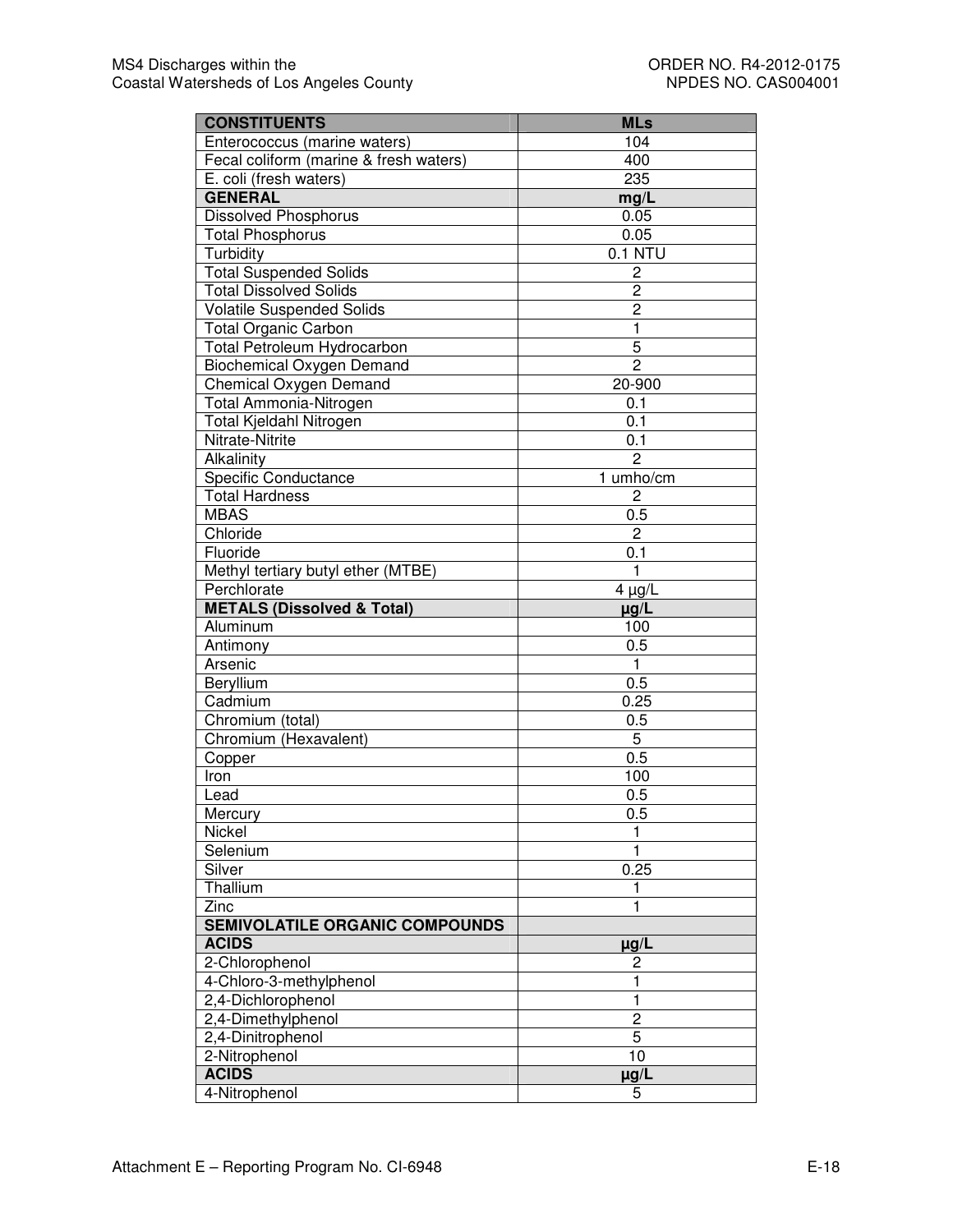| CONSTITUENTS | MLs |
|---|---|
| Enterococcus (marine waters) | 104 |
| Fecal coliform (marine & fresh waters) | 400 |
| E. coli (fresh waters) | 235 |
| **GENERAL** | **mg/L** |
| Dissolved Phosphorus | 0.05 |
| Total Phosphorus | 0.05 |
| Turbidity | 0.1 NTU |
| Total Suspended Solids | 2 |
| Total Dissolved Solids | 2 |
| Volatile Suspended Solids | 2 |
| Total Organic Carbon | 1 |
| Total Petroleum Hydrocarbon | 5 |
| Biochemical Oxygen Demand | 2 |
| Chemical Oxygen Demand | 20-900 |
| Total Ammonia-Nitrogen | 0.1 |
| Total Kjeldahl Nitrogen | 0.1 |
| Nitrate-Nitrite | 0.1 |
| Alkalinity | 2 |
| Specific Conductance | 1 umho/cm |
| Total Hardness | 2 |
| MBAS | 0.5 |
| Chloride | 2 |
| Fluoride | 0.1 |
| Methyl tertiary butyl ether (MTBE) | 1 |
| Perchlorate | 4 µg/L |
| **METALS (Dissolved & Total)** | **µg/L** |
| Aluminum | 100 |
| Antimony | 0.5 |
| Arsenic | 1 |
| Beryllium | 0.5 |
| Cadmium | 0.25 |
| Chromium (total) | 0.5 |
| Chromium (Hexavalent) | 5 |
| Copper | 0.5 |
| Iron | 100 |
| Lead | 0.5 |
| Mercury | 0.5 |
| Nickel | 1 |
| Selenium | 1 |
| Silver | 0.25 |
| Thallium | 1 |
| Zinc | 1 |
| **SEMIVOLATILE ORGANIC COMPOUNDS** | |
| **ACIDS** | **µg/L** |
| 2-Chlorophenol | 2 |
| 4-Chloro-3-methylphenol | 1 |
| 2,4-Dichlorophenol | 1 |
| 2,4-Dimethylphenol | 2 |
| 2,4-Dinitrophenol | 5 |
| 2-Nitrophenol | 10 |
| **ACIDS** | **µg/L** |
| 4-Nitrophenol | 5 |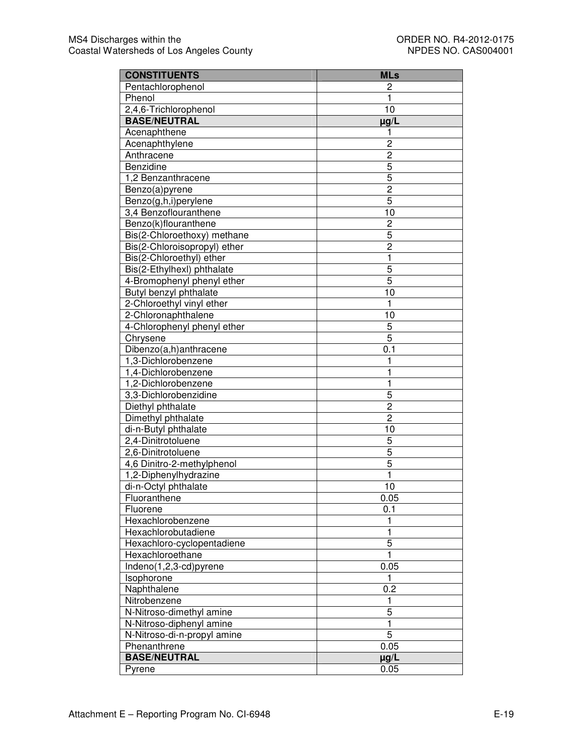| CONSTITUENTS | MLs |
|---|---|
| Pentachlorophenol | 2 |
| Phenol | 1 |
| 2,4,6-Trichlorophenol | 10 |
| **BASE/NEUTRAL** | **µg/L** |
| Acenaphthene | 1 |
| Acenaphthylene | 2 |
| Anthracene | 2 |
| Benzidine | 5 |
| 1,2 Benzanthracene | 5 |
| Benzo(a)pyrene | 2 |
| Benzo(g,h,i)perylene | 5 |
| 3,4 Benzoflouranthene | 10 |
| Benzo(k)flouranthene | 2 |
| Bis(2-Chloroethoxy) methane | 5 |
| Bis(2-Chloroisopropyl) ether | 2 |
| Bis(2-Chloroethyl) ether | 1 |
| Bis(2-Ethylhexl) phthalate | 5 |
| 4-Bromophenyl phenyl ether | 5 |
| Butyl benzyl phthalate | 10 |
| 2-Chloroethyl vinyl ether | 1 |
| 2-Chloronaphthalene | 10 |
| 4-Chlorophenyl phenyl ether | 5 |
| Chrysene | 5 |
| Dibenzo(a,h)anthracene | 0.1 |
| 1,3-Dichlorobenzene | 1 |
| 1,4-Dichlorobenzene | 1 |
| 1,2-Dichlorobenzene | 1 |
| 3,3-Dichlorobenzidine | 5 |
| Diethyl phthalate | 2 |
| Dimethyl phthalate | 2 |
| di-n-Butyl phthalate | 10 |
| 2,4-Dinitrotoluene | 5 |
| 2,6-Dinitrotoluene | 5 |
| 4,6 Dinitro-2-methylphenol | 5 |
| 1,2-Diphenylhydrazine | 1 |
| di-n-Octyl phthalate | 10 |
| Fluoranthene | 0.05 |
| Fluorene | 0.1 |
| Hexachlorobenzene | 1 |
| Hexachlorobutadiene | 1 |
| Hexachloro-cyclopentadiene | 5 |
| Hexachloroethane | 1 |
| Indeno(1,2,3-cd)pyrene | 0.05 |
| Isophorone | 1 |
| Naphthalene | 0.2 |
| Nitrobenzene | 1 |
| N-Nitroso-dimethyl amine | 5 |
| N-Nitroso-diphenyl amine | 1 |
| N-Nitroso-di-n-propyl amine | 5 |
| Phenanthrene | 0.05 |
| **BASE/NEUTRAL** | **µg/L** |
| Pyrene | 0.05 |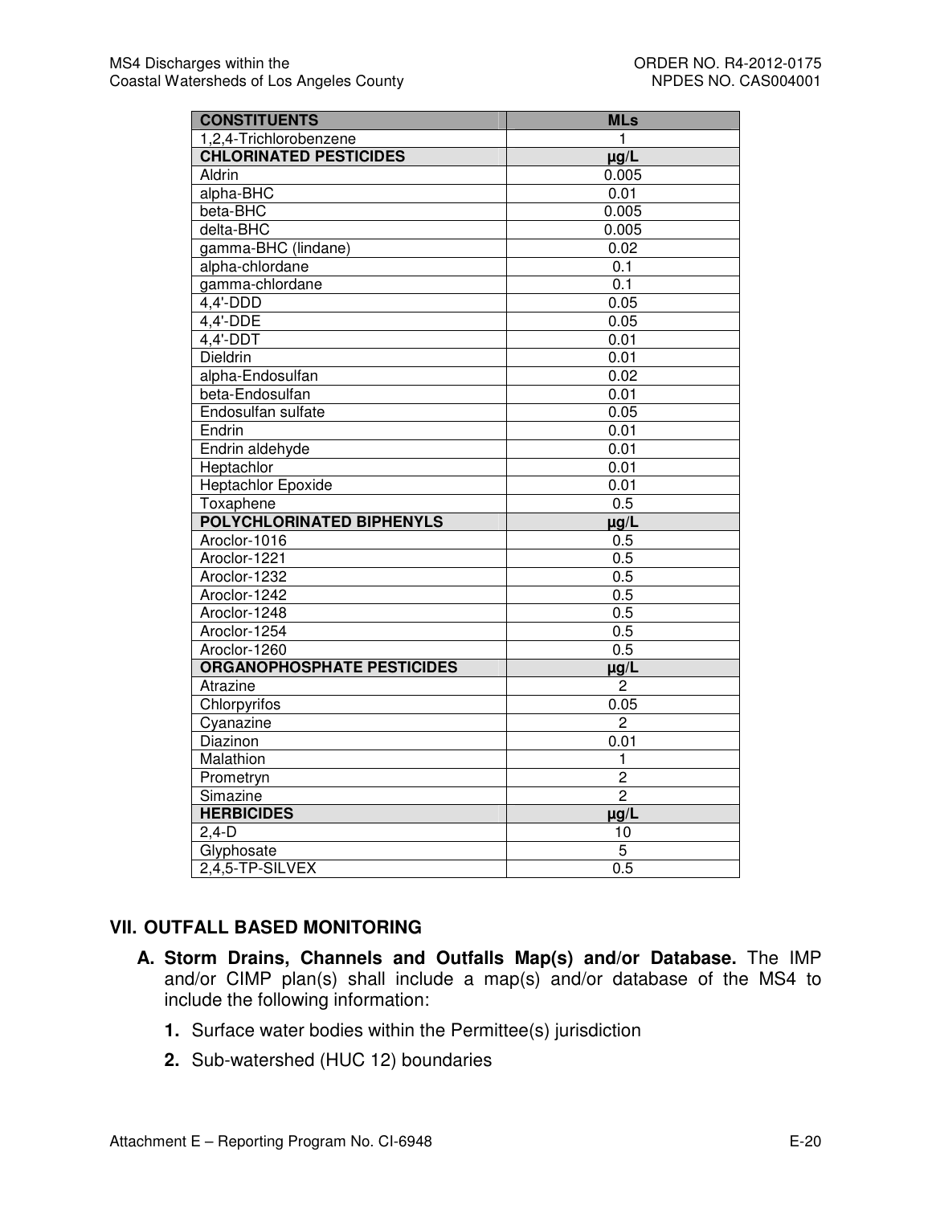| CONSTITUENTS | MLs |
| --- | --- |
| 1,2,4-Trichlorobenzene | 1 |
| **CHLORINATED PESTICIDES** | **µg/L** |
| Aldrin | 0.005 |
| alpha-BHC | 0.01 |
| beta-BHC | 0.005 |
| delta-BHC | 0.005 |
| gamma-BHC (lindane) | 0.02 |
| alpha-chlordane | 0.1 |
| gamma-chlordane | 0.1 |
| 4,4'-DDD | 0.05 |
| 4,4'-DDE | 0.05 |
| 4,4'-DDT | 0.01 |
| Dieldrin | 0.01 |
| alpha-Endosulfan | 0.02 |
| beta-Endosulfan | 0.01 |
| Endosulfan sulfate | 0.05 |
| Endrin | 0.01 |
| Endrin aldehyde | 0.01 |
| Heptachlor | 0.01 |
| Heptachlor Epoxide | 0.01 |
| Toxaphene | 0.5 |
| **POLYCHLORINATED BIPHENYLS** | **µg/L** |
| Aroclor-1016 | 0.5 |
| Aroclor-1221 | 0.5 |
| Aroclor-1232 | 0.5 |
| Aroclor-1242 | 0.5 |
| Aroclor-1248 | 0.5 |
| Aroclor-1254 | 0.5 |
| Aroclor-1260 | 0.5 |
| **ORGANOPHOSPHATE PESTICIDES** | **µg/L** |
| Atrazine | 2 |
| Chlorpyrifos | 0.05 |
| Cyanazine | 2 |
| Diazinon | 0.01 |
| Malathion | 1 |
| Prometryn | 2 |
| Simazine | 2 |
| **HERBICIDES** | **µg/L** |
| 2,4-D | 10 |
| Glyphosate | 5 |
| 2,4,5-TP-SILVEX | 0.5 |

## VII. OUTFALL BASED MONITORING

**A. Storm Drains, Channels and Outfalls Map(s) and/or Database.** The IMP and/or CIMP plan(s) shall include a map(s) and/or database of the MS4 to include the following information:

1. Surface water bodies within the Permittee(s) jurisdiction
2. Sub-watershed (HUC 12) boundaries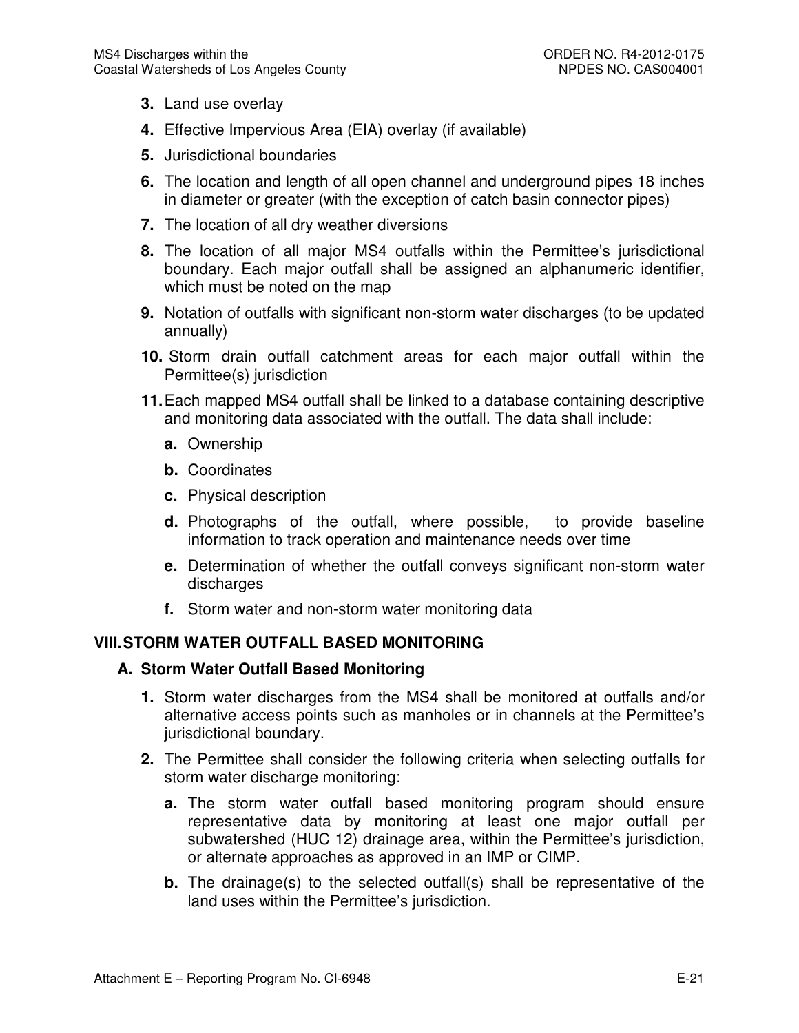**3.** Land use overlay

**4.** Effective Impervious Area (EIA) overlay (if available)

**5.** Jurisdictional boundaries

**6.** The location and length of all open channel and underground pipes 18 inches in diameter or greater (with the exception of catch basin connector pipes)

**7.** The location of all dry weather diversions

**8.** The location of all major MS4 outfalls within the Permittee's jurisdictional boundary. Each major outfall shall be assigned an alphanumeric identifier, which must be noted on the map

**9.** Notation of outfalls with significant non-storm water discharges (to be updated annually)

**10.** Storm drain outfall catchment areas for each major outfall within the Permittee(s) jurisdiction

**11.** Each mapped MS4 outfall shall be linked to a database containing descriptive and monitoring data associated with the outfall. The data shall include:

   **a.** Ownership

   **b.** Coordinates

   **c.** Physical description

   **d.** Photographs of the outfall, where possible, to provide baseline information to track operation and maintenance needs over time

   **e.** Determination of whether the outfall conveys significant non-storm water discharges

   **f.** Storm water and non-storm water monitoring data

## VIII. STORM WATER OUTFALL BASED MONITORING

### A. Storm Water Outfall Based Monitoring

**1.** Storm water discharges from the MS4 shall be monitored at outfalls and/or alternative access points such as manholes or in channels at the Permittee's jurisdictional boundary.

**2.** The Permittee shall consider the following criteria when selecting outfalls for storm water discharge monitoring:

   **a.** The storm water outfall based monitoring program should ensure representative data by monitoring at least one major outfall per subwatershed (HUC 12) drainage area, within the Permittee's jurisdiction, or alternate approaches as approved in an IMP or CIMP.

   **b.** The drainage(s) to the selected outfall(s) shall be representative of the land uses within the Permittee's jurisdiction.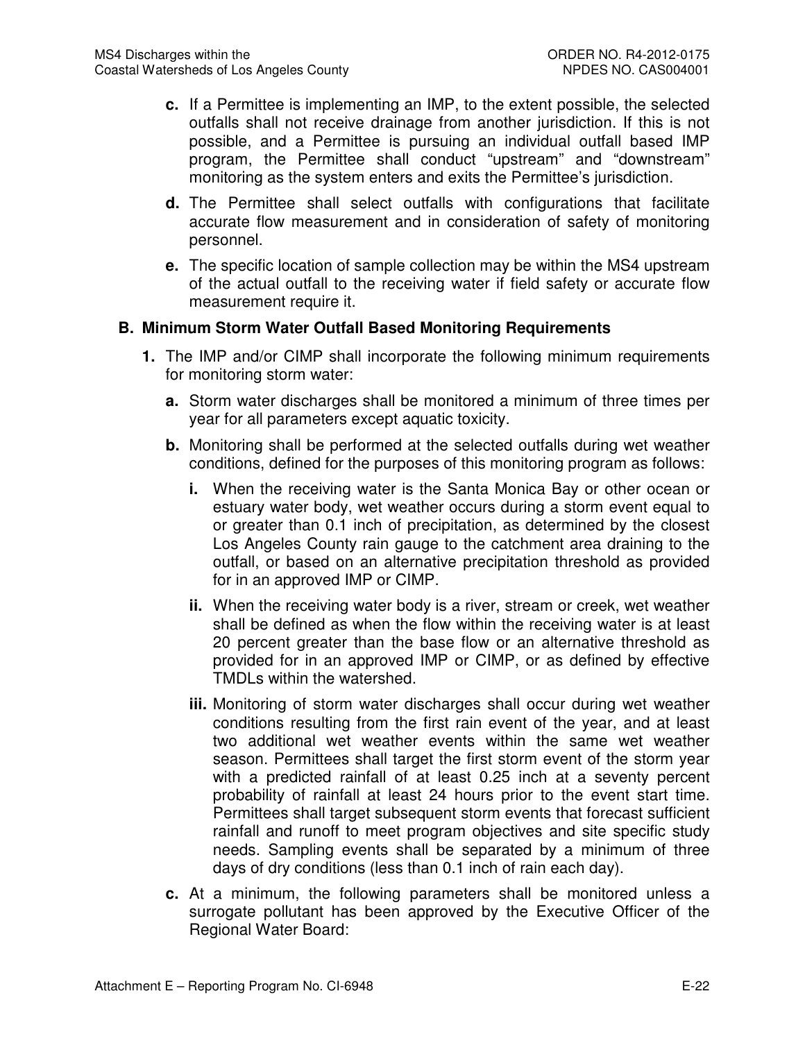**c.** If a Permittee is implementing an IMP, to the extent possible, the selected outfalls shall not receive drainage from another jurisdiction. If this is not possible, and a Permittee is pursuing an individual outfall based IMP program, the Permittee shall conduct "upstream" and "downstream" monitoring as the system enters and exits the Permittee's jurisdiction.

**d.** The Permittee shall select outfalls with configurations that facilitate accurate flow measurement and in consideration of safety of monitoring personnel.

**e.** The specific location of sample collection may be within the MS4 upstream of the actual outfall to the receiving water if field safety or accurate flow measurement require it.

## B. Minimum Storm Water Outfall Based Monitoring Requirements

**1.** The IMP and/or CIMP shall incorporate the following minimum requirements for monitoring storm water:

**a.** Storm water discharges shall be monitored a minimum of three times per year for all parameters except aquatic toxicity.

**b.** Monitoring shall be performed at the selected outfalls during wet weather conditions, defined for the purposes of this monitoring program as follows:

**i.** When the receiving water is the Santa Monica Bay or other ocean or estuary water body, wet weather occurs during a storm event equal to or greater than 0.1 inch of precipitation, as determined by the closest Los Angeles County rain gauge to the catchment area draining to the outfall, or based on an alternative precipitation threshold as provided for in an approved IMP or CIMP.

**ii.** When the receiving water body is a river, stream or creek, wet weather shall be defined as when the flow within the receiving water is at least 20 percent greater than the base flow or an alternative threshold as provided for in an approved IMP or CIMP, or as defined by effective TMDLs within the watershed.

**iii.** Monitoring of storm water discharges shall occur during wet weather conditions resulting from the first rain event of the year, and at least two additional wet weather events within the same wet weather season. Permittees shall target the first storm event of the storm year with a predicted rainfall of at least 0.25 inch at a seventy percent probability of rainfall at least 24 hours prior to the event start time. Permittees shall target subsequent storm events that forecast sufficient rainfall and runoff to meet program objectives and site specific study needs. Sampling events shall be separated by a minimum of three days of dry conditions (less than 0.1 inch of rain each day).

**c.** At a minimum, the following parameters shall be monitored unless a surrogate pollutant has been approved by the Executive Officer of the Regional Water Board: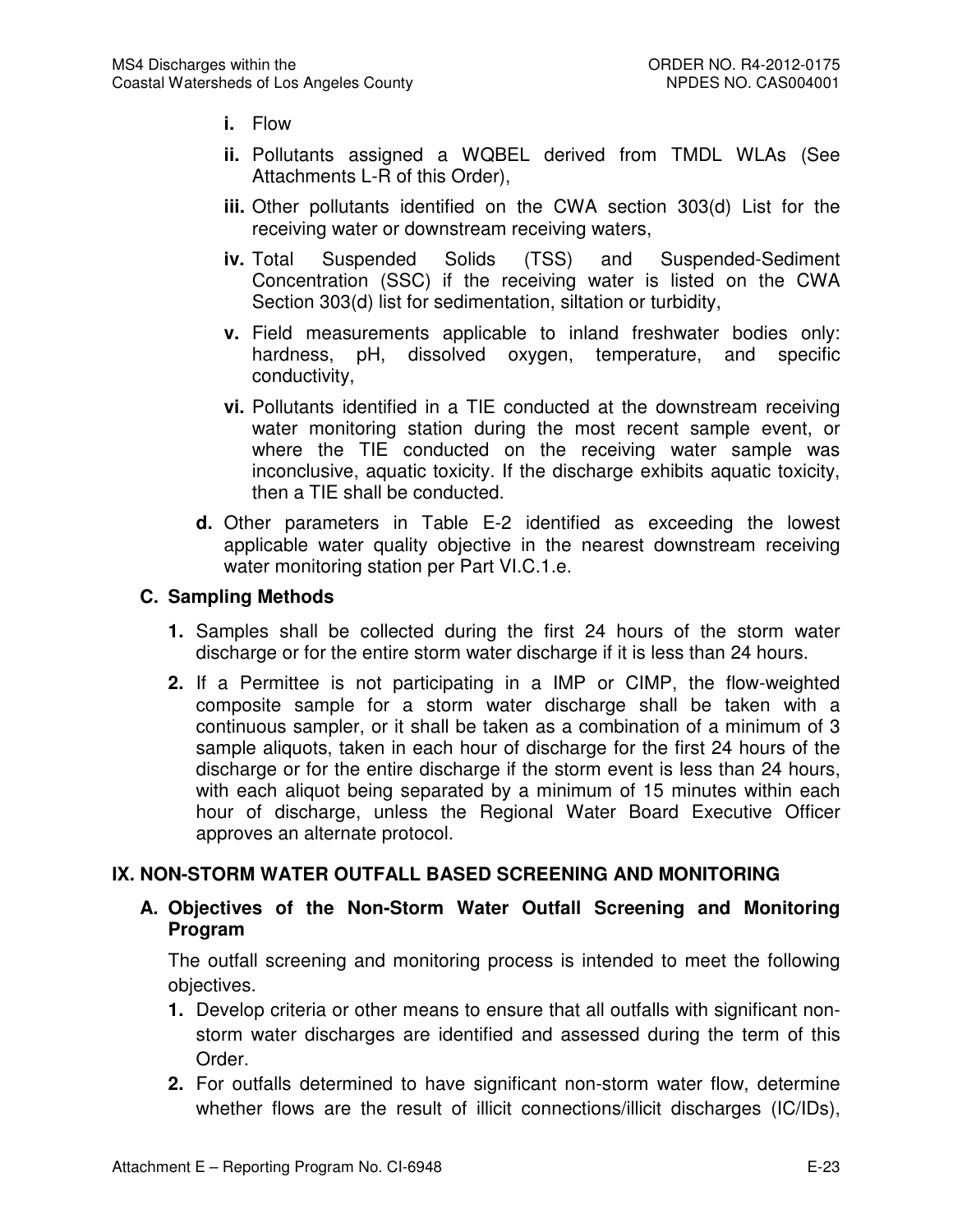- **i.** Flow
- **ii.** Pollutants assigned a WQBEL derived from TMDL WLAs (See Attachments L-R of this Order),
- **iii.** Other pollutants identified on the CWA section 303(d) List for the receiving water or downstream receiving waters,
- **iv.** Total Suspended Solids (TSS) and Suspended-Sediment Concentration (SSC) if the receiving water is listed on the CWA Section 303(d) list for sedimentation, siltation or turbidity,
- **v.** Field measurements applicable to inland freshwater bodies only: hardness, pH, dissolved oxygen, temperature, and specific conductivity,
- **vi.** Pollutants identified in a TIE conducted at the downstream receiving water monitoring station during the most recent sample event, or where the TIE conducted on the receiving water sample was inconclusive, aquatic toxicity. If the discharge exhibits aquatic toxicity, then a TIE shall be conducted.

**d.** Other parameters in Table E-2 identified as exceeding the lowest applicable water quality objective in the nearest downstream receiving water monitoring station per Part VI.C.1.e.

### C. Sampling Methods

1. Samples shall be collected during the first 24 hours of the storm water discharge or for the entire storm water discharge if it is less than 24 hours.
2. If a Permittee is not participating in a IMP or CIMP, the flow-weighted composite sample for a storm water discharge shall be taken with a continuous sampler, or it shall be taken as a combination of a minimum of 3 sample aliquots, taken in each hour of discharge for the first 24 hours of the discharge or for the entire discharge if the storm event is less than 24 hours, with each aliquot being separated by a minimum of 15 minutes within each hour of discharge, unless the Regional Water Board Executive Officer approves an alternate protocol.

## IX. NON-STORM WATER OUTFALL BASED SCREENING AND MONITORING

### A. Objectives of the Non-Storm Water Outfall Screening and Monitoring Program

The outfall screening and monitoring process is intended to meet the following objectives.

1. Develop criteria or other means to ensure that all outfalls with significant non-storm water discharges are identified and assessed during the term of this Order.
2. For outfalls determined to have significant non-storm water flow, determine whether flows are the result of illicit connections/illicit discharges (IC/IDs),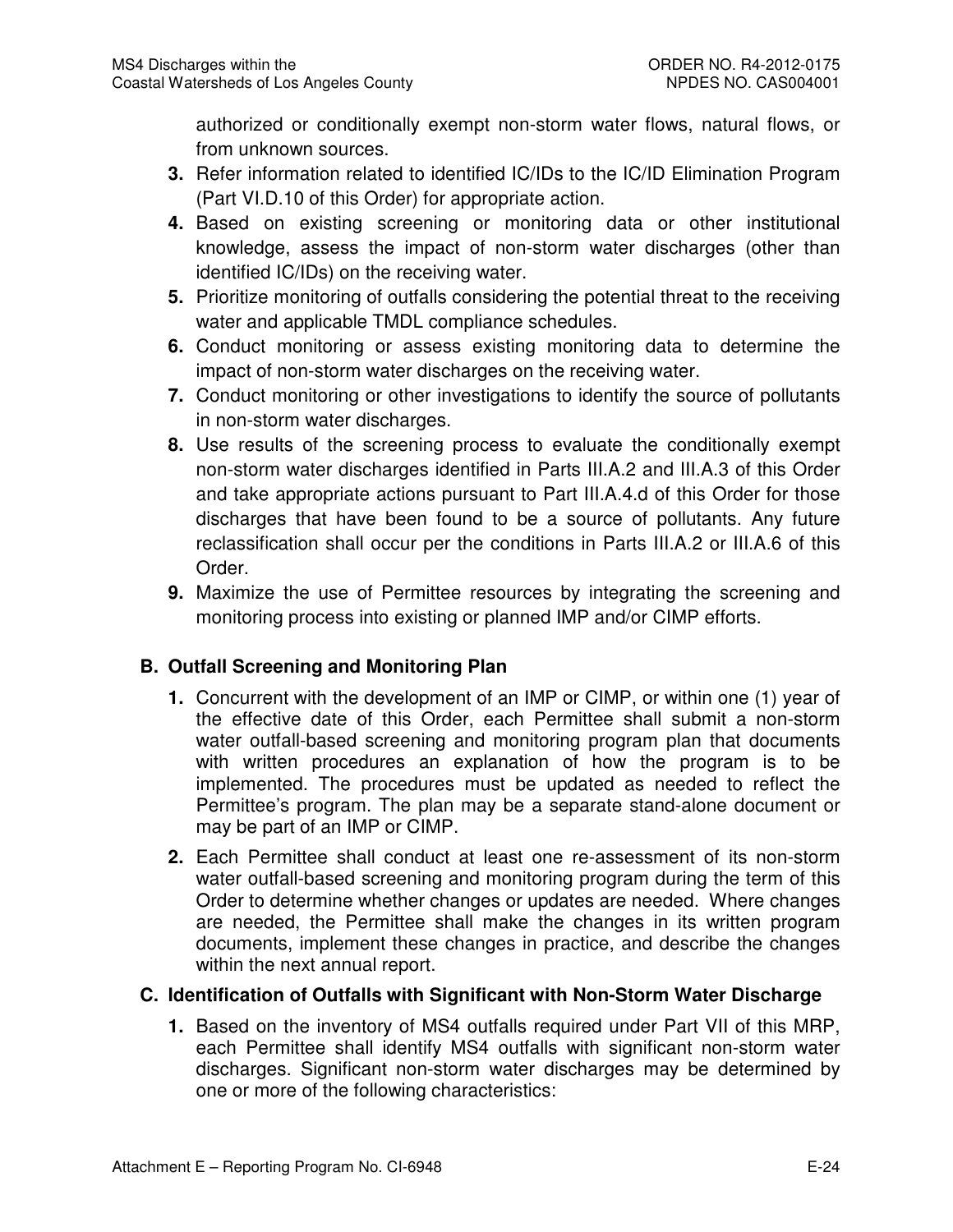authorized or conditionally exempt non-storm water flows, natural flows, or from unknown sources.

3. Refer information related to identified IC/IDs to the IC/ID Elimination Program (Part VI.D.10 of this Order) for appropriate action.
4. Based on existing screening or monitoring data or other institutional knowledge, assess the impact of non-storm water discharges (other than identified IC/IDs) on the receiving water.
5. Prioritize monitoring of outfalls considering the potential threat to the receiving water and applicable TMDL compliance schedules.
6. Conduct monitoring or assess existing monitoring data to determine the impact of non-storm water discharges on the receiving water.
7. Conduct monitoring or other investigations to identify the source of pollutants in non-storm water discharges.
8. Use results of the screening process to evaluate the conditionally exempt non-storm water discharges identified in Parts III.A.2 and III.A.3 of this Order and take appropriate actions pursuant to Part III.A.4.d of this Order for those discharges that have been found to be a source of pollutants. Any future reclassification shall occur per the conditions in Parts III.A.2 or III.A.6 of this Order.
9. Maximize the use of Permittee resources by integrating the screening and monitoring process into existing or planned IMP and/or CIMP efforts.

## B. Outfall Screening and Monitoring Plan

1. Concurrent with the development of an IMP or CIMP, or within one (1) year of the effective date of this Order, each Permittee shall submit a non-storm water outfall-based screening and monitoring program plan that documents with written procedures an explanation of how the program is to be implemented. The procedures must be updated as needed to reflect the Permittee's program. The plan may be a separate stand-alone document or may be part of an IMP or CIMP.
2. Each Permittee shall conduct at least one re-assessment of its non-storm water outfall-based screening and monitoring program during the term of this Order to determine whether changes or updates are needed. Where changes are needed, the Permittee shall make the changes in its written program documents, implement these changes in practice, and describe the changes within the next annual report.

## C. Identification of Outfalls with Significant with Non-Storm Water Discharge

1. Based on the inventory of MS4 outfalls required under Part VII of this MRP, each Permittee shall identify MS4 outfalls with significant non-storm water discharges. Significant non-storm water discharges may be determined by one or more of the following characteristics: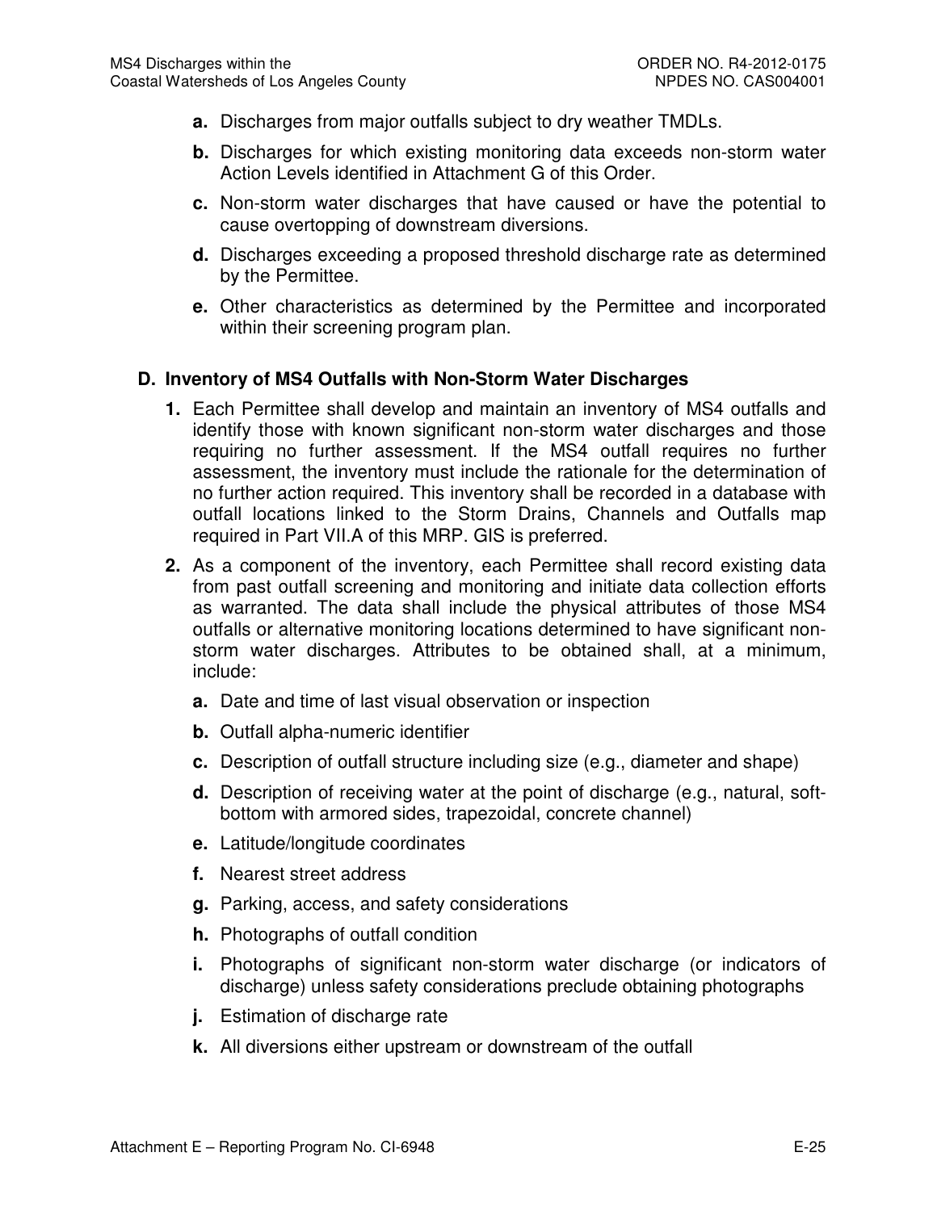**a.** Discharges from major outfalls subject to dry weather TMDLs.

**b.** Discharges for which existing monitoring data exceeds non-storm water Action Levels identified in Attachment G of this Order.

**c.** Non-storm water discharges that have caused or have the potential to cause overtopping of downstream diversions.

**d.** Discharges exceeding a proposed threshold discharge rate as determined by the Permittee.

**e.** Other characteristics as determined by the Permittee and incorporated within their screening program plan.

## D. Inventory of MS4 Outfalls with Non-Storm Water Discharges

**1.** Each Permittee shall develop and maintain an inventory of MS4 outfalls and identify those with known significant non-storm water discharges and those requiring no further assessment. If the MS4 outfall requires no further assessment, the inventory must include the rationale for the determination of no further action required. This inventory shall be recorded in a database with outfall locations linked to the Storm Drains, Channels and Outfalls map required in Part VII.A of this MRP. GIS is preferred.

**2.** As a component of the inventory, each Permittee shall record existing data from past outfall screening and monitoring and initiate data collection efforts as warranted. The data shall include the physical attributes of those MS4 outfalls or alternative monitoring locations determined to have significant non-storm water discharges. Attributes to be obtained shall, at a minimum, include:

**a.** Date and time of last visual observation or inspection

**b.** Outfall alpha-numeric identifier

**c.** Description of outfall structure including size (e.g., diameter and shape)

**d.** Description of receiving water at the point of discharge (e.g., natural, soft-bottom with armored sides, trapezoidal, concrete channel)

**e.** Latitude/longitude coordinates

**f.** Nearest street address

**g.** Parking, access, and safety considerations

**h.** Photographs of outfall condition

**i.** Photographs of significant non-storm water discharge (or indicators of discharge) unless safety considerations preclude obtaining photographs

**j.** Estimation of discharge rate

**k.** All diversions either upstream or downstream of the outfall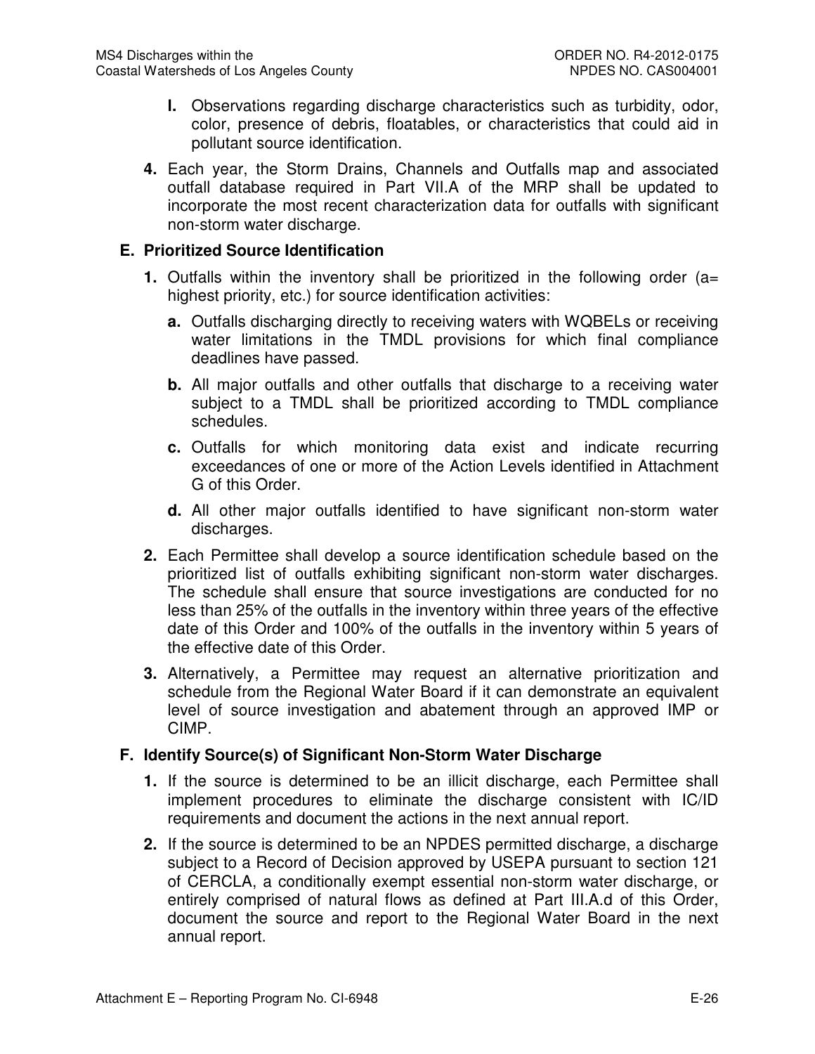**l.** Observations regarding discharge characteristics such as turbidity, odor, color, presence of debris, floatables, or characteristics that could aid in pollutant source identification.

**4.** Each year, the Storm Drains, Channels and Outfalls map and associated outfall database required in Part VII.A of the MRP shall be updated to incorporate the most recent characterization data for outfalls with significant non-storm water discharge.

## E. Prioritized Source Identification

**1.** Outfalls within the inventory shall be prioritized in the following order (a= highest priority, etc.) for source identification activities:

- **a.** Outfalls discharging directly to receiving waters with WQBELs or receiving water limitations in the TMDL provisions for which final compliance deadlines have passed.
- **b.** All major outfalls and other outfalls that discharge to a receiving water subject to a TMDL shall be prioritized according to TMDL compliance schedules.
- **c.** Outfalls for which monitoring data exist and indicate recurring exceedances of one or more of the Action Levels identified in Attachment G of this Order.
- **d.** All other major outfalls identified to have significant non-storm water discharges.

**2.** Each Permittee shall develop a source identification schedule based on the prioritized list of outfalls exhibiting significant non-storm water discharges. The schedule shall ensure that source investigations are conducted for no less than 25% of the outfalls in the inventory within three years of the effective date of this Order and 100% of the outfalls in the inventory within 5 years of the effective date of this Order.

**3.** Alternatively, a Permittee may request an alternative prioritization and schedule from the Regional Water Board if it can demonstrate an equivalent level of source investigation and abatement through an approved IMP or CIMP.

## F. Identify Source(s) of Significant Non-Storm Water Discharge

**1.** If the source is determined to be an illicit discharge, each Permittee shall implement procedures to eliminate the discharge consistent with IC/ID requirements and document the actions in the next annual report.

**2.** If the source is determined to be an NPDES permitted discharge, a discharge subject to a Record of Decision approved by USEPA pursuant to section 121 of CERCLA, a conditionally exempt essential non-storm water discharge, or entirely comprised of natural flows as defined at Part III.A.d of this Order, document the source and report to the Regional Water Board in the next annual report.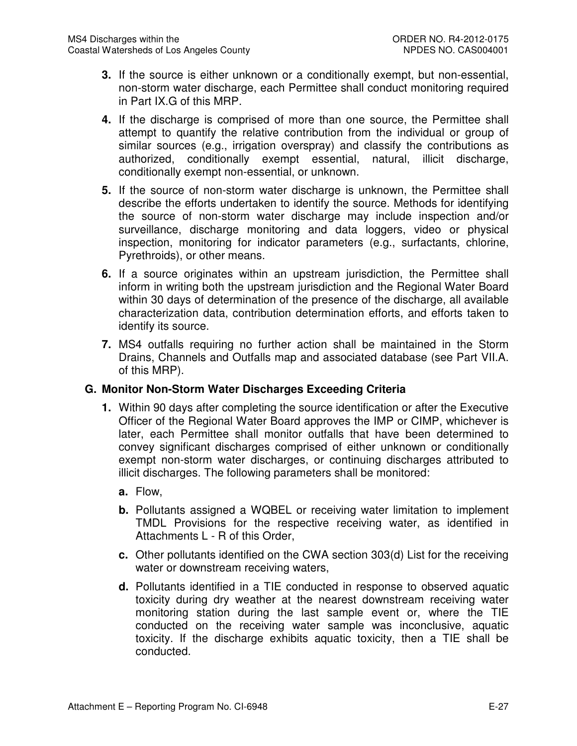**3.** If the source is either unknown or a conditionally exempt, but non-essential, non-storm water discharge, each Permittee shall conduct monitoring required in Part IX.G of this MRP.

**4.** If the discharge is comprised of more than one source, the Permittee shall attempt to quantify the relative contribution from the individual or group of similar sources (e.g., irrigation overspray) and classify the contributions as authorized, conditionally exempt essential, natural, illicit discharge, conditionally exempt non-essential, or unknown.

**5.** If the source of non-storm water discharge is unknown, the Permittee shall describe the efforts undertaken to identify the source. Methods for identifying the source of non-storm water discharge may include inspection and/or surveillance, discharge monitoring and data loggers, video or physical inspection, monitoring for indicator parameters (e.g., surfactants, chlorine, Pyrethroids), or other means.

**6.** If a source originates within an upstream jurisdiction, the Permittee shall inform in writing both the upstream jurisdiction and the Regional Water Board within 30 days of determination of the presence of the discharge, all available characterization data, contribution determination efforts, and efforts taken to identify its source.

**7.** MS4 outfalls requiring no further action shall be maintained in the Storm Drains, Channels and Outfalls map and associated database (see Part VII.A. of this MRP).

## G. Monitor Non-Storm Water Discharges Exceeding Criteria

**1.** Within 90 days after completing the source identification or after the Executive Officer of the Regional Water Board approves the IMP or CIMP, whichever is later, each Permittee shall monitor outfalls that have been determined to convey significant discharges comprised of either unknown or conditionally exempt non-storm water discharges, or continuing discharges attributed to illicit discharges. The following parameters shall be monitored:

- **a.** Flow,
- **b.** Pollutants assigned a WQBEL or receiving water limitation to implement TMDL Provisions for the respective receiving water, as identified in Attachments L - R of this Order,
- **c.** Other pollutants identified on the CWA section 303(d) List for the receiving water or downstream receiving waters,
- **d.** Pollutants identified in a TIE conducted in response to observed aquatic toxicity during dry weather at the nearest downstream receiving water monitoring station during the last sample event or, where the TIE conducted on the receiving water sample was inconclusive, aquatic toxicity. If the discharge exhibits aquatic toxicity, then a TIE shall be conducted.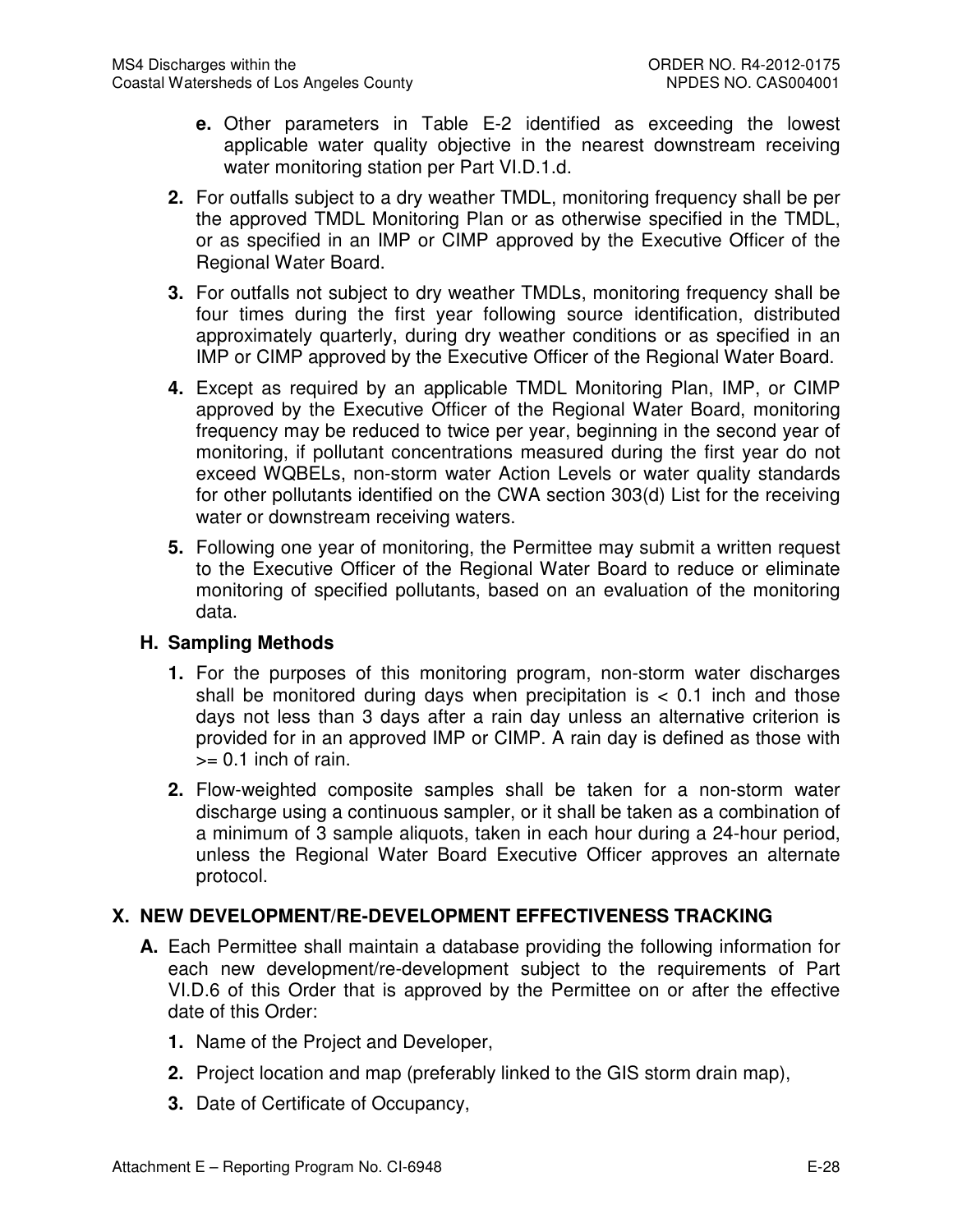**e.** Other parameters in Table E-2 identified as exceeding the lowest applicable water quality objective in the nearest downstream receiving water monitoring station per Part VI.D.1.d.

**2.** For outfalls subject to a dry weather TMDL, monitoring frequency shall be per the approved TMDL Monitoring Plan or as otherwise specified in the TMDL, or as specified in an IMP or CIMP approved by the Executive Officer of the Regional Water Board.

**3.** For outfalls not subject to dry weather TMDLs, monitoring frequency shall be four times during the first year following source identification, distributed approximately quarterly, during dry weather conditions or as specified in an IMP or CIMP approved by the Executive Officer of the Regional Water Board.

**4.** Except as required by an applicable TMDL Monitoring Plan, IMP, or CIMP approved by the Executive Officer of the Regional Water Board, monitoring frequency may be reduced to twice per year, beginning in the second year of monitoring, if pollutant concentrations measured during the first year do not exceed WQBELs, non-storm water Action Levels or water quality standards for other pollutants identified on the CWA section 303(d) List for the receiving water or downstream receiving waters.

**5.** Following one year of monitoring, the Permittee may submit a written request to the Executive Officer of the Regional Water Board to reduce or eliminate monitoring of specified pollutants, based on an evaluation of the monitoring data.

### H. Sampling Methods

**1.** For the purposes of this monitoring program, non-storm water discharges shall be monitored during days when precipitation is < 0.1 inch and those days not less than 3 days after a rain day unless an alternative criterion is provided for in an approved IMP or CIMP. A rain day is defined as those with >= 0.1 inch of rain.

**2.** Flow-weighted composite samples shall be taken for a non-storm water discharge using a continuous sampler, or it shall be taken as a combination of a minimum of 3 sample aliquots, taken in each hour during a 24-hour period, unless the Regional Water Board Executive Officer approves an alternate protocol.

## X. NEW DEVELOPMENT/RE-DEVELOPMENT EFFECTIVENESS TRACKING

**A.** Each Permittee shall maintain a database providing the following information for each new development/re-development subject to the requirements of Part VI.D.6 of this Order that is approved by the Permittee on or after the effective date of this Order:

**1.** Name of the Project and Developer,

**2.** Project location and map (preferably linked to the GIS storm drain map),

**3.** Date of Certificate of Occupancy,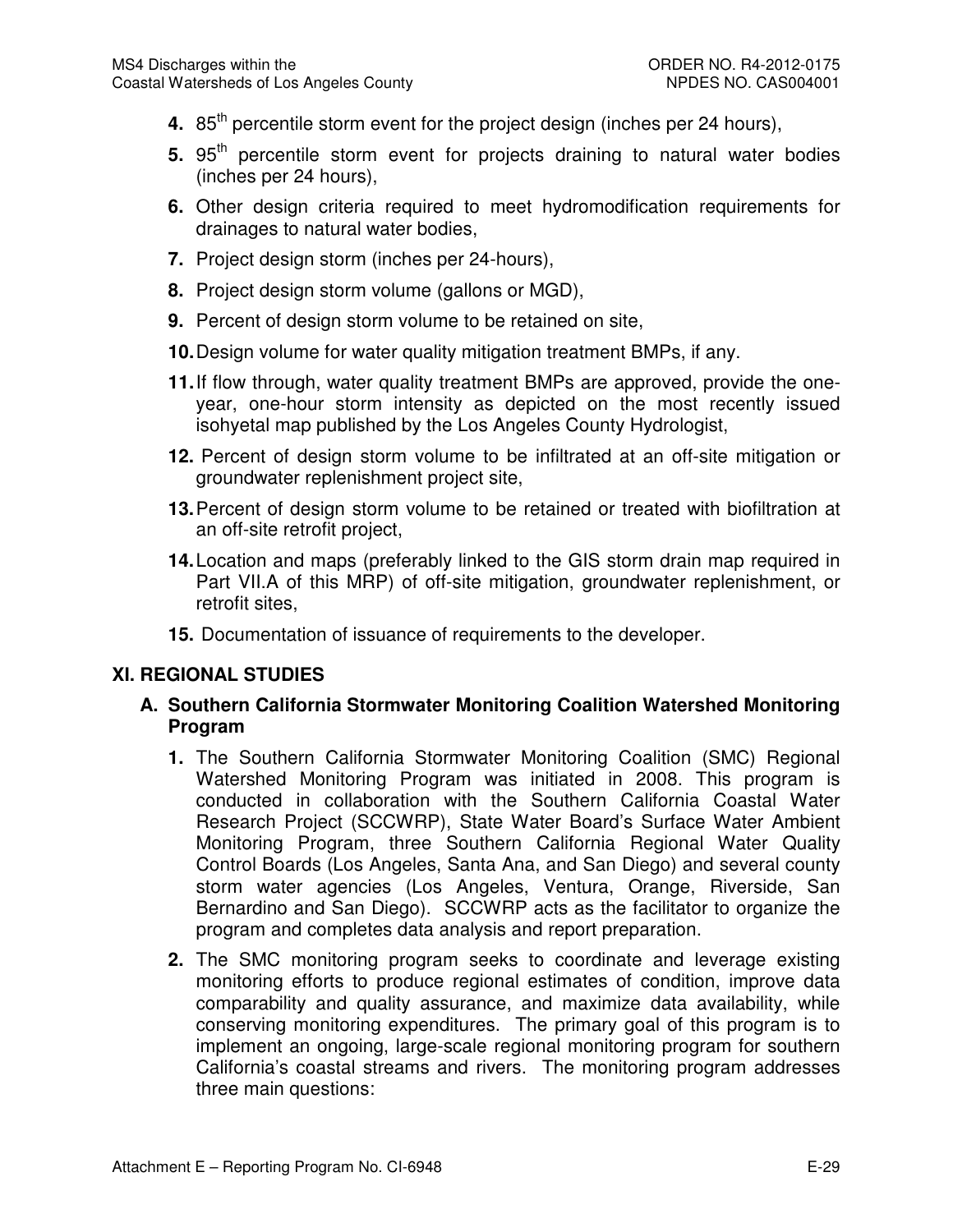4. 85th percentile storm event for the project design (inches per 24 hours),
5. 95th percentile storm event for projects draining to natural water bodies (inches per 24 hours),
6. Other design criteria required to meet hydromodification requirements for drainages to natural water bodies,
7. Project design storm (inches per 24-hours),
8. Project design storm volume (gallons or MGD),
9. Percent of design storm volume to be retained on site,
10. Design volume for water quality mitigation treatment BMPs, if any.
11. If flow through, water quality treatment BMPs are approved, provide the one-year, one-hour storm intensity as depicted on the most recently issued isohyetal map published by the Los Angeles County Hydrologist,
12. Percent of design storm volume to be infiltrated at an off-site mitigation or groundwater replenishment project site,
13. Percent of design storm volume to be retained or treated with biofiltration at an off-site retrofit project,
14. Location and maps (preferably linked to the GIS storm drain map required in Part VII.A of this MRP) of off-site mitigation, groundwater replenishment, or retrofit sites,
15. Documentation of issuance of requirements to the developer.

## XI. REGIONAL STUDIES

### A. Southern California Stormwater Monitoring Coalition Watershed Monitoring Program

1. The Southern California Stormwater Monitoring Coalition (SMC) Regional Watershed Monitoring Program was initiated in 2008. This program is conducted in collaboration with the Southern California Coastal Water Research Project (SCCWRP), State Water Board's Surface Water Ambient Monitoring Program, three Southern California Regional Water Quality Control Boards (Los Angeles, Santa Ana, and San Diego) and several county storm water agencies (Los Angeles, Ventura, Orange, Riverside, San Bernardino and San Diego). SCCWRP acts as the facilitator to organize the program and completes data analysis and report preparation.
2. The SMC monitoring program seeks to coordinate and leverage existing monitoring efforts to produce regional estimates of condition, improve data comparability and quality assurance, and maximize data availability, while conserving monitoring expenditures. The primary goal of this program is to implement an ongoing, large-scale regional monitoring program for southern California's coastal streams and rivers. The monitoring program addresses three main questions: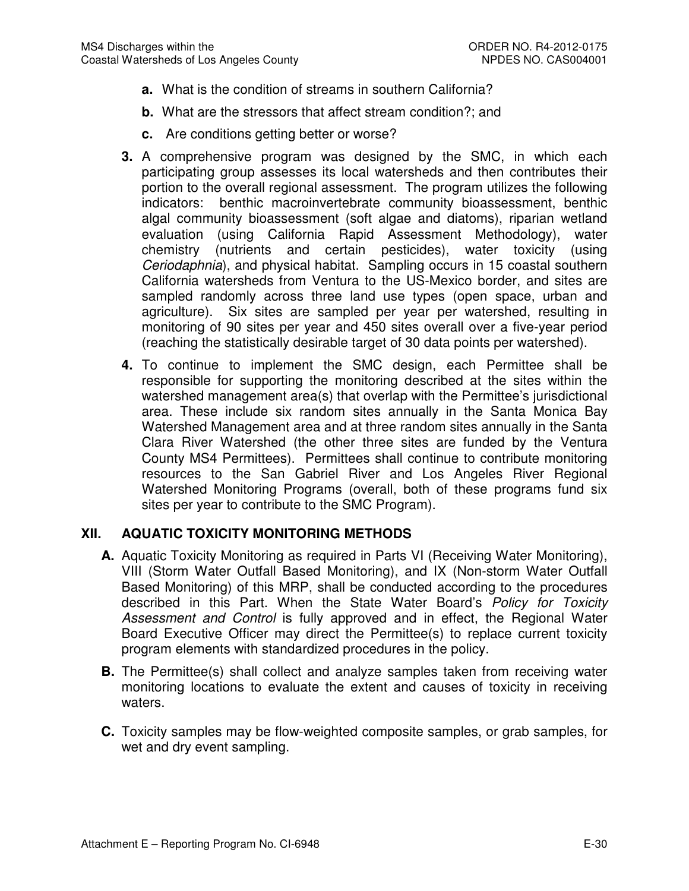- **a.** What is the condition of streams in southern California?
- **b.** What are the stressors that affect stream condition?; and
- **c.** Are conditions getting better or worse?

**3.** A comprehensive program was designed by the SMC, in which each participating group assesses its local watersheds and then contributes their portion to the overall regional assessment. The program utilizes the following indicators: benthic macroinvertebrate community bioassessment, benthic algal community bioassessment (soft algae and diatoms), riparian wetland evaluation (using California Rapid Assessment Methodology), water chemistry (nutrients and certain pesticides), water toxicity (using *Ceriodaphnia*), and physical habitat. Sampling occurs in 15 coastal southern California watersheds from Ventura to the US-Mexico border, and sites are sampled randomly across three land use types (open space, urban and agriculture). Six sites are sampled per year per watershed, resulting in monitoring of 90 sites per year and 450 sites overall over a five-year period (reaching the statistically desirable target of 30 data points per watershed).

**4.** To continue to implement the SMC design, each Permittee shall be responsible for supporting the monitoring described at the sites within the watershed management area(s) that overlap with the Permittee's jurisdictional area. These include six random sites annually in the Santa Monica Bay Watershed Management area and at three random sites annually in the Santa Clara River Watershed (the other three sites are funded by the Ventura County MS4 Permittees). Permittees shall continue to contribute monitoring resources to the San Gabriel River and Los Angeles River Regional Watershed Monitoring Programs (overall, both of these programs fund six sites per year to contribute to the SMC Program).

## XII. AQUATIC TOXICITY MONITORING METHODS

**A.** Aquatic Toxicity Monitoring as required in Parts VI (Receiving Water Monitoring), VIII (Storm Water Outfall Based Monitoring), and IX (Non-storm Water Outfall Based Monitoring) of this MRP, shall be conducted according to the procedures described in this Part. When the State Water Board's *Policy for Toxicity Assessment and Control* is fully approved and in effect, the Regional Water Board Executive Officer may direct the Permittee(s) to replace current toxicity program elements with standardized procedures in the policy.

**B.** The Permittee(s) shall collect and analyze samples taken from receiving water monitoring locations to evaluate the extent and causes of toxicity in receiving waters.

**C.** Toxicity samples may be flow-weighted composite samples, or grab samples, for wet and dry event sampling.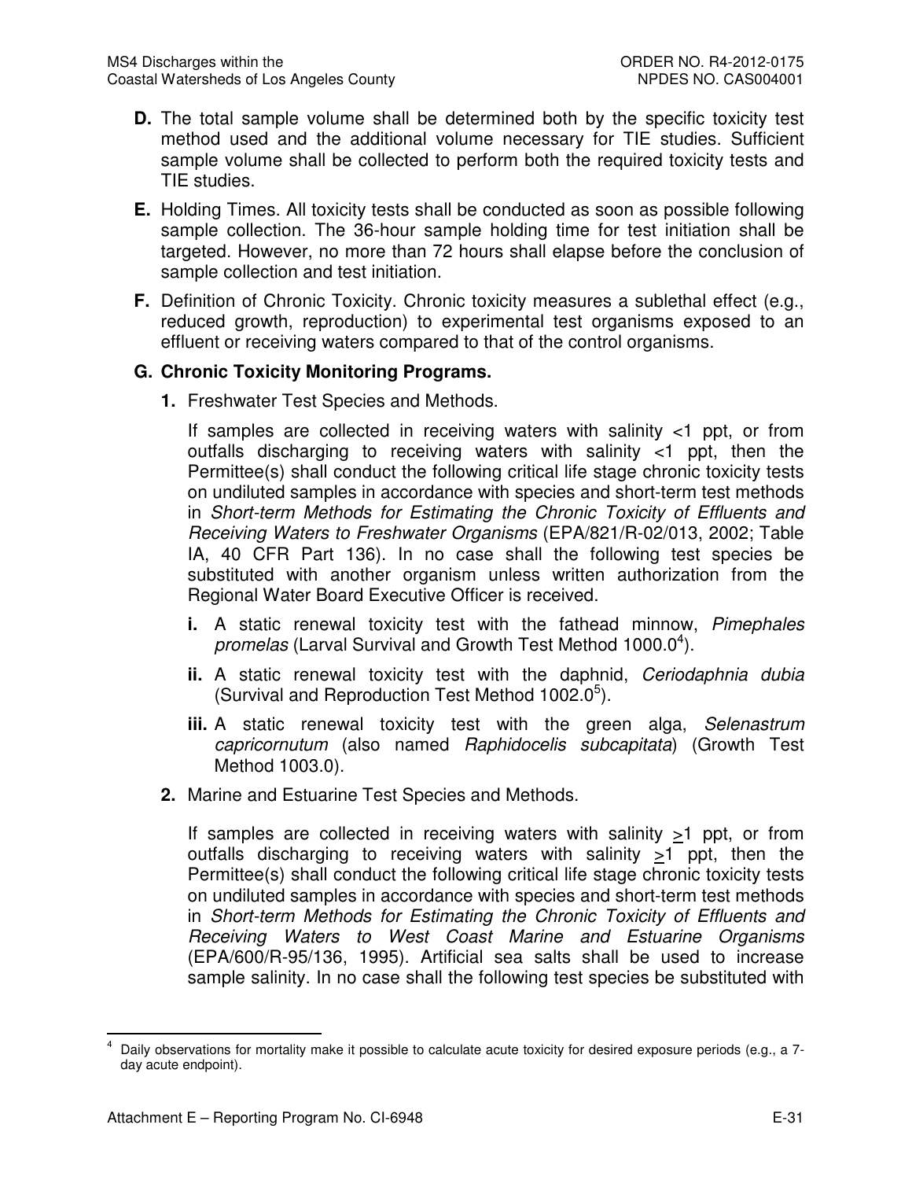**D.** The total sample volume shall be determined both by the specific toxicity test method used and the additional volume necessary for TIE studies. Sufficient sample volume shall be collected to perform both the required toxicity tests and TIE studies.

**E.** Holding Times. All toxicity tests shall be conducted as soon as possible following sample collection. The 36-hour sample holding time for test initiation shall be targeted. However, no more than 72 hours shall elapse before the conclusion of sample collection and test initiation.

**F.** Definition of Chronic Toxicity. Chronic toxicity measures a sublethal effect (e.g., reduced growth, reproduction) to experimental test organisms exposed to an effluent or receiving waters compared to that of the control organisms.

**G. Chronic Toxicity Monitoring Programs.**

**1.** Freshwater Test Species and Methods.

If samples are collected in receiving waters with salinity <1 ppt, or from outfalls discharging to receiving waters with salinity <1 ppt, then the Permittee(s) shall conduct the following critical life stage chronic toxicity tests on undiluted samples in accordance with species and short-term test methods in *Short-term Methods for Estimating the Chronic Toxicity of Effluents and Receiving Waters to Freshwater Organisms* (EPA/821/R-02/013, 2002; Table IA, 40 CFR Part 136). In no case shall the following test species be substituted with another organism unless written authorization from the Regional Water Board Executive Officer is received.

**i.** A static renewal toxicity test with the fathead minnow, *Pimephales promelas* (Larval Survival and Growth Test Method 1000.0[4]).

**ii.** A static renewal toxicity test with the daphnid, *Ceriodaphnia dubia* (Survival and Reproduction Test Method 1002.0[5]).

**iii.** A static renewal toxicity test with the green alga, *Selenastrum capricornutum* (also named *Raphidocelis subcapitata*) (Growth Test Method 1003.0).

**2.** Marine and Estuarine Test Species and Methods.

If samples are collected in receiving waters with salinity ≥1 ppt, or from outfalls discharging to receiving waters with salinity ≥1 ppt, then the Permittee(s) shall conduct the following critical life stage chronic toxicity tests on undiluted samples in accordance with species and short-term test methods in *Short-term Methods for Estimating the Chronic Toxicity of Effluents and Receiving Waters to West Coast Marine and Estuarine Organisms* (EPA/600/R-95/136, 1995). Artificial sea salts shall be used to increase sample salinity. In no case shall the following test species be substituted with

---

[4] Daily observations for mortality make it possible to calculate acute toxicity for desired exposure periods (e.g., a 7-day acute endpoint).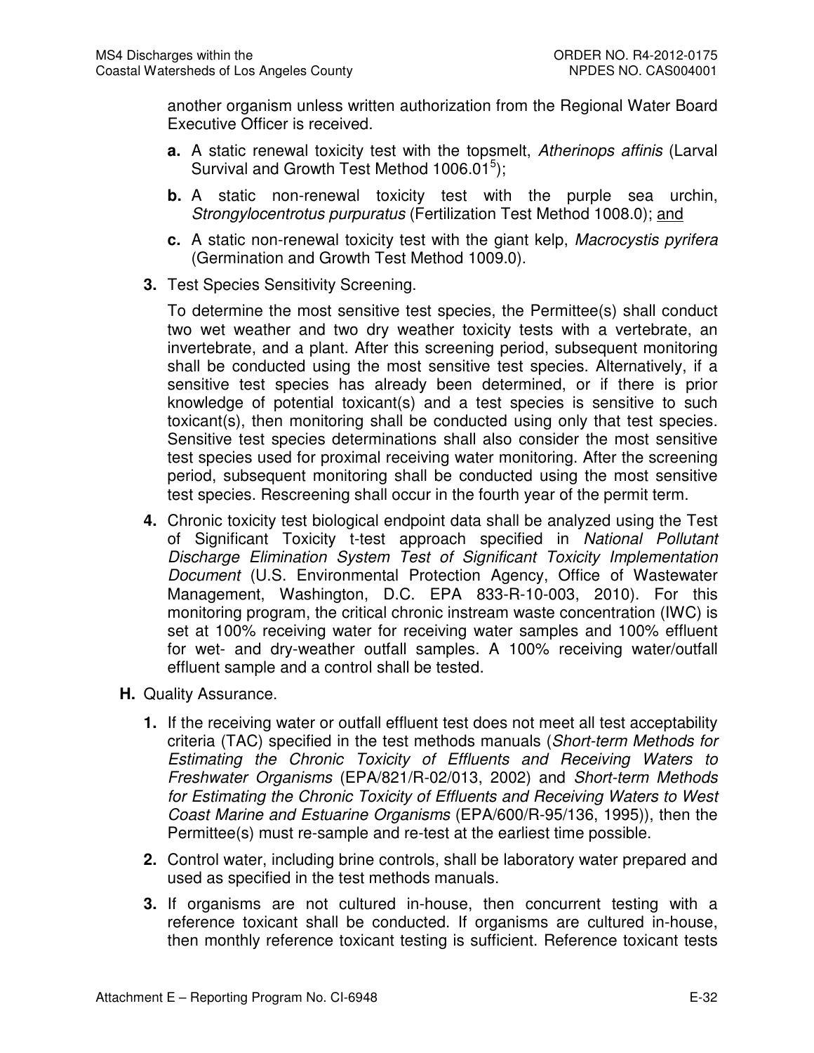another organism unless written authorization from the Regional Water Board Executive Officer is received.

**a.** A static renewal toxicity test with the topsmelt, *Atherinops affinis* (Larval Survival and Growth Test Method 1006.01[5]);

**b.** A static non-renewal toxicity test with the purple sea urchin, *Strongylocentrotus purpuratus* (Fertilization Test Method 1008.0); and

**c.** A static non-renewal toxicity test with the giant kelp, *Macrocystis pyrifera* (Germination and Growth Test Method 1009.0).

**3.** Test Species Sensitivity Screening.

To determine the most sensitive test species, the Permittee(s) shall conduct two wet weather and two dry weather toxicity tests with a vertebrate, an invertebrate, and a plant. After this screening period, subsequent monitoring shall be conducted using the most sensitive test species. Alternatively, if a sensitive test species has already been determined, or if there is prior knowledge of potential toxicant(s) and a test species is sensitive to such toxicant(s), then monitoring shall be conducted using only that test species. Sensitive test species determinations shall also consider the most sensitive test species used for proximal receiving water monitoring. After the screening period, subsequent monitoring shall be conducted using the most sensitive test species. Rescreening shall occur in the fourth year of the permit term.

**4.** Chronic toxicity test biological endpoint data shall be analyzed using the Test of Significant Toxicity t-test approach specified in *National Pollutant Discharge Elimination System Test of Significant Toxicity Implementation Document* (U.S. Environmental Protection Agency, Office of Wastewater Management, Washington, D.C. EPA 833-R-10-003, 2010). For this monitoring program, the critical chronic instream waste concentration (IWC) is set at 100% receiving water for receiving water samples and 100% effluent for wet- and dry-weather outfall samples. A 100% receiving water/outfall effluent sample and a control shall be tested.

**H.** Quality Assurance.

**1.** If the receiving water or outfall effluent test does not meet all test acceptability criteria (TAC) specified in the test methods manuals (*Short-term Methods for Estimating the Chronic Toxicity of Effluents and Receiving Waters to Freshwater Organisms* (EPA/821/R-02/013, 2002) and *Short-term Methods for Estimating the Chronic Toxicity of Effluents and Receiving Waters to West Coast Marine and Estuarine Organisms* (EPA/600/R-95/136, 1995)), then the Permittee(s) must re-sample and re-test at the earliest time possible.

**2.** Control water, including brine controls, shall be laboratory water prepared and used as specified in the test methods manuals.

**3.** If organisms are not cultured in-house, then concurrent testing with a reference toxicant shall be conducted. If organisms are cultured in-house, then monthly reference toxicant testing is sufficient. Reference toxicant tests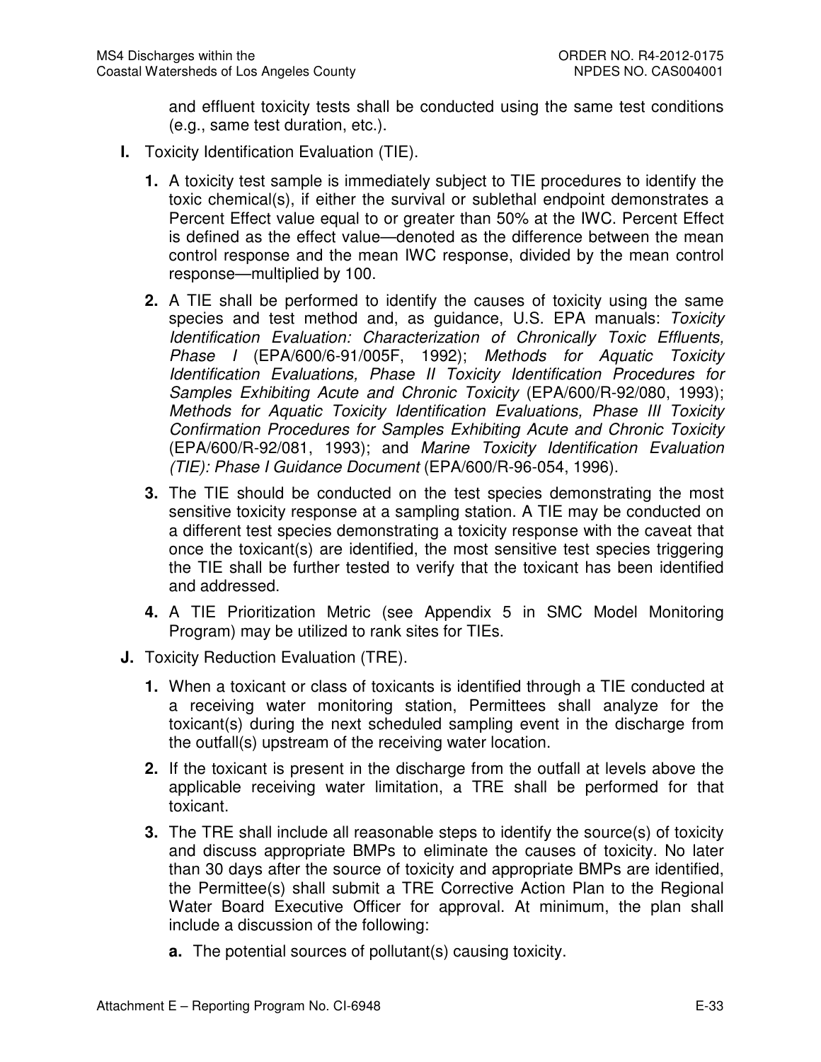and effluent toxicity tests shall be conducted using the same test conditions (e.g., same test duration, etc.).

**I.** Toxicity Identification Evaluation (TIE).

**1.** A toxicity test sample is immediately subject to TIE procedures to identify the toxic chemical(s), if either the survival or sublethal endpoint demonstrates a Percent Effect value equal to or greater than 50% at the IWC. Percent Effect is defined as the effect value—denoted as the difference between the mean control response and the mean IWC response, divided by the mean control response—multiplied by 100.

**2.** A TIE shall be performed to identify the causes of toxicity using the same species and test method and, as guidance, U.S. EPA manuals: *Toxicity Identification Evaluation: Characterization of Chronically Toxic Effluents, Phase I* (EPA/600/6-91/005F, 1992); *Methods for Aquatic Toxicity Identification Evaluations, Phase II Toxicity Identification Procedures for Samples Exhibiting Acute and Chronic Toxicity* (EPA/600/R-92/080, 1993); *Methods for Aquatic Toxicity Identification Evaluations, Phase III Toxicity Confirmation Procedures for Samples Exhibiting Acute and Chronic Toxicity* (EPA/600/R-92/081, 1993); and *Marine Toxicity Identification Evaluation (TIE): Phase I Guidance Document* (EPA/600/R-96-054, 1996).

**3.** The TIE should be conducted on the test species demonstrating the most sensitive toxicity response at a sampling station. A TIE may be conducted on a different test species demonstrating a toxicity response with the caveat that once the toxicant(s) are identified, the most sensitive test species triggering the TIE shall be further tested to verify that the toxicant has been identified and addressed.

**4.** A TIE Prioritization Metric (see Appendix 5 in SMC Model Monitoring Program) may be utilized to rank sites for TIEs.

**J.** Toxicity Reduction Evaluation (TRE).

**1.** When a toxicant or class of toxicants is identified through a TIE conducted at a receiving water monitoring station, Permittees shall analyze for the toxicant(s) during the next scheduled sampling event in the discharge from the outfall(s) upstream of the receiving water location.

**2.** If the toxicant is present in the discharge from the outfall at levels above the applicable receiving water limitation, a TRE shall be performed for that toxicant.

**3.** The TRE shall include all reasonable steps to identify the source(s) of toxicity and discuss appropriate BMPs to eliminate the causes of toxicity. No later than 30 days after the source of toxicity and appropriate BMPs are identified, the Permittee(s) shall submit a TRE Corrective Action Plan to the Regional Water Board Executive Officer for approval. At minimum, the plan shall include a discussion of the following:

**a.** The potential sources of pollutant(s) causing toxicity.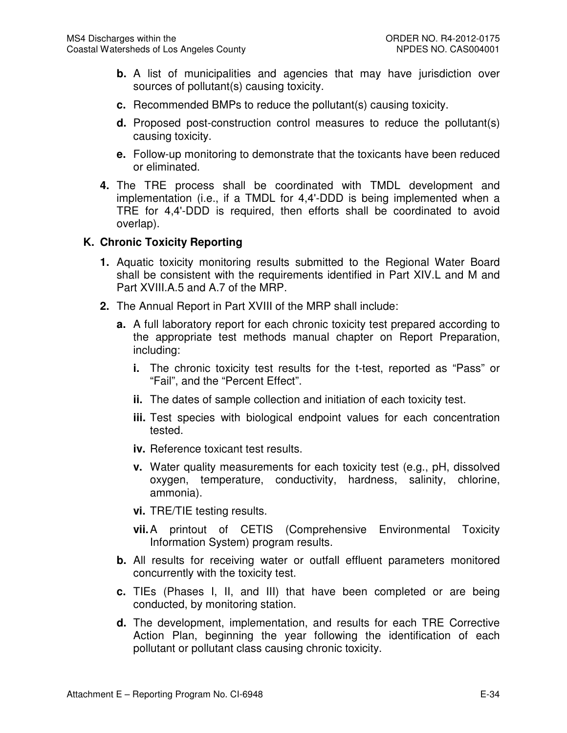**b.** A list of municipalities and agencies that may have jurisdiction over sources of pollutant(s) causing toxicity.

**c.** Recommended BMPs to reduce the pollutant(s) causing toxicity.

**d.** Proposed post-construction control measures to reduce the pollutant(s) causing toxicity.

**e.** Follow-up monitoring to demonstrate that the toxicants have been reduced or eliminated.

**4.** The TRE process shall be coordinated with TMDL development and implementation (i.e., if a TMDL for 4,4'-DDD is being implemented when a TRE for 4,4'-DDD is required, then efforts shall be coordinated to avoid overlap).

## K. Chronic Toxicity Reporting

**1.** Aquatic toxicity monitoring results submitted to the Regional Water Board shall be consistent with the requirements identified in Part XIV.L and M and Part XVIII.A.5 and A.7 of the MRP.

**2.** The Annual Report in Part XVIII of the MRP shall include:

**a.** A full laboratory report for each chronic toxicity test prepared according to the appropriate test methods manual chapter on Report Preparation, including:

**i.** The chronic toxicity test results for the t-test, reported as “Pass” or “Fail”, and the “Percent Effect”.

**ii.** The dates of sample collection and initiation of each toxicity test.

**iii.** Test species with biological endpoint values for each concentration tested.

**iv.** Reference toxicant test results.

**v.** Water quality measurements for each toxicity test (e.g., pH, dissolved oxygen, temperature, conductivity, hardness, salinity, chlorine, ammonia).

**vi.** TRE/TIE testing results.

**vii.** A printout of CETIS (Comprehensive Environmental Toxicity Information System) program results.

**b.** All results for receiving water or outfall effluent parameters monitored concurrently with the toxicity test.

**c.** TIEs (Phases I, II, and III) that have been completed or are being conducted, by monitoring station.

**d.** The development, implementation, and results for each TRE Corrective Action Plan, beginning the year following the identification of each pollutant or pollutant class causing chronic toxicity.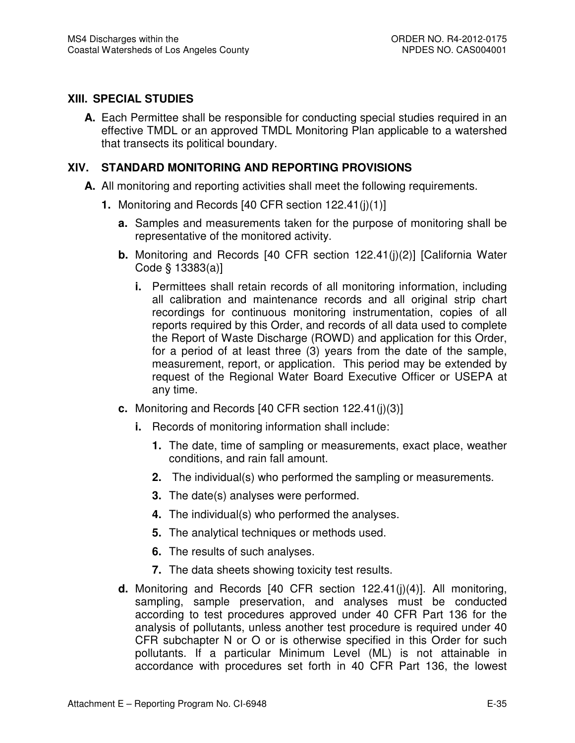## XIII. SPECIAL STUDIES

**A.** Each Permittee shall be responsible for conducting special studies required in an effective TMDL or an approved TMDL Monitoring Plan applicable to a watershed that transects its political boundary.

## XIV. STANDARD MONITORING AND REPORTING PROVISIONS

**A.** All monitoring and reporting activities shall meet the following requirements.

**1.** Monitoring and Records [40 CFR section 122.41(j)(1)]

**a.** Samples and measurements taken for the purpose of monitoring shall be representative of the monitored activity.

**b.** Monitoring and Records [40 CFR section 122.41(j)(2)] [California Water Code § 13383(a)]

**i.** Permittees shall retain records of all monitoring information, including all calibration and maintenance records and all original strip chart recordings for continuous monitoring instrumentation, copies of all reports required by this Order, and records of all data used to complete the Report of Waste Discharge (ROWD) and application for this Order, for a period of at least three (3) years from the date of the sample, measurement, report, or application. This period may be extended by request of the Regional Water Board Executive Officer or USEPA at any time.

**c.** Monitoring and Records [40 CFR section 122.41(j)(3)]

**i.** Records of monitoring information shall include:

**1.** The date, time of sampling or measurements, exact place, weather conditions, and rain fall amount.

**2.** The individual(s) who performed the sampling or measurements.

**3.** The date(s) analyses were performed.

**4.** The individual(s) who performed the analyses.

**5.** The analytical techniques or methods used.

**6.** The results of such analyses.

**7.** The data sheets showing toxicity test results.

**d.** Monitoring and Records [40 CFR section 122.41(j)(4)]. All monitoring, sampling, sample preservation, and analyses must be conducted according to test procedures approved under 40 CFR Part 136 for the analysis of pollutants, unless another test procedure is required under 40 CFR subchapter N or O or is otherwise specified in this Order for such pollutants. If a particular Minimum Level (ML) is not attainable in accordance with procedures set forth in 40 CFR Part 136, the lowest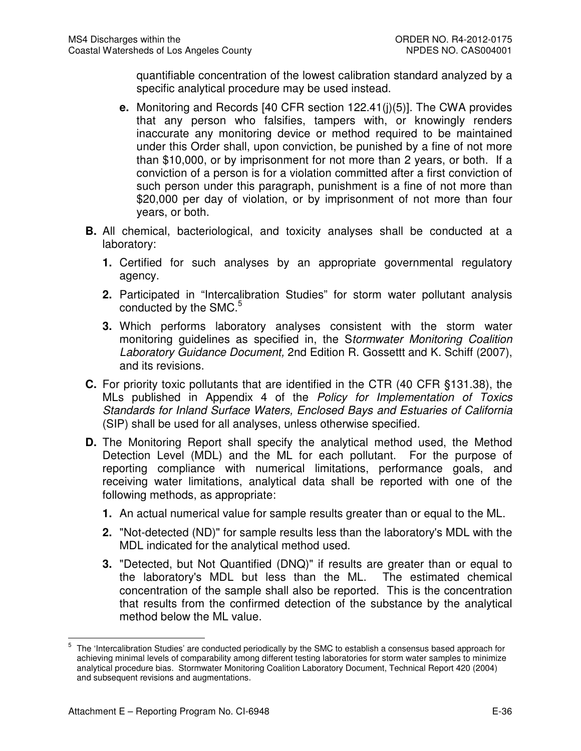quantifiable concentration of the lowest calibration standard analyzed by a specific analytical procedure may be used instead.

**e.** Monitoring and Records [40 CFR section 122.41(j)(5)]. The CWA provides that any person who falsifies, tampers with, or knowingly renders inaccurate any monitoring device or method required to be maintained under this Order shall, upon conviction, be punished by a fine of not more than $10,000, or by imprisonment for not more than 2 years, or both. If a conviction of a person is for a violation committed after a first conviction of such person under this paragraph, punishment is a fine of not more than $20,000 per day of violation, or by imprisonment of not more than four years, or both.

**B.** All chemical, bacteriological, and toxicity analyses shall be conducted at a laboratory:

**1.** Certified for such analyses by an appropriate governmental regulatory agency.

**2.** Participated in "Intercalibration Studies" for storm water pollutant analysis conducted by the SMC.[5]

**3.** Which performs laboratory analyses consistent with the storm water monitoring guidelines as specified in, the S*tormwater Monitoring Coalition Laboratory Guidance Document,* 2nd Edition R. Gossettt and K. Schiff (2007), and its revisions.

**C.** For priority toxic pollutants that are identified in the CTR (40 CFR §131.38), the MLs published in Appendix 4 of the *Policy for Implementation of Toxics Standards for Inland Surface Waters, Enclosed Bays and Estuaries of California* (SIP) shall be used for all analyses, unless otherwise specified.

**D.** The Monitoring Report shall specify the analytical method used, the Method Detection Level (MDL) and the ML for each pollutant. For the purpose of reporting compliance with numerical limitations, performance goals, and receiving water limitations, analytical data shall be reported with one of the following methods, as appropriate:

**1.** An actual numerical value for sample results greater than or equal to the ML.

**2.** "Not-detected (ND)" for sample results less than the laboratory's MDL with the MDL indicated for the analytical method used.

**3.** "Detected, but Not Quantified (DNQ)" if results are greater than or equal to the laboratory's MDL but less than the ML. The estimated chemical concentration of the sample shall also be reported. This is the concentration that results from the confirmed detection of the substance by the analytical method below the ML value.

---

[5] The 'Intercalibration Studies' are conducted periodically by the SMC to establish a consensus based approach for achieving minimal levels of comparability among different testing laboratories for storm water samples to minimize analytical procedure bias. Stormwater Monitoring Coalition Laboratory Document, Technical Report 420 (2004) and subsequent revisions and augmentations.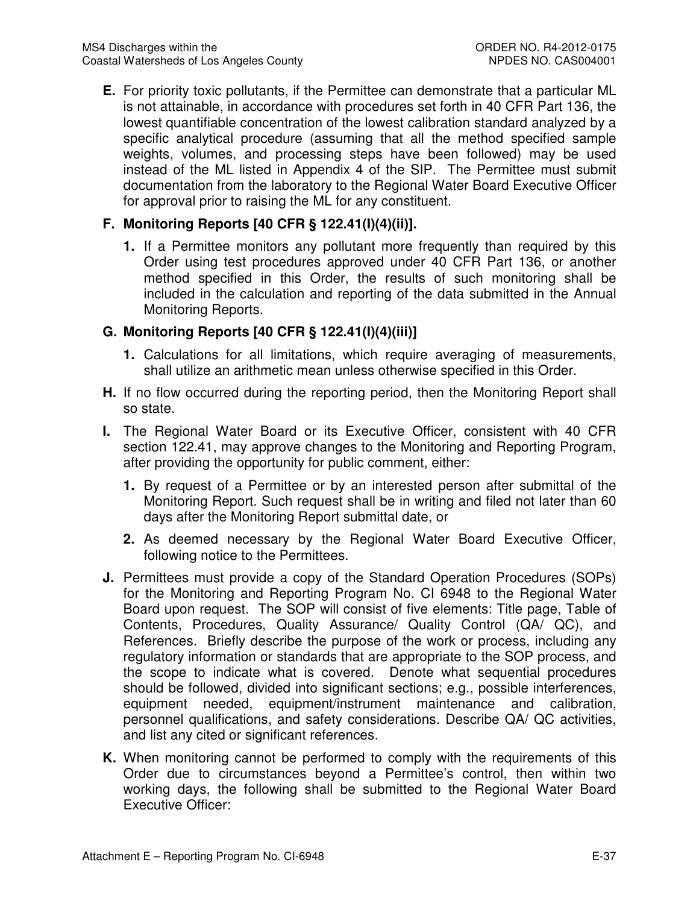**E.** For priority toxic pollutants, if the Permittee can demonstrate that a particular ML is not attainable, in accordance with procedures set forth in 40 CFR Part 136, the lowest quantifiable concentration of the lowest calibration standard analyzed by a specific analytical procedure (assuming that all the method specified sample weights, volumes, and processing steps have been followed) may be used instead of the ML listed in Appendix 4 of the SIP. The Permittee must submit documentation from the laboratory to the Regional Water Board Executive Officer for approval prior to raising the ML for any constituent.

**F. Monitoring Reports [40 CFR § 122.41(l)(4)(ii)].**

**1.** If a Permittee monitors any pollutant more frequently than required by this Order using test procedures approved under 40 CFR Part 136, or another method specified in this Order, the results of such monitoring shall be included in the calculation and reporting of the data submitted in the Annual Monitoring Reports.

**G. Monitoring Reports [40 CFR § 122.41(l)(4)(iii)]**

**1.** Calculations for all limitations, which require averaging of measurements, shall utilize an arithmetic mean unless otherwise specified in this Order.

**H.** If no flow occurred during the reporting period, then the Monitoring Report shall so state.

**I.** The Regional Water Board or its Executive Officer, consistent with 40 CFR section 122.41, may approve changes to the Monitoring and Reporting Program, after providing the opportunity for public comment, either:

**1.** By request of a Permittee or by an interested person after submittal of the Monitoring Report. Such request shall be in writing and filed not later than 60 days after the Monitoring Report submittal date, or

**2.** As deemed necessary by the Regional Water Board Executive Officer, following notice to the Permittees.

**J.** Permittees must provide a copy of the Standard Operation Procedures (SOPs) for the Monitoring and Reporting Program No. CI 6948 to the Regional Water Board upon request. The SOP will consist of five elements: Title page, Table of Contents, Procedures, Quality Assurance/ Quality Control (QA/ QC), and References. Briefly describe the purpose of the work or process, including any regulatory information or standards that are appropriate to the SOP process, and the scope to indicate what is covered. Denote what sequential procedures should be followed, divided into significant sections; e.g., possible interferences, equipment needed, equipment/instrument maintenance and calibration, personnel qualifications, and safety considerations. Describe QA/ QC activities, and list any cited or significant references.

**K.** When monitoring cannot be performed to comply with the requirements of this Order due to circumstances beyond a Permittee's control, then within two working days, the following shall be submitted to the Regional Water Board Executive Officer: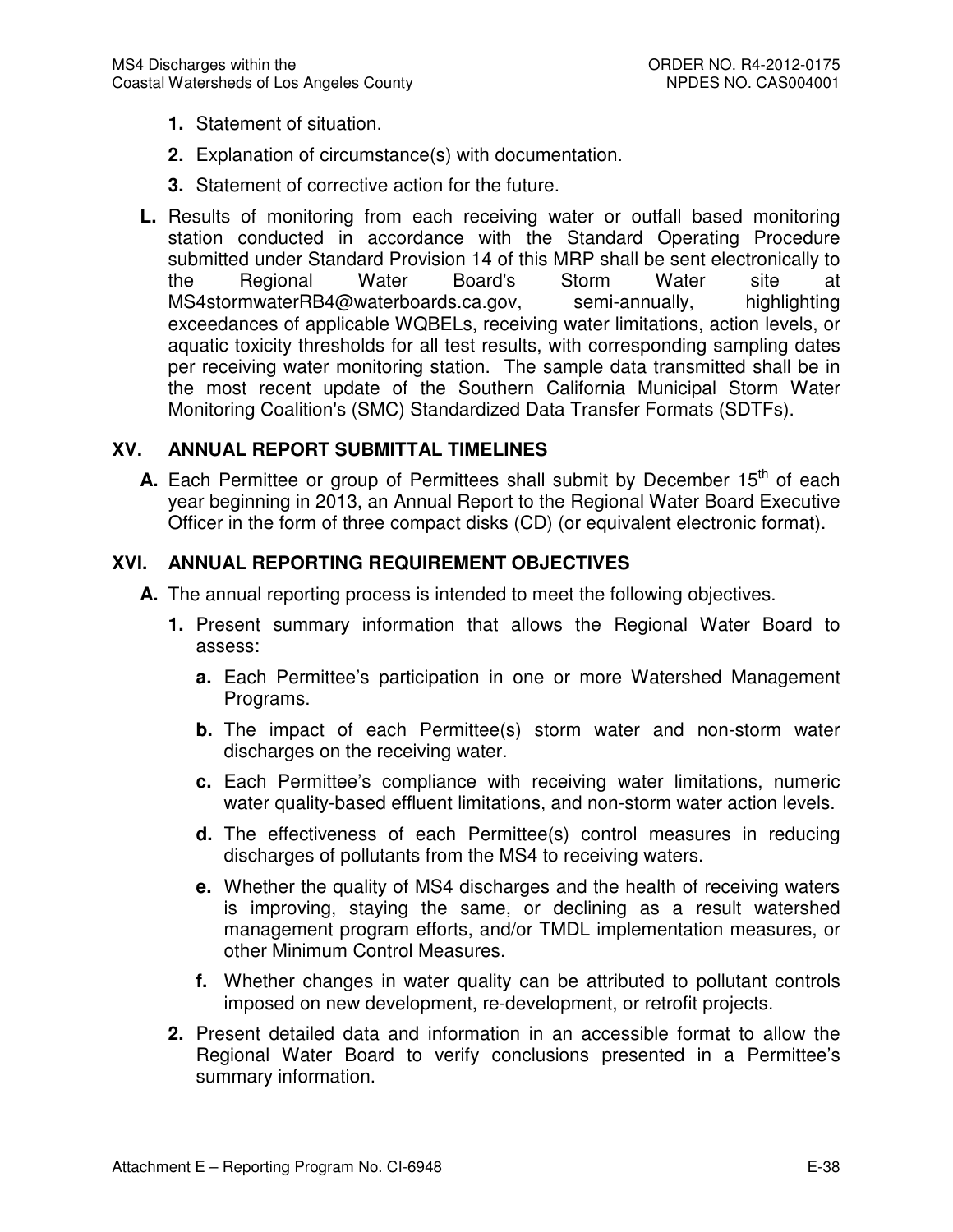1. Statement of situation.
2. Explanation of circumstance(s) with documentation.
3. Statement of corrective action for the future.

**L.** Results of monitoring from each receiving water or outfall based monitoring station conducted in accordance with the Standard Operating Procedure submitted under Standard Provision 14 of this MRP shall be sent electronically to the Regional Water Board's Storm Water site at MS4stormwaterRB4@waterboards.ca.gov, semi-annually, highlighting exceedances of applicable WQBELs, receiving water limitations, action levels, or aquatic toxicity thresholds for all test results, with corresponding sampling dates per receiving water monitoring station. The sample data transmitted shall be in the most recent update of the Southern California Municipal Storm Water Monitoring Coalition's (SMC) Standardized Data Transfer Formats (SDTFs).

## XV. ANNUAL REPORT SUBMITTAL TIMELINES

**A.** Each Permittee or group of Permittees shall submit by December 15th of each year beginning in 2013, an Annual Report to the Regional Water Board Executive Officer in the form of three compact disks (CD) (or equivalent electronic format).

## XVI. ANNUAL REPORTING REQUIREMENT OBJECTIVES

**A.** The annual reporting process is intended to meet the following objectives.

1. Present summary information that allows the Regional Water Board to assess:

   **a.** Each Permittee's participation in one or more Watershed Management Programs.

   **b.** The impact of each Permittee(s) storm water and non-storm water discharges on the receiving water.

   **c.** Each Permittee's compliance with receiving water limitations, numeric water quality-based effluent limitations, and non-storm water action levels.

   **d.** The effectiveness of each Permittee(s) control measures in reducing discharges of pollutants from the MS4 to receiving waters.

   **e.** Whether the quality of MS4 discharges and the health of receiving waters is improving, staying the same, or declining as a result watershed management program efforts, and/or TMDL implementation measures, or other Minimum Control Measures.

   **f.** Whether changes in water quality can be attributed to pollutant controls imposed on new development, re-development, or retrofit projects.

2. Present detailed data and information in an accessible format to allow the Regional Water Board to verify conclusions presented in a Permittee's summary information.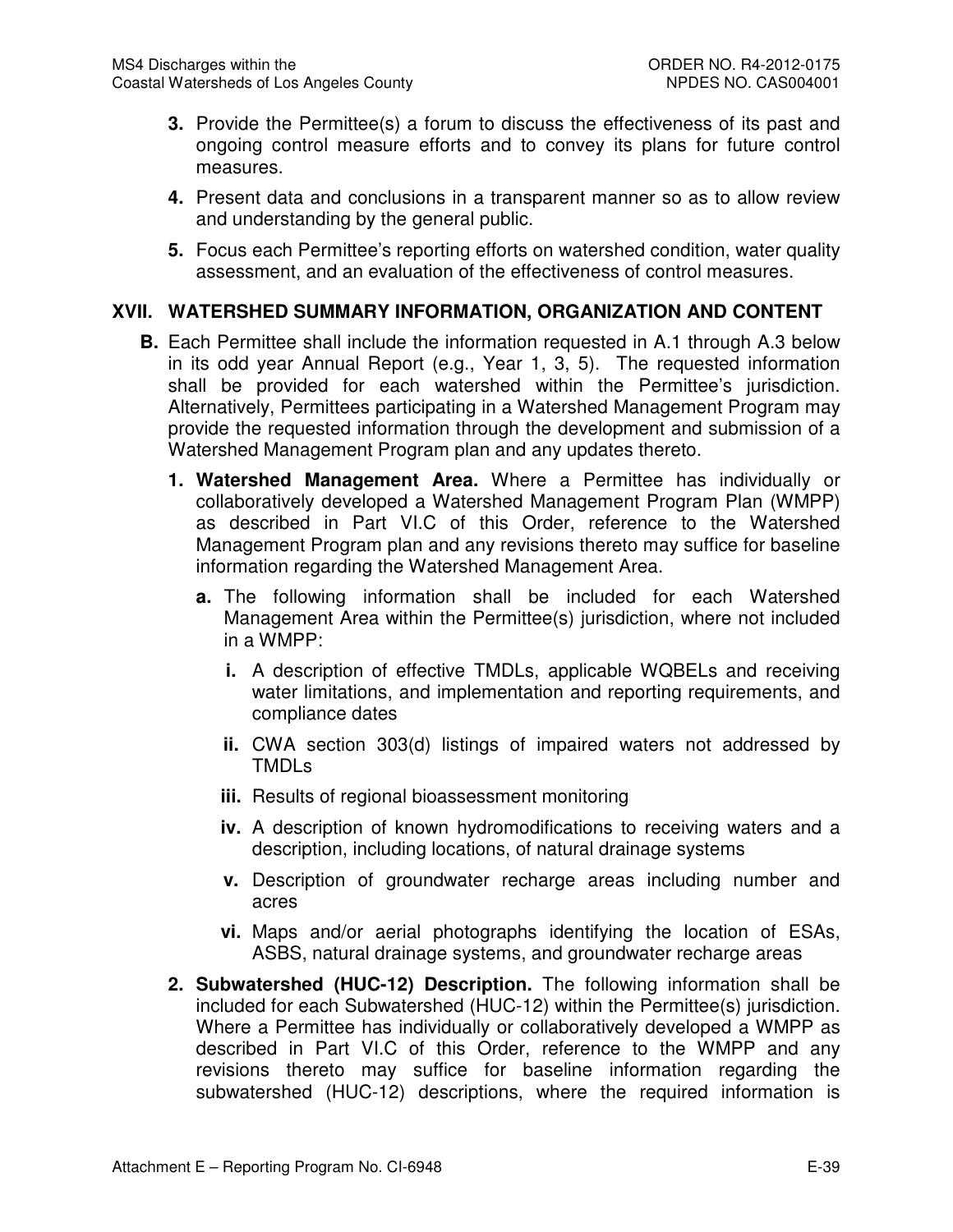3. Provide the Permittee(s) a forum to discuss the effectiveness of its past and ongoing control measure efforts and to convey its plans for future control measures.

4. Present data and conclusions in a transparent manner so as to allow review and understanding by the general public.

5. Focus each Permittee's reporting efforts on watershed condition, water quality assessment, and an evaluation of the effectiveness of control measures.

## XVII. WATERSHED SUMMARY INFORMATION, ORGANIZATION AND CONTENT

**B.** Each Permittee shall include the information requested in A.1 through A.3 below in its odd year Annual Report (e.g., Year 1, 3, 5). The requested information shall be provided for each watershed within the Permittee's jurisdiction. Alternatively, Permittees participating in a Watershed Management Program may provide the requested information through the development and submission of a Watershed Management Program plan and any updates thereto.

**1. Watershed Management Area.** Where a Permittee has individually or collaboratively developed a Watershed Management Program Plan (WMPP) as described in Part VI.C of this Order, reference to the Watershed Management Program plan and any revisions thereto may suffice for baseline information regarding the Watershed Management Area.

**a.** The following information shall be included for each Watershed Management Area within the Permittee(s) jurisdiction, where not included in a WMPP:

**i.** A description of effective TMDLs, applicable WQBELs and receiving water limitations, and implementation and reporting requirements, and compliance dates

**ii.** CWA section 303(d) listings of impaired waters not addressed by TMDLs

**iii.** Results of regional bioassessment monitoring

**iv.** A description of known hydromodifications to receiving waters and a description, including locations, of natural drainage systems

**v.** Description of groundwater recharge areas including number and acres

**vi.** Maps and/or aerial photographs identifying the location of ESAs, ASBS, natural drainage systems, and groundwater recharge areas

**2. Subwatershed (HUC-12) Description.** The following information shall be included for each Subwatershed (HUC-12) within the Permittee(s) jurisdiction. Where a Permittee has individually or collaboratively developed a WMPP as described in Part VI.C of this Order, reference to the WMPP and any revisions thereto may suffice for baseline information regarding the subwatershed (HUC-12) descriptions, where the required information is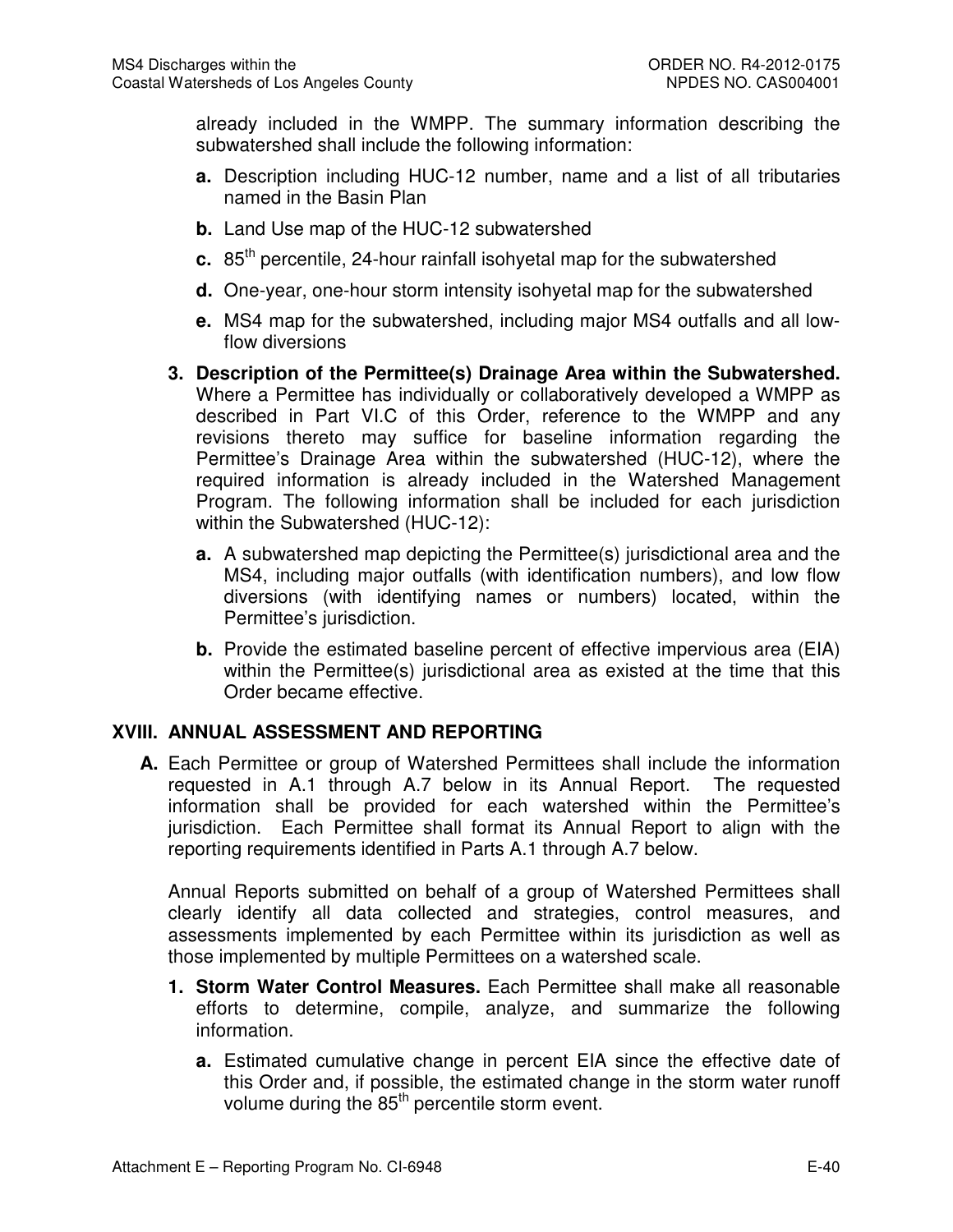already included in the WMPP. The summary information describing the subwatershed shall include the following information:

- **a.** Description including HUC-12 number, name and a list of all tributaries named in the Basin Plan
- **b.** Land Use map of the HUC-12 subwatershed
- **c.** 85th percentile, 24-hour rainfall isohyetal map for the subwatershed
- **d.** One-year, one-hour storm intensity isohyetal map for the subwatershed
- **e.** MS4 map for the subwatershed, including major MS4 outfalls and all low-flow diversions

**3. Description of the Permittee(s) Drainage Area within the Subwatershed.** Where a Permittee has individually or collaboratively developed a WMPP as described in Part VI.C of this Order, reference to the WMPP and any revisions thereto may suffice for baseline information regarding the Permittee's Drainage Area within the subwatershed (HUC-12), where the required information is already included in the Watershed Management Program. The following information shall be included for each jurisdiction within the Subwatershed (HUC-12):

- **a.** A subwatershed map depicting the Permittee(s) jurisdictional area and the MS4, including major outfalls (with identification numbers), and low flow diversions (with identifying names or numbers) located, within the Permittee's jurisdiction.
- **b.** Provide the estimated baseline percent of effective impervious area (EIA) within the Permittee(s) jurisdictional area as existed at the time that this Order became effective.

## XVIII. ANNUAL ASSESSMENT AND REPORTING

**A.** Each Permittee or group of Watershed Permittees shall include the information requested in A.1 through A.7 below in its Annual Report. The requested information shall be provided for each watershed within the Permittee's jurisdiction. Each Permittee shall format its Annual Report to align with the reporting requirements identified in Parts A.1 through A.7 below.

Annual Reports submitted on behalf of a group of Watershed Permittees shall clearly identify all data collected and strategies, control measures, and assessments implemented by each Permittee within its jurisdiction as well as those implemented by multiple Permittees on a watershed scale.

**1. Storm Water Control Measures.** Each Permittee shall make all reasonable efforts to determine, compile, analyze, and summarize the following information.

- **a.** Estimated cumulative change in percent EIA since the effective date of this Order and, if possible, the estimated change in the storm water runoff volume during the 85th percentile storm event.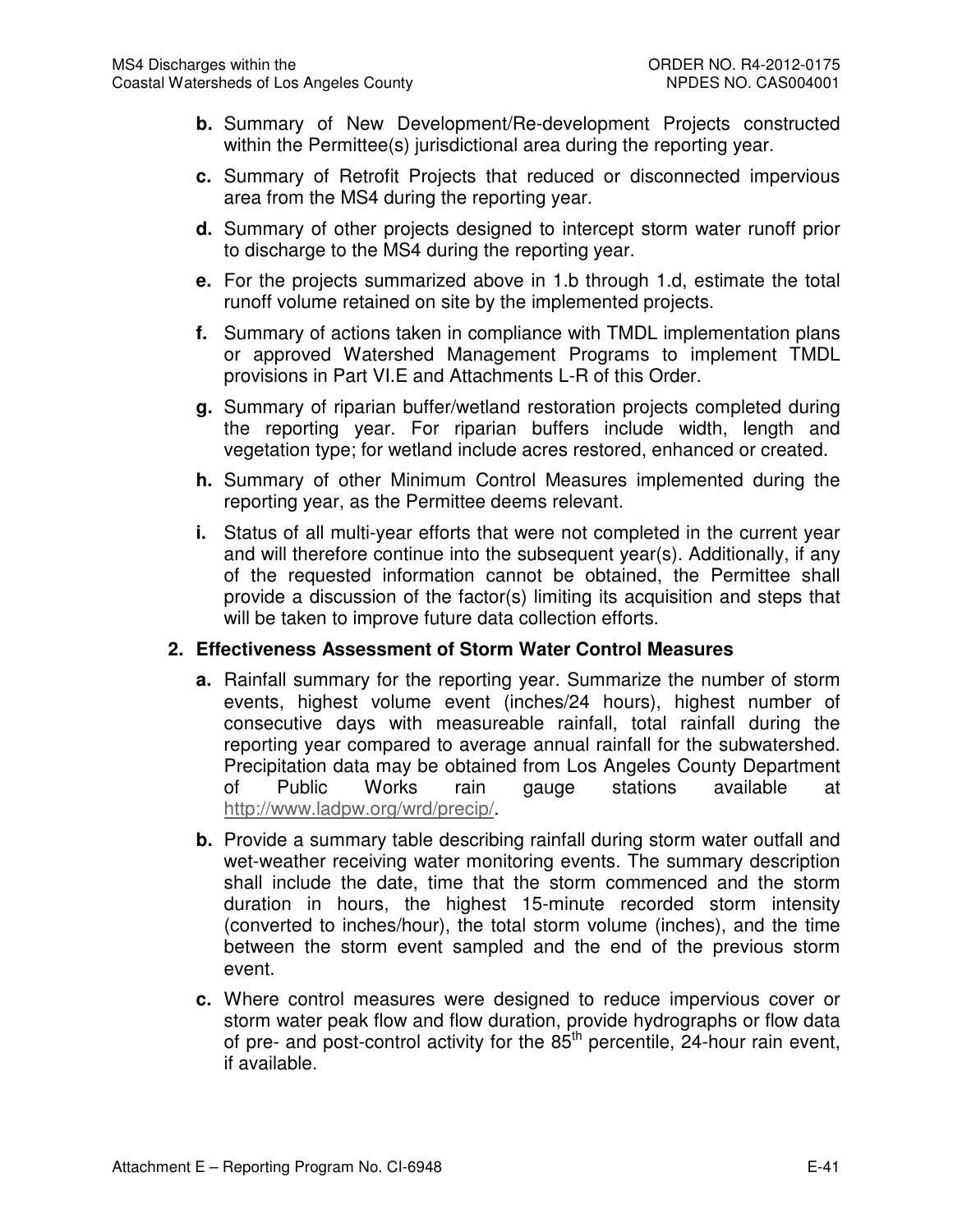**b.** Summary of New Development/Re-development Projects constructed within the Permittee(s) jurisdictional area during the reporting year.

**c.** Summary of Retrofit Projects that reduced or disconnected impervious area from the MS4 during the reporting year.

**d.** Summary of other projects designed to intercept storm water runoff prior to discharge to the MS4 during the reporting year.

**e.** For the projects summarized above in 1.b through 1.d, estimate the total runoff volume retained on site by the implemented projects.

**f.** Summary of actions taken in compliance with TMDL implementation plans or approved Watershed Management Programs to implement TMDL provisions in Part VI.E and Attachments L-R of this Order.

**g.** Summary of riparian buffer/wetland restoration projects completed during the reporting year. For riparian buffers include width, length and vegetation type; for wetland include acres restored, enhanced or created.

**h.** Summary of other Minimum Control Measures implemented during the reporting year, as the Permittee deems relevant.

**i.** Status of all multi-year efforts that were not completed in the current year and will therefore continue into the subsequent year(s). Additionally, if any of the requested information cannot be obtained, the Permittee shall provide a discussion of the factor(s) limiting its acquisition and steps that will be taken to improve future data collection efforts.

**2. Effectiveness Assessment of Storm Water Control Measures**

**a.** Rainfall summary for the reporting year. Summarize the number of storm events, highest volume event (inches/24 hours), highest number of consecutive days with measureable rainfall, total rainfall during the reporting year compared to average annual rainfall for the subwatershed. Precipitation data may be obtained from Los Angeles County Department of Public Works rain gauge stations available at http://www.ladpw.org/wrd/precip/.

**b.** Provide a summary table describing rainfall during storm water outfall and wet-weather receiving water monitoring events. The summary description shall include the date, time that the storm commenced and the storm duration in hours, the highest 15-minute recorded storm intensity (converted to inches/hour), the total storm volume (inches), and the time between the storm event sampled and the end of the previous storm event.

**c.** Where control measures were designed to reduce impervious cover or storm water peak flow and flow duration, provide hydrographs or flow data of pre- and post-control activity for the 85$^{th}$ percentile, 24-hour rain event, if available.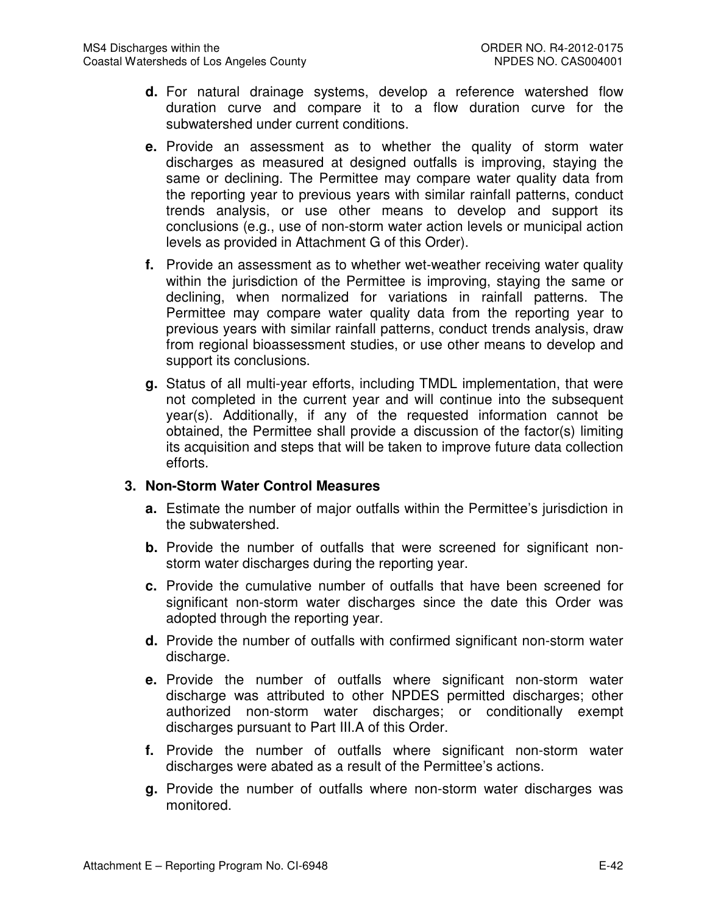**d.** For natural drainage systems, develop a reference watershed flow duration curve and compare it to a flow duration curve for the subwatershed under current conditions.

**e.** Provide an assessment as to whether the quality of storm water discharges as measured at designed outfalls is improving, staying the same or declining. The Permittee may compare water quality data from the reporting year to previous years with similar rainfall patterns, conduct trends analysis, or use other means to develop and support its conclusions (e.g., use of non-storm water action levels or municipal action levels as provided in Attachment G of this Order).

**f.** Provide an assessment as to whether wet-weather receiving water quality within the jurisdiction of the Permittee is improving, staying the same or declining, when normalized for variations in rainfall patterns. The Permittee may compare water quality data from the reporting year to previous years with similar rainfall patterns, conduct trends analysis, draw from regional bioassessment studies, or use other means to develop and support its conclusions.

**g.** Status of all multi-year efforts, including TMDL implementation, that were not completed in the current year and will continue into the subsequent year(s). Additionally, if any of the requested information cannot be obtained, the Permittee shall provide a discussion of the factor(s) limiting its acquisition and steps that will be taken to improve future data collection efforts.

**3. Non-Storm Water Control Measures**

**a.** Estimate the number of major outfalls within the Permittee's jurisdiction in the subwatershed.

**b.** Provide the number of outfalls that were screened for significant non-storm water discharges during the reporting year.

**c.** Provide the cumulative number of outfalls that have been screened for significant non-storm water discharges since the date this Order was adopted through the reporting year.

**d.** Provide the number of outfalls with confirmed significant non-storm water discharge.

**e.** Provide the number of outfalls where significant non-storm water discharge was attributed to other NPDES permitted discharges; other authorized non-storm water discharges; or conditionally exempt discharges pursuant to Part III.A of this Order.

**f.** Provide the number of outfalls where significant non-storm water discharges were abated as a result of the Permittee's actions.

**g.** Provide the number of outfalls where non-storm water discharges was monitored.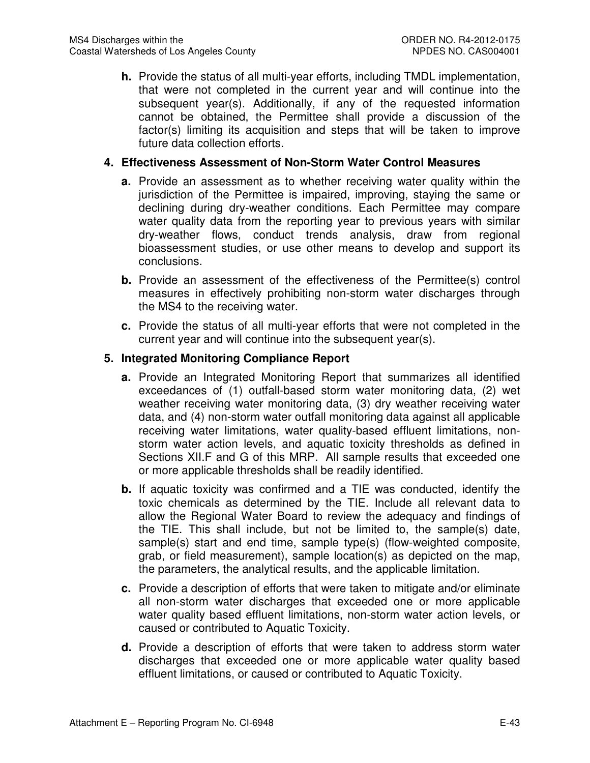**h.** Provide the status of all multi-year efforts, including TMDL implementation, that were not completed in the current year and will continue into the subsequent year(s). Additionally, if any of the requested information cannot be obtained, the Permittee shall provide a discussion of the factor(s) limiting its acquisition and steps that will be taken to improve future data collection efforts.

**4. Effectiveness Assessment of Non-Storm Water Control Measures**

**a.** Provide an assessment as to whether receiving water quality within the jurisdiction of the Permittee is impaired, improving, staying the same or declining during dry-weather conditions. Each Permittee may compare water quality data from the reporting year to previous years with similar dry-weather flows, conduct trends analysis, draw from regional bioassessment studies, or use other means to develop and support its conclusions.

**b.** Provide an assessment of the effectiveness of the Permittee(s) control measures in effectively prohibiting non-storm water discharges through the MS4 to the receiving water.

**c.** Provide the status of all multi-year efforts that were not completed in the current year and will continue into the subsequent year(s).

**5. Integrated Monitoring Compliance Report**

**a.** Provide an Integrated Monitoring Report that summarizes all identified exceedances of (1) outfall-based storm water monitoring data, (2) wet weather receiving water monitoring data, (3) dry weather receiving water data, and (4) non-storm water outfall monitoring data against all applicable receiving water limitations, water quality-based effluent limitations, non-storm water action levels, and aquatic toxicity thresholds as defined in Sections XII.F and G of this MRP. All sample results that exceeded one or more applicable thresholds shall be readily identified.

**b.** If aquatic toxicity was confirmed and a TIE was conducted, identify the toxic chemicals as determined by the TIE. Include all relevant data to allow the Regional Water Board to review the adequacy and findings of the TIE. This shall include, but not be limited to, the sample(s) date, sample(s) start and end time, sample type(s) (flow-weighted composite, grab, or field measurement), sample location(s) as depicted on the map, the parameters, the analytical results, and the applicable limitation.

**c.** Provide a description of efforts that were taken to mitigate and/or eliminate all non-storm water discharges that exceeded one or more applicable water quality based effluent limitations, non-storm water action levels, or caused or contributed to Aquatic Toxicity.

**d.** Provide a description of efforts that were taken to address storm water discharges that exceeded one or more applicable water quality based effluent limitations, or caused or contributed to Aquatic Toxicity.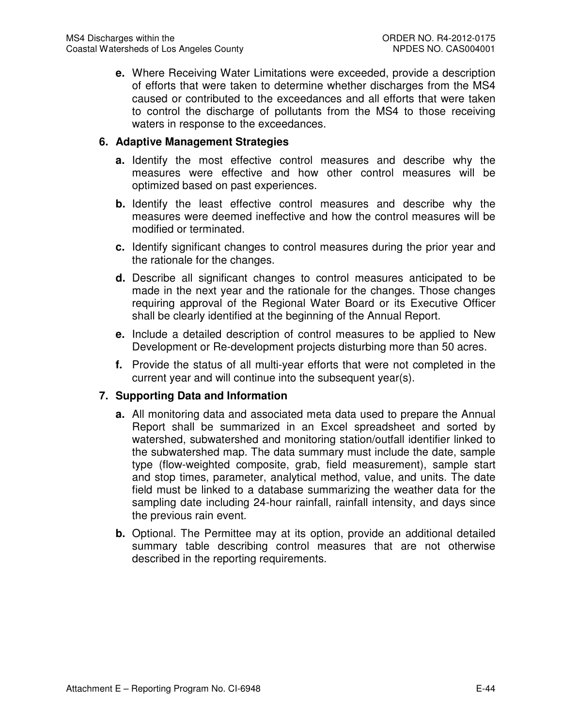**e.** Where Receiving Water Limitations were exceeded, provide a description of efforts that were taken to determine whether discharges from the MS4 caused or contributed to the exceedances and all efforts that were taken to control the discharge of pollutants from the MS4 to those receiving waters in response to the exceedances.

**6. Adaptive Management Strategies**

**a.** Identify the most effective control measures and describe why the measures were effective and how other control measures will be optimized based on past experiences.

**b.** Identify the least effective control measures and describe why the measures were deemed ineffective and how the control measures will be modified or terminated.

**c.** Identify significant changes to control measures during the prior year and the rationale for the changes.

**d.** Describe all significant changes to control measures anticipated to be made in the next year and the rationale for the changes. Those changes requiring approval of the Regional Water Board or its Executive Officer shall be clearly identified at the beginning of the Annual Report.

**e.** Include a detailed description of control measures to be applied to New Development or Re-development projects disturbing more than 50 acres.

**f.** Provide the status of all multi-year efforts that were not completed in the current year and will continue into the subsequent year(s).

**7. Supporting Data and Information**

**a.** All monitoring data and associated meta data used to prepare the Annual Report shall be summarized in an Excel spreadsheet and sorted by watershed, subwatershed and monitoring station/outfall identifier linked to the subwatershed map. The data summary must include the date, sample type (flow-weighted composite, grab, field measurement), sample start and stop times, parameter, analytical method, value, and units. The date field must be linked to a database summarizing the weather data for the sampling date including 24-hour rainfall, rainfall intensity, and days since the previous rain event.

**b.** Optional. The Permittee may at its option, provide an additional detailed summary table describing control measures that are not otherwise described in the reporting requirements.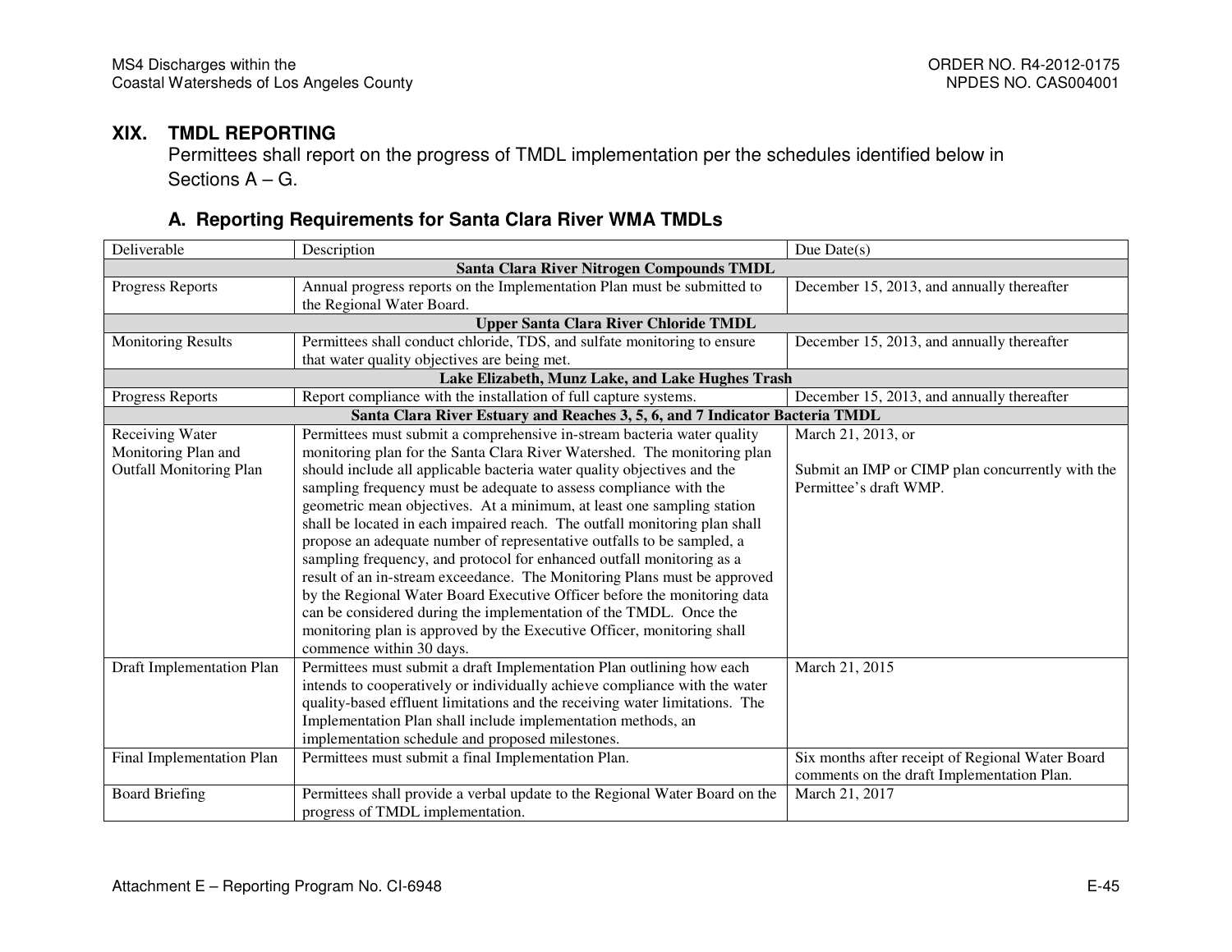## XIX. TMDL REPORTING

Permittees shall report on the progress of TMDL implementation per the schedules identified below in Sections A – G.

### A. Reporting Requirements for Santa Clara River WMA TMDLs

| Deliverable | Description | Due Date(s) |
|---|---|---|
| **Santa Clara River Nitrogen Compounds TMDL** | | |
| Progress Reports | Annual progress reports on the Implementation Plan must be submitted to the Regional Water Board. | December 15, 2013, and annually thereafter |
| **Upper Santa Clara River Chloride TMDL** | | |
| Monitoring Results | Permittees shall conduct chloride, TDS, and sulfate monitoring to ensure that water quality objectives are being met. | December 15, 2013, and annually thereafter |
| **Lake Elizabeth, Munz Lake, and Lake Hughes Trash** | | |
| Progress Reports | Report compliance with the installation of full capture systems. | December 15, 2013, and annually thereafter |
| **Santa Clara River Estuary and Reaches 3, 5, 6, and 7 Indicator Bacteria TMDL** | | |
| Receiving Water Monitoring Plan and Outfall Monitoring Plan | Permittees must submit a comprehensive in-stream bacteria water quality monitoring plan for the Santa Clara River Watershed. The monitoring plan should include all applicable bacteria water quality objectives and the sampling frequency must be adequate to assess compliance with the geometric mean objectives. At a minimum, at least one sampling station shall be located in each impaired reach. The outfall monitoring plan shall propose an adequate number of representative outfalls to be sampled, a sampling frequency, and protocol for enhanced outfall monitoring as a result of an in-stream exceedance. The Monitoring Plans must be approved by the Regional Water Board Executive Officer before the monitoring data can be considered during the implementation of the TMDL. Once the monitoring plan is approved by the Executive Officer, monitoring shall commence within 30 days. | March 21, 2013, or<br><br>Submit an IMP or CIMP plan concurrently with the Permittee's draft WMP. |
| Draft Implementation Plan | Permittees must submit a draft Implementation Plan outlining how each intends to cooperatively or individually achieve compliance with the water quality-based effluent limitations and the receiving water limitations. The Implementation Plan shall include implementation methods, an implementation schedule and proposed milestones. | March 21, 2015 |
| Final Implementation Plan | Permittees must submit a final Implementation Plan. | Six months after receipt of Regional Water Board comments on the draft Implementation Plan. |
| Board Briefing | Permittees shall provide a verbal update to the Regional Water Board on the progress of TMDL implementation. | March 21, 2017 |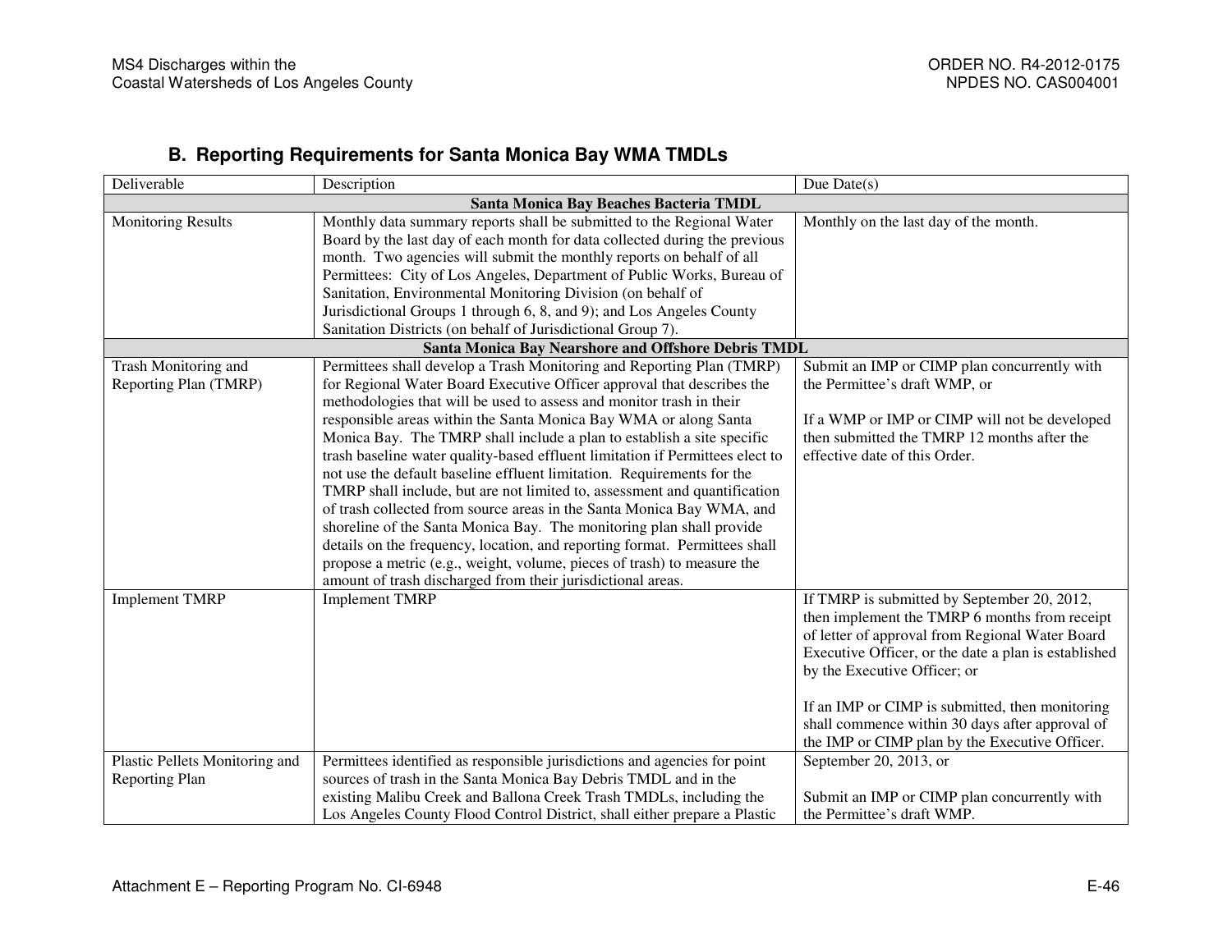## B. Reporting Requirements for Santa Monica Bay WMA TMDLs

| Deliverable | Description | Due Date(s) |
|---|---|---|
| **Santa Monica Bay Beaches Bacteria TMDL** | | |
| Monitoring Results | Monthly data summary reports shall be submitted to the Regional Water Board by the last day of each month for data collected during the previous month. Two agencies will submit the monthly reports on behalf of all Permittees: City of Los Angeles, Department of Public Works, Bureau of Sanitation, Environmental Monitoring Division (on behalf of Jurisdictional Groups 1 through 6, 8, and 9); and Los Angeles County Sanitation Districts (on behalf of Jurisdictional Group 7). | Monthly on the last day of the month. |
| **Santa Monica Bay Nearshore and Offshore Debris TMDL** | | |
| Trash Monitoring and Reporting Plan (TMRP) | Permittees shall develop a Trash Monitoring and Reporting Plan (TMRP) for Regional Water Board Executive Officer approval that describes the methodologies that will be used to assess and monitor trash in their responsible areas within the Santa Monica Bay WMA or along Santa Monica Bay. The TMRP shall include a plan to establish a site specific trash baseline water quality-based effluent limitation if Permittees elect to not use the default baseline effluent limitation. Requirements for the TMRP shall include, but are not limited to, assessment and quantification of trash collected from source areas in the Santa Monica Bay WMA, and shoreline of the Santa Monica Bay. The monitoring plan shall provide details on the frequency, location, and reporting format. Permittees shall propose a metric (e.g., weight, volume, pieces of trash) to measure the amount of trash discharged from their jurisdictional areas. | Submit an IMP or CIMP plan concurrently with the Permittee's draft WMP, or<br><br>If a WMP or IMP or CIMP will not be developed then submitted the TMRP 12 months after the effective date of this Order. |
| Implement TMRP | Implement TMRP | If TMRP is submitted by September 20, 2012, then implement the TMRP 6 months from receipt of letter of approval from Regional Water Board Executive Officer, or the date a plan is established by the Executive Officer; or<br><br>If an IMP or CIMP is submitted, then monitoring shall commence within 30 days after approval of the IMP or CIMP plan by the Executive Officer. |
| Plastic Pellets Monitoring and Reporting Plan | Permittees identified as responsible jurisdictions and agencies for point sources of trash in the Santa Monica Bay Debris TMDL and in the existing Malibu Creek and Ballona Creek Trash TMDLs, including the Los Angeles County Flood Control District, shall either prepare a Plastic | September 20, 2013, or<br><br>Submit an IMP or CIMP plan concurrently with the Permittee's draft WMP. |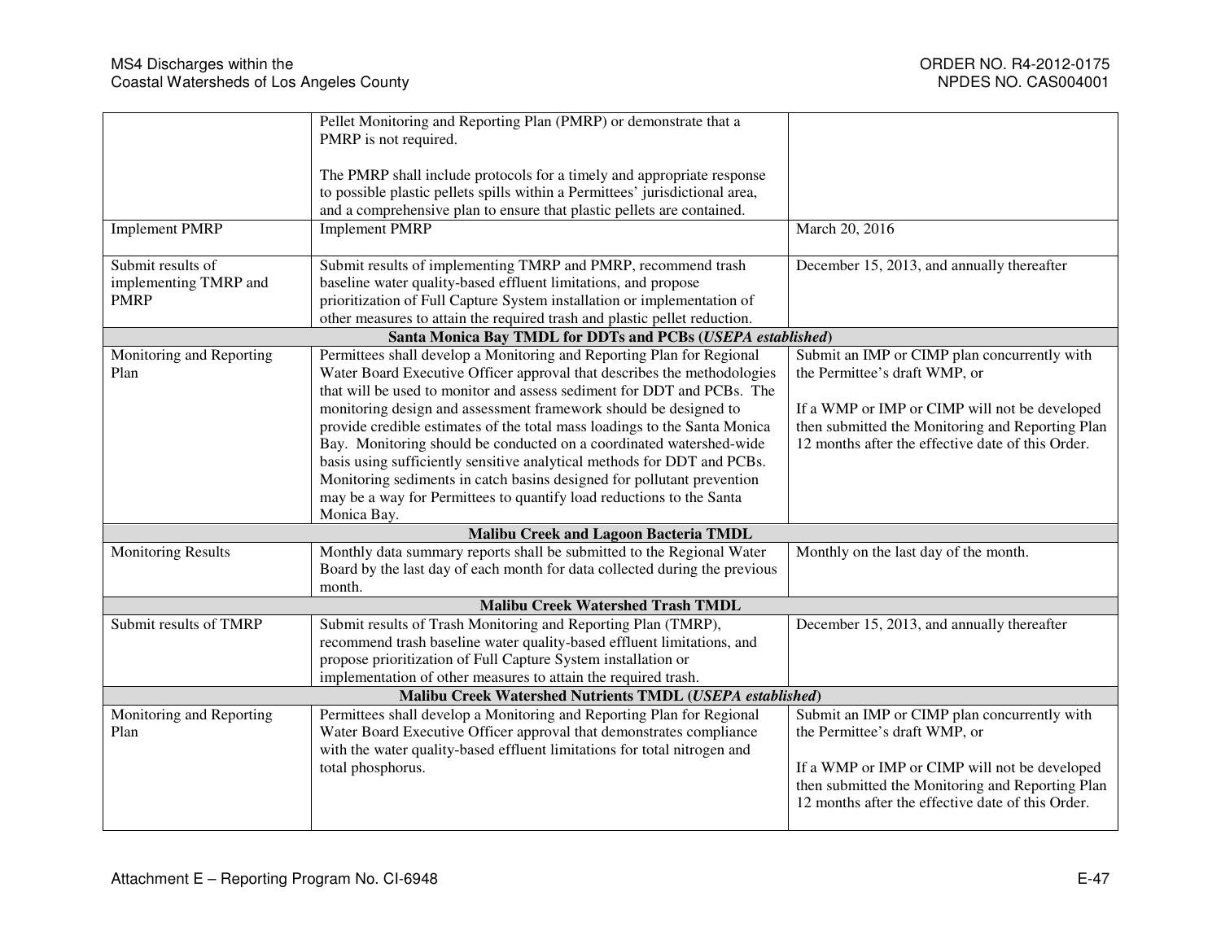|  |  |  |
|---|---|---|
|  | Pellet Monitoring and Reporting Plan (PMRP) or demonstrate that a PMRP is not required.<br><br>The PMRP shall include protocols for a timely and appropriate response to possible plastic pellets spills within a Permittees' jurisdictional area, and a comprehensive plan to ensure that plastic pellets are contained. |  |
| Implement PMRP | Implement PMRP | March 20, 2016 |
| Submit results of implementing TMRP and PMRP | Submit results of implementing TMRP and PMRP, recommend trash baseline water quality-based effluent limitations, and propose prioritization of Full Capture System installation or implementation of other measures to attain the required trash and plastic pellet reduction. | December 15, 2013, and annually thereafter |
| **Santa Monica Bay TMDL for DDTs and PCBs (*USEPA established*)** |  |  |
| Monitoring and Reporting Plan | Permittees shall develop a Monitoring and Reporting Plan for Regional Water Board Executive Officer approval that describes the methodologies that will be used to monitor and assess sediment for DDT and PCBs. The monitoring design and assessment framework should be designed to provide credible estimates of the total mass loadings to the Santa Monica Bay. Monitoring should be conducted on a coordinated watershed-wide basis using sufficiently sensitive analytical methods for DDT and PCBs. Monitoring sediments in catch basins designed for pollutant prevention may be a way for Permittees to quantify load reductions to the Santa Monica Bay. | Submit an IMP or CIMP plan concurrently with the Permittee's draft WMP, or<br><br>If a WMP or IMP or CIMP will not be developed then submitted the Monitoring and Reporting Plan 12 months after the effective date of this Order. |
| **Malibu Creek and Lagoon Bacteria TMDL** |  |  |
| Monitoring Results | Monthly data summary reports shall be submitted to the Regional Water Board by the last day of each month for data collected during the previous month. | Monthly on the last day of the month. |
| **Malibu Creek Watershed Trash TMDL** |  |  |
| Submit results of TMRP | Submit results of Trash Monitoring and Reporting Plan (TMRP), recommend trash baseline water quality-based effluent limitations, and propose prioritization of Full Capture System installation or implementation of other measures to attain the required trash. | December 15, 2013, and annually thereafter |
| **Malibu Creek Watershed Nutrients TMDL (*USEPA established*)** |  |  |
| Monitoring and Reporting Plan | Permittees shall develop a Monitoring and Reporting Plan for Regional Water Board Executive Officer approval that demonstrates compliance with the water quality-based effluent limitations for total nitrogen and total phosphorus. | Submit an IMP or CIMP plan concurrently with the Permittee's draft WMP, or<br><br>If a WMP or IMP or CIMP will not be developed then submitted the Monitoring and Reporting Plan 12 months after the effective date of this Order. |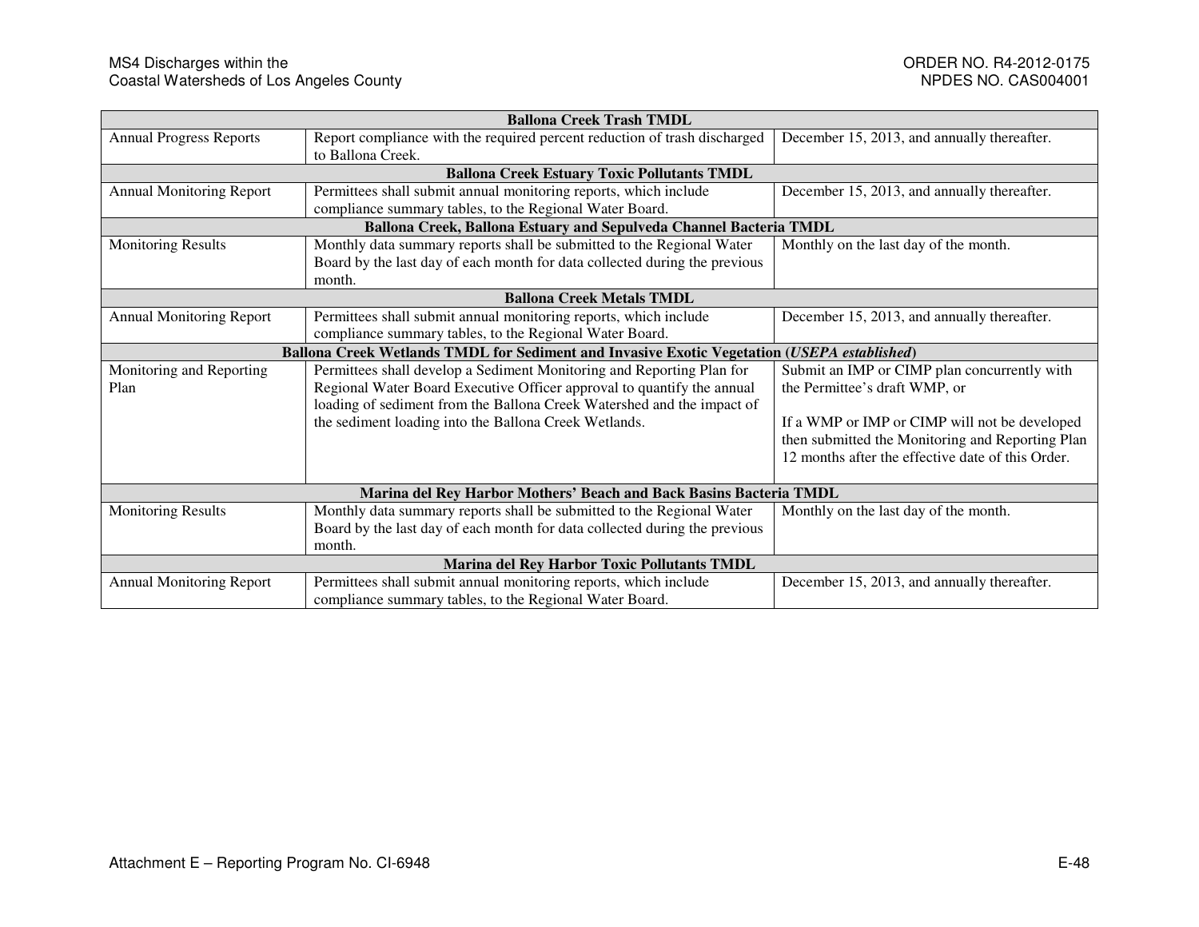| | | |
|---|---|---|
| **Ballona Creek Trash TMDL** | | |
| Annual Progress Reports | Report compliance with the required percent reduction of trash discharged to Ballona Creek. | December 15, 2013, and annually thereafter. |
| **Ballona Creek Estuary Toxic Pollutants TMDL** | | |
| Annual Monitoring Report | Permittees shall submit annual monitoring reports, which include compliance summary tables, to the Regional Water Board. | December 15, 2013, and annually thereafter. |
| **Ballona Creek, Ballona Estuary and Sepulveda Channel Bacteria TMDL** | | |
| Monitoring Results | Monthly data summary reports shall be submitted to the Regional Water Board by the last day of each month for data collected during the previous month. | Monthly on the last day of the month. |
| **Ballona Creek Metals TMDL** | | |
| Annual Monitoring Report | Permittees shall submit annual monitoring reports, which include compliance summary tables, to the Regional Water Board. | December 15, 2013, and annually thereafter. |
| **Ballona Creek Wetlands TMDL for Sediment and Invasive Exotic Vegetation (*USEPA established*)** | | |
| Monitoring and Reporting Plan | Permittees shall develop a Sediment Monitoring and Reporting Plan for Regional Water Board Executive Officer approval to quantify the annual loading of sediment from the Ballona Creek Watershed and the impact of the sediment loading into the Ballona Creek Wetlands. | Submit an IMP or CIMP plan concurrently with the Permittee's draft WMP, or<br><br>If a WMP or IMP or CIMP will not be developed then submitted the Monitoring and Reporting Plan 12 months after the effective date of this Order. |
| **Marina del Rey Harbor Mothers' Beach and Back Basins Bacteria TMDL** | | |
| Monitoring Results | Monthly data summary reports shall be submitted to the Regional Water Board by the last day of each month for data collected during the previous month. | Monthly on the last day of the month. |
| **Marina del Rey Harbor Toxic Pollutants TMDL** | | |
| Annual Monitoring Report | Permittees shall submit annual monitoring reports, which include compliance summary tables, to the Regional Water Board. | December 15, 2013, and annually thereafter. |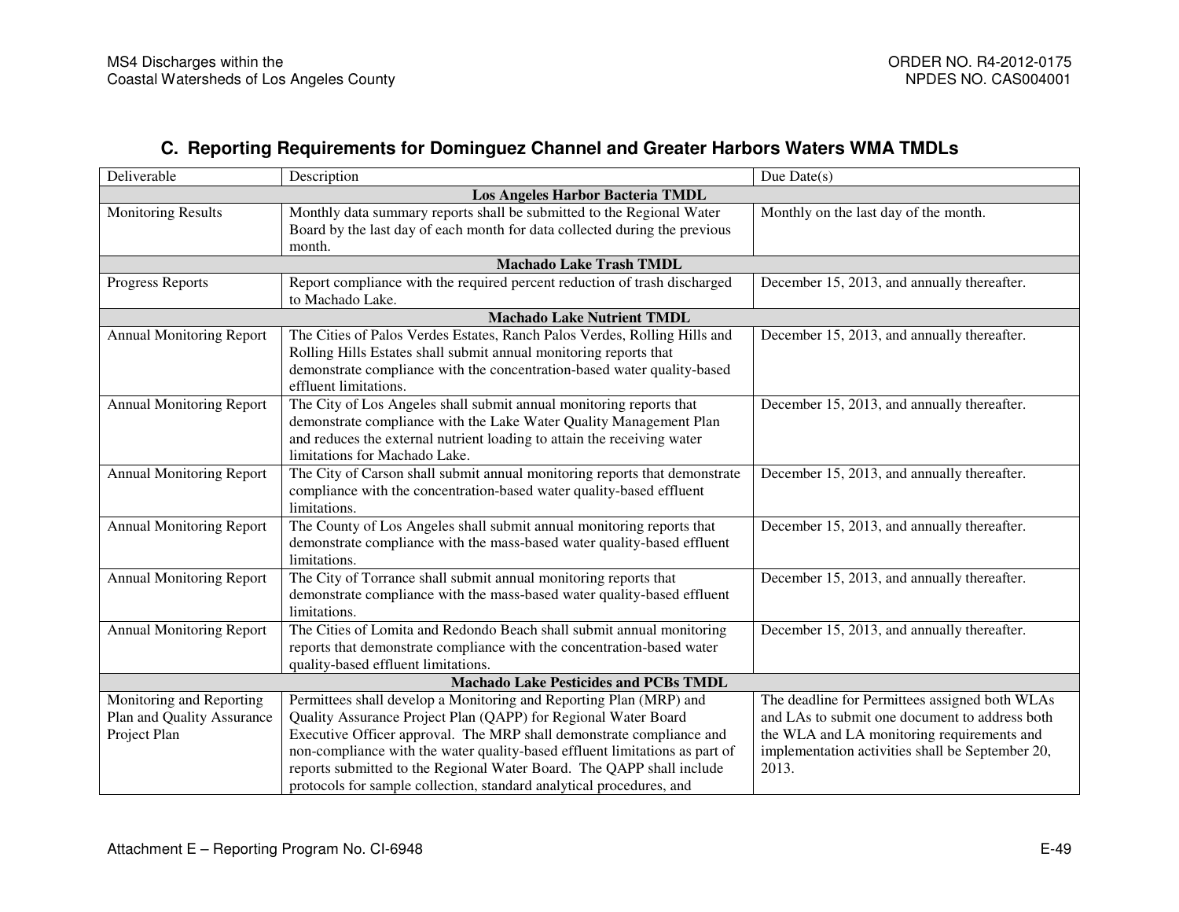## C. Reporting Requirements for Dominguez Channel and Greater Harbors Waters WMA TMDLs

| Deliverable | Description | Due Date(s) |
|---|---|---|
| **Los Angeles Harbor Bacteria TMDL** | | |
| Monitoring Results | Monthly data summary reports shall be submitted to the Regional Water Board by the last day of each month for data collected during the previous month. | Monthly on the last day of the month. |
| **Machado Lake Trash TMDL** | | |
| Progress Reports | Report compliance with the required percent reduction of trash discharged to Machado Lake. | December 15, 2013, and annually thereafter. |
| **Machado Lake Nutrient TMDL** | | |
| Annual Monitoring Report | The Cities of Palos Verdes Estates, Ranch Palos Verdes, Rolling Hills and Rolling Hills Estates shall submit annual monitoring reports that demonstrate compliance with the concentration-based water quality-based effluent limitations. | December 15, 2013, and annually thereafter. |
| Annual Monitoring Report | The City of Los Angeles shall submit annual monitoring reports that demonstrate compliance with the Lake Water Quality Management Plan and reduces the external nutrient loading to attain the receiving water limitations for Machado Lake. | December 15, 2013, and annually thereafter. |
| Annual Monitoring Report | The City of Carson shall submit annual monitoring reports that demonstrate compliance with the concentration-based water quality-based effluent limitations. | December 15, 2013, and annually thereafter. |
| Annual Monitoring Report | The County of Los Angeles shall submit annual monitoring reports that demonstrate compliance with the mass-based water quality-based effluent limitations. | December 15, 2013, and annually thereafter. |
| Annual Monitoring Report | The City of Torrance shall submit annual monitoring reports that demonstrate compliance with the mass-based water quality-based effluent limitations. | December 15, 2013, and annually thereafter. |
| Annual Monitoring Report | The Cities of Lomita and Redondo Beach shall submit annual monitoring reports that demonstrate compliance with the concentration-based water quality-based effluent limitations. | December 15, 2013, and annually thereafter. |
| **Machado Lake Pesticides and PCBs TMDL** | | |
| Monitoring and Reporting Plan and Quality Assurance Project Plan | Permittees shall develop a Monitoring and Reporting Plan (MRP) and Quality Assurance Project Plan (QAPP) for Regional Water Board Executive Officer approval. The MRP shall demonstrate compliance and non-compliance with the water quality-based effluent limitations as part of reports submitted to the Regional Water Board. The QAPP shall include protocols for sample collection, standard analytical procedures, and | The deadline for Permittees assigned both WLAs and LAs to submit one document to address both the WLA and LA monitoring requirements and implementation activities shall be September 20, 2013. |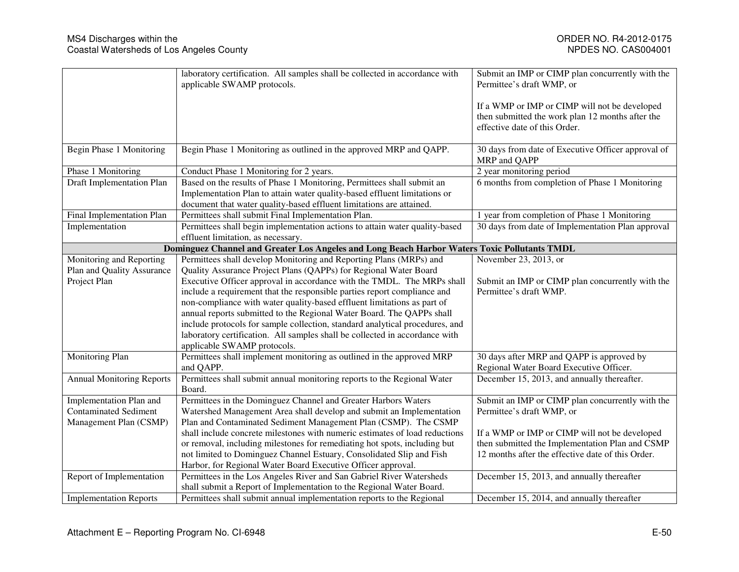| | | |
|---|---|---|
| | laboratory certification. All samples shall be collected in accordance with applicable SWAMP protocols. | Submit an IMP or CIMP plan concurrently with the Permittee's draft WMP, or<br><br>If a WMP or IMP or CIMP will not be developed then submitted the work plan 12 months after the effective date of this Order. |
| Begin Phase 1 Monitoring | Begin Phase 1 Monitoring as outlined in the approved MRP and QAPP. | 30 days from date of Executive Officer approval of MRP and QAPP |
| Phase 1 Monitoring | Conduct Phase 1 Monitoring for 2 years. | 2 year monitoring period |
| Draft Implementation Plan | Based on the results of Phase 1 Monitoring, Permittees shall submit an Implementation Plan to attain water quality-based effluent limitations or document that water quality-based effluent limitations are attained. | 6 months from completion of Phase 1 Monitoring |
| Final Implementation Plan | Permittees shall submit Final Implementation Plan. | 1 year from completion of Phase 1 Monitoring |
| Implementation | Permittees shall begin implementation actions to attain water quality-based effluent limitation, as necessary. | 30 days from date of Implementation Plan approval |
| **Dominguez Channel and Greater Los Angeles and Long Beach Harbor Waters Toxic Pollutants TMDL** | | |
| Monitoring and Reporting Plan and Quality Assurance Project Plan | Permittees shall develop Monitoring and Reporting Plans (MRPs) and Quality Assurance Project Plans (QAPPs) for Regional Water Board Executive Officer approval in accordance with the TMDL. The MRPs shall include a requirement that the responsible parties report compliance and non-compliance with water quality-based effluent limitations as part of annual reports submitted to the Regional Water Board. The QAPPs shall include protocols for sample collection, standard analytical procedures, and laboratory certification. All samples shall be collected in accordance with applicable SWAMP protocols. | November 23, 2013, or<br><br>Submit an IMP or CIMP plan concurrently with the Permittee's draft WMP. |
| Monitoring Plan | Permittees shall implement monitoring as outlined in the approved MRP and QAPP. | 30 days after MRP and QAPP is approved by Regional Water Board Executive Officer. |
| Annual Monitoring Reports | Permittees shall submit annual monitoring reports to the Regional Water Board. | December 15, 2013, and annually thereafter. |
| Implementation Plan and Contaminated Sediment Management Plan (CSMP) | Permittees in the Dominguez Channel and Greater Harbors Waters Watershed Management Area shall develop and submit an Implementation Plan and Contaminated Sediment Management Plan (CSMP). The CSMP shall include concrete milestones with numeric estimates of load reductions or removal, including milestones for remediating hot spots, including but not limited to Dominguez Channel Estuary, Consolidated Slip and Fish Harbor, for Regional Water Board Executive Officer approval. | Submit an IMP or CIMP plan concurrently with the Permittee's draft WMP, or<br><br>If a WMP or IMP or CIMP will not be developed then submitted the Implementation Plan and CSMP 12 months after the effective date of this Order. |
| Report of Implementation | Permittees in the Los Angeles River and San Gabriel River Watersheds shall submit a Report of Implementation to the Regional Water Board. | December 15, 2013, and annually thereafter |
| Implementation Reports | Permittees shall submit annual implementation reports to the Regional | December 15, 2014, and annually thereafter |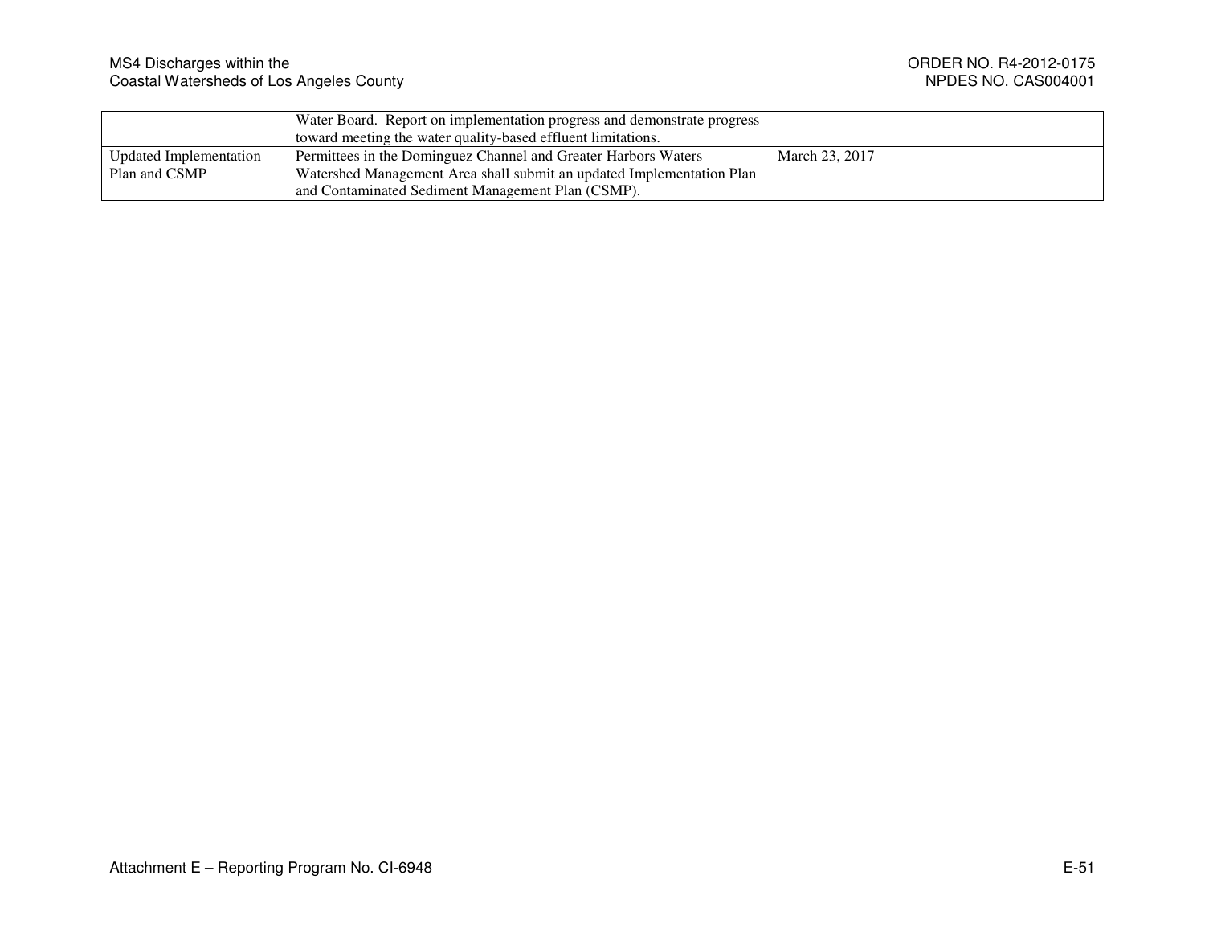| | | |
|---|---|---|
| | Water Board. Report on implementation progress and demonstrate progress toward meeting the water quality-based effluent limitations. | |
| Updated Implementation Plan and CSMP | Permittees in the Dominguez Channel and Greater Harbors Waters Watershed Management Area shall submit an updated Implementation Plan and Contaminated Sediment Management Plan (CSMP). | March 23, 2017 |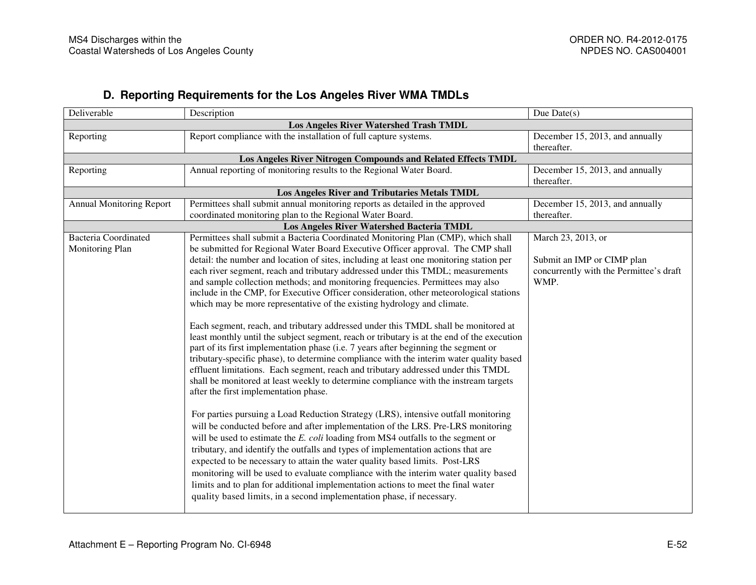## D. Reporting Requirements for the Los Angeles River WMA TMDLs

| Deliverable | Description | Due Date(s) |
|---|---|---|
| **Los Angeles River Watershed Trash TMDL** | | |
| Reporting | Report compliance with the installation of full capture systems. | December 15, 2013, and annually thereafter. |
| **Los Angeles River Nitrogen Compounds and Related Effects TMDL** | | |
| Reporting | Annual reporting of monitoring results to the Regional Water Board. | December 15, 2013, and annually thereafter. |
| **Los Angeles River and Tributaries Metals TMDL** | | |
| Annual Monitoring Report | Permittees shall submit annual monitoring reports as detailed in the approved coordinated monitoring plan to the Regional Water Board. | December 15, 2013, and annually thereafter. |
| **Los Angeles River Watershed Bacteria TMDL** | | |
| Bacteria Coordinated Monitoring Plan | Permittees shall submit a Bacteria Coordinated Monitoring Plan (CMP), which shall be submitted for Regional Water Board Executive Officer approval. The CMP shall detail: the number and location of sites, including at least one monitoring station per each river segment, reach and tributary addressed under this TMDL; measurements and sample collection methods; and monitoring frequencies. Permittees may also include in the CMP, for Executive Officer consideration, other meteorological stations which may be more representative of the existing hydrology and climate.<br><br>Each segment, reach, and tributary addressed under this TMDL shall be monitored at least monthly until the subject segment, reach or tributary is at the end of the execution part of its first implementation phase (i.e. 7 years after beginning the segment or tributary-specific phase), to determine compliance with the interim water quality based effluent limitations. Each segment, reach and tributary addressed under this TMDL shall be monitored at least weekly to determine compliance with the instream targets after the first implementation phase.<br><br>For parties pursuing a Load Reduction Strategy (LRS), intensive outfall monitoring will be conducted before and after implementation of the LRS. Pre-LRS monitoring will be used to estimate the *E. coli* loading from MS4 outfalls to the segment or tributary, and identify the outfalls and types of implementation actions that are expected to be necessary to attain the water quality based limits. Post-LRS monitoring will be used to evaluate compliance with the interim water quality based limits and to plan for additional implementation actions to meet the final water quality based limits, in a second implementation phase, if necessary. | March 23, 2013, or<br><br>Submit an IMP or CIMP plan concurrently with the Permittee's draft WMP. |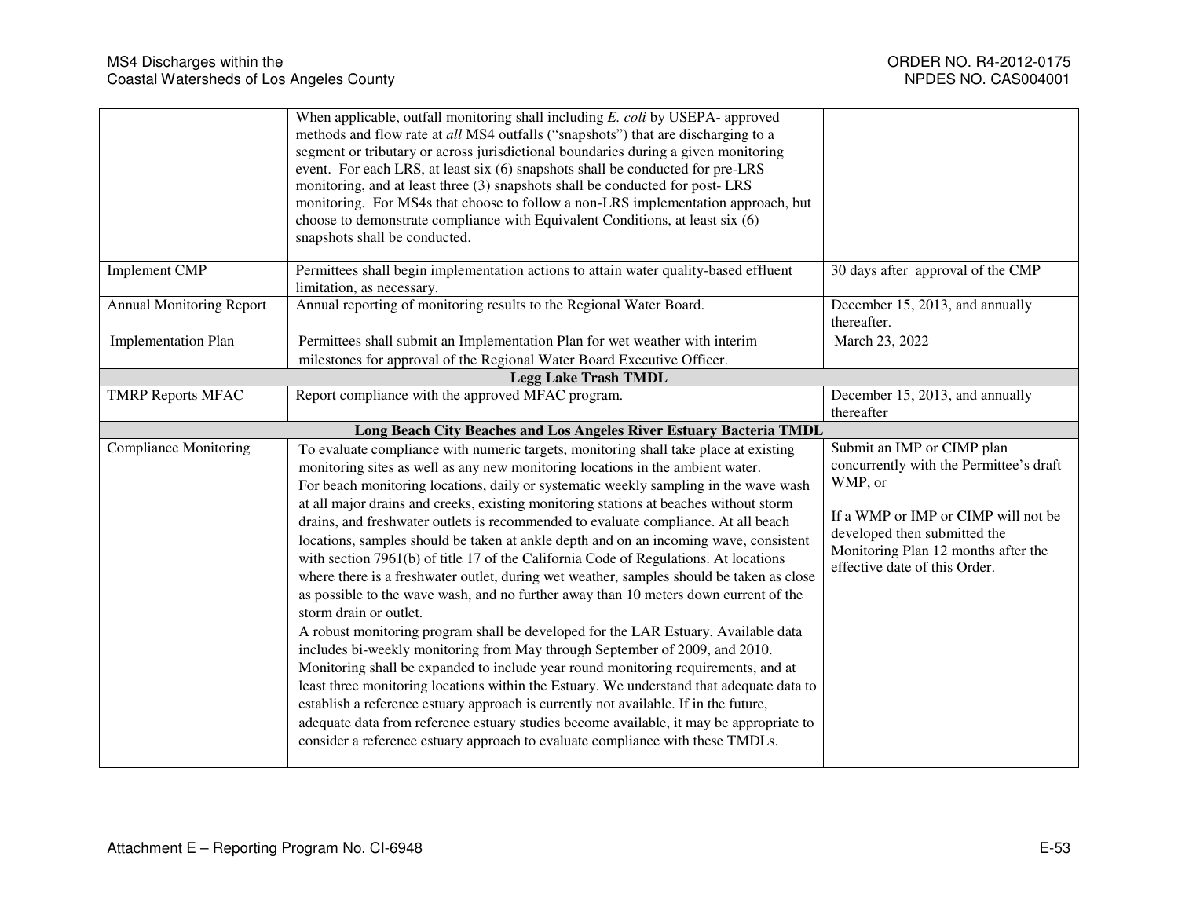| | | |
|---|---|---|
| | When applicable, outfall monitoring shall including *E. coli* by USEPA- approved methods and flow rate at *all* MS4 outfalls ("snapshots") that are discharging to a segment or tributary or across jurisdictional boundaries during a given monitoring event. For each LRS, at least six (6) snapshots shall be conducted for pre-LRS monitoring, and at least three (3) snapshots shall be conducted for post- LRS monitoring. For MS4s that choose to follow a non-LRS implementation approach, but choose to demonstrate compliance with Equivalent Conditions, at least six (6) snapshots shall be conducted. | |
| Implement CMP | Permittees shall begin implementation actions to attain water quality-based effluent limitation, as necessary. | 30 days after approval of the CMP |
| Annual Monitoring Report | Annual reporting of monitoring results to the Regional Water Board. | December 15, 2013, and annually thereafter. |
| Implementation Plan | Permittees shall submit an Implementation Plan for wet weather with interim milestones for approval of the Regional Water Board Executive Officer. | March 23, 2022 |
| **Legg Lake Trash TMDL** | | |
| TMRP Reports MFAC | Report compliance with the approved MFAC program. | December 15, 2013, and annually thereafter |
| **Long Beach City Beaches and Los Angeles River Estuary Bacteria TMDL** | | |
| Compliance Monitoring | To evaluate compliance with numeric targets, monitoring shall take place at existing monitoring sites as well as any new monitoring locations in the ambient water.<br>For beach monitoring locations, daily or systematic weekly sampling in the wave wash at all major drains and creeks, existing monitoring stations at beaches without storm drains, and freshwater outlets is recommended to evaluate compliance. At all beach locations, samples should be taken at ankle depth and on an incoming wave, consistent with section 7961(b) of title 17 of the California Code of Regulations. At locations where there is a freshwater outlet, during wet weather, samples should be taken as close as possible to the wave wash, and no further away than 10 meters down current of the storm drain or outlet.<br>A robust monitoring program shall be developed for the LAR Estuary. Available data includes bi-weekly monitoring from May through September of 2009, and 2010. Monitoring shall be expanded to include year round monitoring requirements, and at least three monitoring locations within the Estuary. We understand that adequate data to establish a reference estuary approach is currently not available. If in the future, adequate data from reference estuary studies become available, it may be appropriate to consider a reference estuary approach to evaluate compliance with these TMDLs. | Submit an IMP or CIMP plan concurrently with the Permittee's draft WMP, or<br><br>If a WMP or IMP or CIMP will not be developed then submitted the Monitoring Plan 12 months after the effective date of this Order. |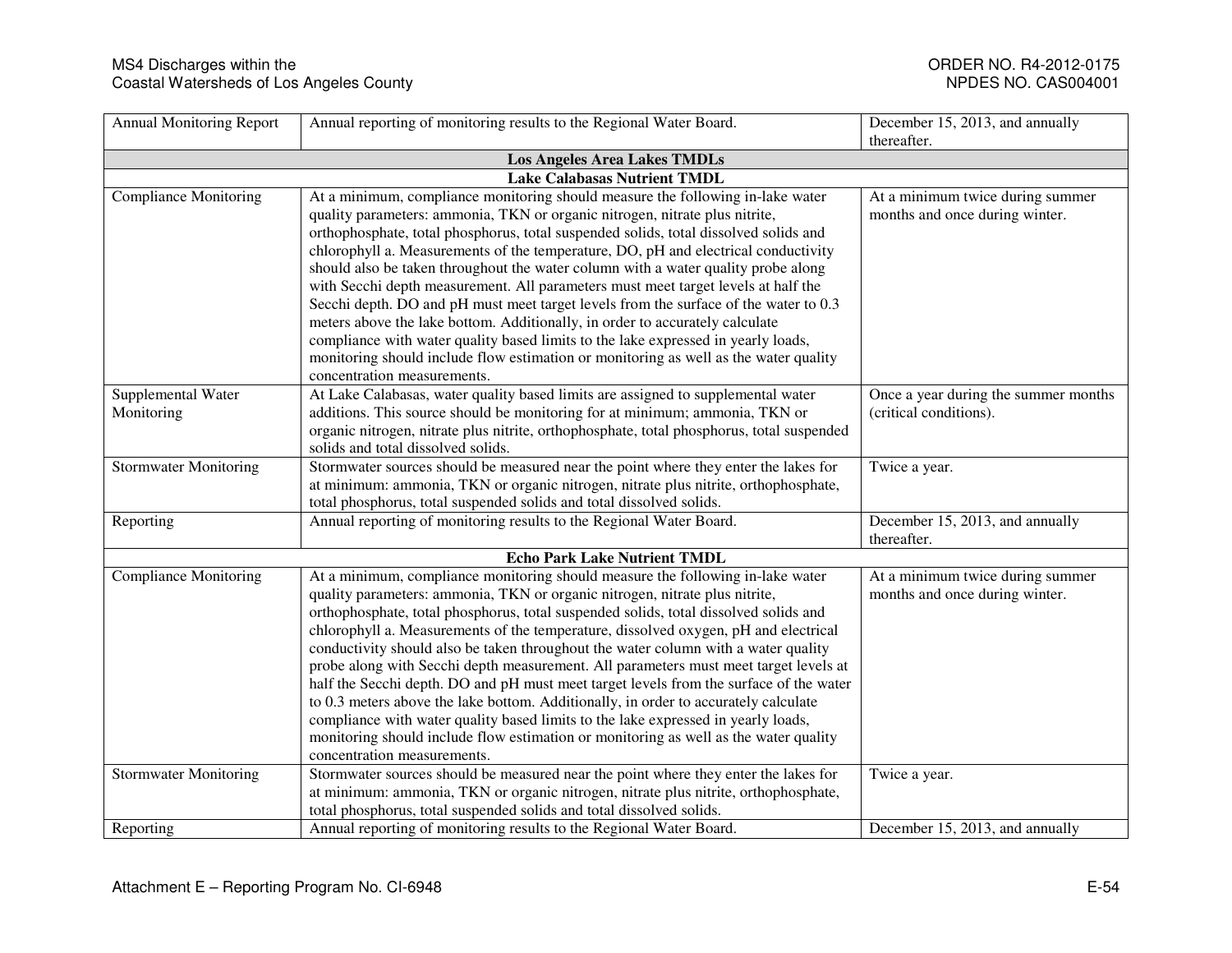| | | |
|---|---|---|
| Annual Monitoring Report | Annual reporting of monitoring results to the Regional Water Board. | December 15, 2013, and annually thereafter. |
| **Los Angeles Area Lakes TMDLs** | | |
| **Lake Calabasas Nutrient TMDL** | | |
| Compliance Monitoring | At a minimum, compliance monitoring should measure the following in-lake water quality parameters: ammonia, TKN or organic nitrogen, nitrate plus nitrite, orthophosphate, total phosphorus, total suspended solids, total dissolved solids and chlorophyll a. Measurements of the temperature, DO, pH and electrical conductivity should also be taken throughout the water column with a water quality probe along with Secchi depth measurement. All parameters must meet target levels at half the Secchi depth. DO and pH must meet target levels from the surface of the water to 0.3 meters above the lake bottom. Additionally, in order to accurately calculate compliance with water quality based limits to the lake expressed in yearly loads, monitoring should include flow estimation or monitoring as well as the water quality concentration measurements. | At a minimum twice during summer months and once during winter. |
| Supplemental Water Monitoring | At Lake Calabasas, water quality based limits are assigned to supplemental water additions. This source should be monitoring for at minimum; ammonia, TKN or organic nitrogen, nitrate plus nitrite, orthophosphate, total phosphorus, total suspended solids and total dissolved solids. | Once a year during the summer months (critical conditions). |
| Stormwater Monitoring | Stormwater sources should be measured near the point where they enter the lakes for at minimum: ammonia, TKN or organic nitrogen, nitrate plus nitrite, orthophosphate, total phosphorus, total suspended solids and total dissolved solids. | Twice a year. |
| Reporting | Annual reporting of monitoring results to the Regional Water Board. | December 15, 2013, and annually thereafter. |
| **Echo Park Lake Nutrient TMDL** | | |
| Compliance Monitoring | At a minimum, compliance monitoring should measure the following in-lake water quality parameters: ammonia, TKN or organic nitrogen, nitrate plus nitrite, orthophosphate, total phosphorus, total suspended solids, total dissolved solids and chlorophyll a. Measurements of the temperature, dissolved oxygen, pH and electrical conductivity should also be taken throughout the water column with a water quality probe along with Secchi depth measurement. All parameters must meet target levels at half the Secchi depth. DO and pH must meet target levels from the surface of the water to 0.3 meters above the lake bottom. Additionally, in order to accurately calculate compliance with water quality based limits to the lake expressed in yearly loads, monitoring should include flow estimation or monitoring as well as the water quality concentration measurements. | At a minimum twice during summer months and once during winter. |
| Stormwater Monitoring | Stormwater sources should be measured near the point where they enter the lakes for at minimum: ammonia, TKN or organic nitrogen, nitrate plus nitrite, orthophosphate, total phosphorus, total suspended solids and total dissolved solids. | Twice a year. |
| Reporting | Annual reporting of monitoring results to the Regional Water Board. | December 15, 2013, and annually |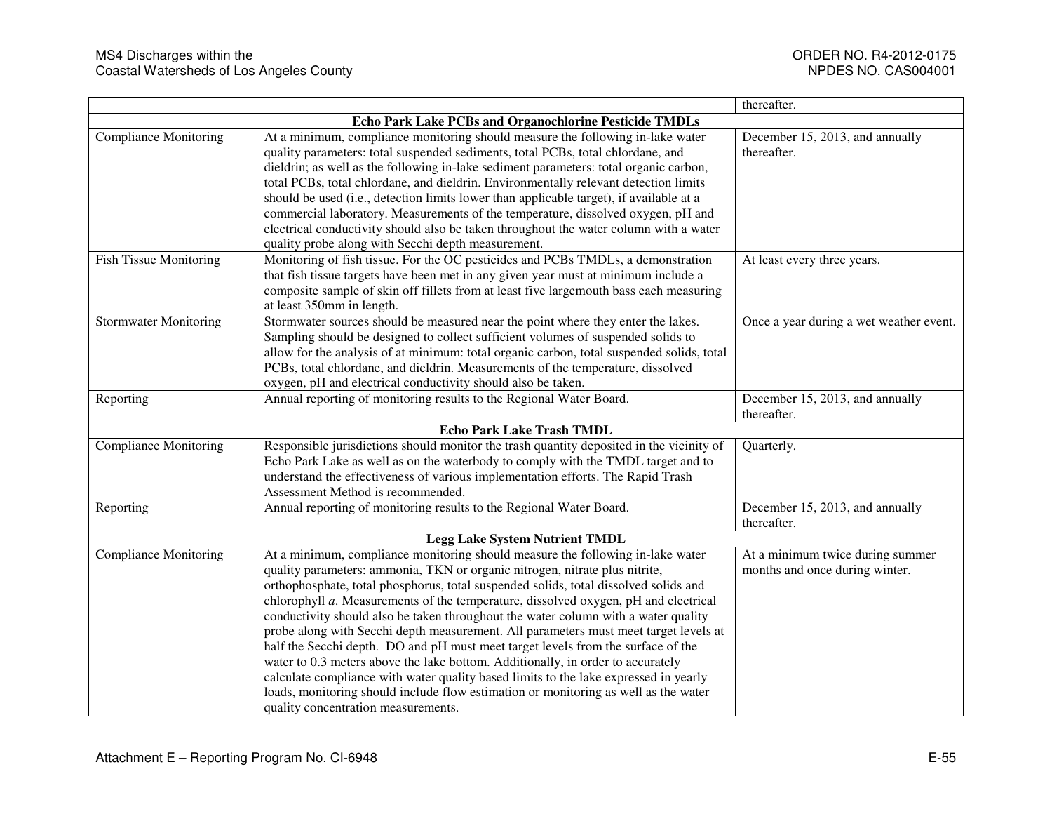| | | |
|---|---|---|
| | | thereafter. |
| **Echo Park Lake PCBs and Organochlorine Pesticide TMDLs** | | |
| Compliance Monitoring | At a minimum, compliance monitoring should measure the following in-lake water quality parameters: total suspended sediments, total PCBs, total chlordane, and dieldrin; as well as the following in-lake sediment parameters: total organic carbon, total PCBs, total chlordane, and dieldrin. Environmentally relevant detection limits should be used (i.e., detection limits lower than applicable target), if available at a commercial laboratory. Measurements of the temperature, dissolved oxygen, pH and electrical conductivity should also be taken throughout the water column with a water quality probe along with Secchi depth measurement. | December 15, 2013, and annually thereafter. |
| Fish Tissue Monitoring | Monitoring of fish tissue. For the OC pesticides and PCBs TMDLs, a demonstration that fish tissue targets have been met in any given year must at minimum include a composite sample of skin off fillets from at least five largemouth bass each measuring at least 350mm in length. | At least every three years. |
| Stormwater Monitoring | Stormwater sources should be measured near the point where they enter the lakes. Sampling should be designed to collect sufficient volumes of suspended solids to allow for the analysis of at minimum: total organic carbon, total suspended solids, total PCBs, total chlordane, and dieldrin. Measurements of the temperature, dissolved oxygen, pH and electrical conductivity should also be taken. | Once a year during a wet weather event. |
| Reporting | Annual reporting of monitoring results to the Regional Water Board. | December 15, 2013, and annually thereafter. |
| **Echo Park Lake Trash TMDL** | | |
| Compliance Monitoring | Responsible jurisdictions should monitor the trash quantity deposited in the vicinity of Echo Park Lake as well as on the waterbody to comply with the TMDL target and to understand the effectiveness of various implementation efforts. The Rapid Trash Assessment Method is recommended. | Quarterly. |
| Reporting | Annual reporting of monitoring results to the Regional Water Board. | December 15, 2013, and annually thereafter. |
| **Legg Lake System Nutrient TMDL** | | |
| Compliance Monitoring | At a minimum, compliance monitoring should measure the following in-lake water quality parameters: ammonia, TKN or organic nitrogen, nitrate plus nitrite, orthophosphate, total phosphorus, total suspended solids, total dissolved solids and chlorophyll *a*. Measurements of the temperature, dissolved oxygen, pH and electrical conductivity should also be taken throughout the water column with a water quality probe along with Secchi depth measurement. All parameters must meet target levels at half the Secchi depth. DO and pH must meet target levels from the surface of the water to 0.3 meters above the lake bottom. Additionally, in order to accurately calculate compliance with water quality based limits to the lake expressed in yearly loads, monitoring should include flow estimation or monitoring as well as the water quality concentration measurements. | At a minimum twice during summer months and once during winter. |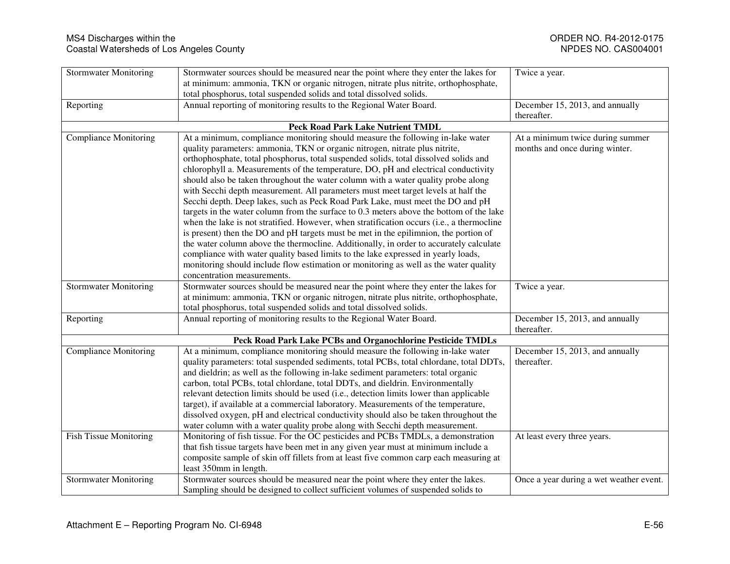| | | |
|---|---|---|
| Stormwater Monitoring | Stormwater sources should be measured near the point where they enter the lakes for at minimum: ammonia, TKN or organic nitrogen, nitrate plus nitrite, orthophosphate, total phosphorus, total suspended solids and total dissolved solids. | Twice a year. |
| Reporting | Annual reporting of monitoring results to the Regional Water Board. | December 15, 2013, and annually thereafter. |
| | **Peck Road Park Lake Nutrient TMDL** | |
| Compliance Monitoring | At a minimum, compliance monitoring should measure the following in-lake water quality parameters: ammonia, TKN or organic nitrogen, nitrate plus nitrite, orthophosphate, total phosphorus, total suspended solids, total dissolved solids and chlorophyll a. Measurements of the temperature, DO, pH and electrical conductivity should also be taken throughout the water column with a water quality probe along with Secchi depth measurement. All parameters must meet target levels at half the Secchi depth. Deep lakes, such as Peck Road Park Lake, must meet the DO and pH targets in the water column from the surface to 0.3 meters above the bottom of the lake when the lake is not stratified. However, when stratification occurs (i.e., a thermocline is present) then the DO and pH targets must be met in the epilimnion, the portion of the water column above the thermocline. Additionally, in order to accurately calculate compliance with water quality based limits to the lake expressed in yearly loads, monitoring should include flow estimation or monitoring as well as the water quality concentration measurements. | At a minimum twice during summer months and once during winter. |
| Stormwater Monitoring | Stormwater sources should be measured near the point where they enter the lakes for at minimum: ammonia, TKN or organic nitrogen, nitrate plus nitrite, orthophosphate, total phosphorus, total suspended solids and total dissolved solids. | Twice a year. |
| Reporting | Annual reporting of monitoring results to the Regional Water Board. | December 15, 2013, and annually thereafter. |
| | **Peck Road Park Lake PCBs and Organochlorine Pesticide TMDLs** | |
| Compliance Monitoring | At a minimum, compliance monitoring should measure the following in-lake water quality parameters: total suspended sediments, total PCBs, total chlordane, total DDTs, and dieldrin; as well as the following in-lake sediment parameters: total organic carbon, total PCBs, total chlordane, total DDTs, and dieldrin. Environmentally relevant detection limits should be used (i.e., detection limits lower than applicable target), if available at a commercial laboratory. Measurements of the temperature, dissolved oxygen, pH and electrical conductivity should also be taken throughout the water column with a water quality probe along with Secchi depth measurement. | December 15, 2013, and annually thereafter. |
| Fish Tissue Monitoring | Monitoring of fish tissue. For the OC pesticides and PCBs TMDLs, a demonstration that fish tissue targets have been met in any given year must at minimum include a composite sample of skin off fillets from at least five common carp each measuring at least 350mm in length. | At least every three years. |
| Stormwater Monitoring | Stormwater sources should be measured near the point where they enter the lakes. Sampling should be designed to collect sufficient volumes of suspended solids to | Once a year during a wet weather event. |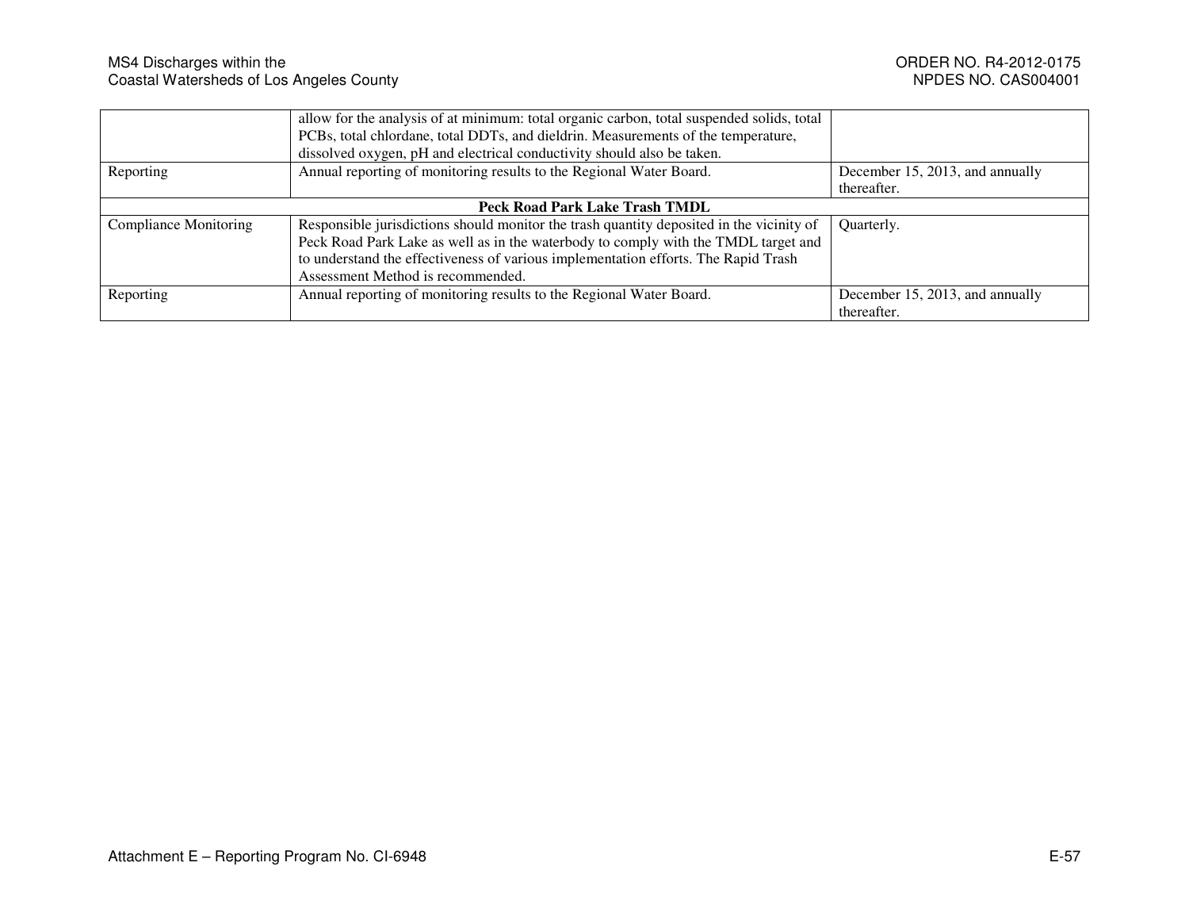| | | |
|---|---|---|
| | allow for the analysis of at minimum: total organic carbon, total suspended solids, total PCBs, total chlordane, total DDTs, and dieldrin. Measurements of the temperature, dissolved oxygen, pH and electrical conductivity should also be taken. | |
| Reporting | Annual reporting of monitoring results to the Regional Water Board. | December 15, 2013, and annually thereafter. |
| **Peck Road Park Lake Trash TMDL** | | |
| Compliance Monitoring | Responsible jurisdictions should monitor the trash quantity deposited in the vicinity of Peck Road Park Lake as well as in the waterbody to comply with the TMDL target and to understand the effectiveness of various implementation efforts. The Rapid Trash Assessment Method is recommended. | Quarterly. |
| Reporting | Annual reporting of monitoring results to the Regional Water Board. | December 15, 2013, and annually thereafter. |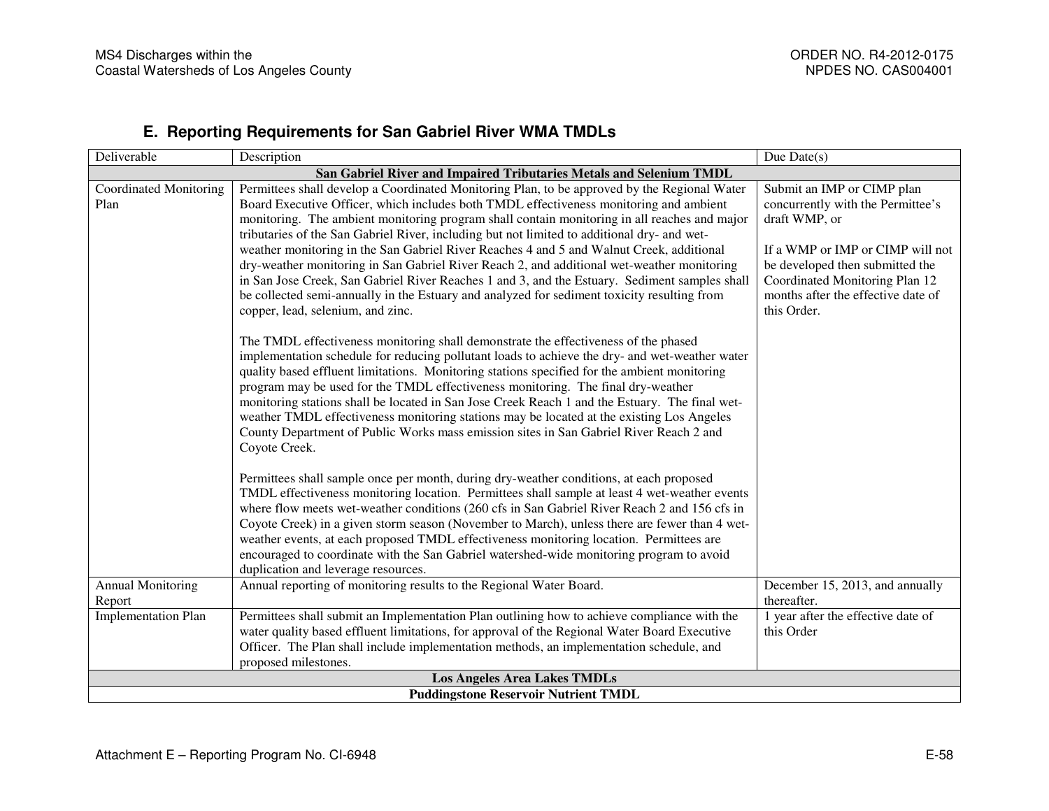## E. Reporting Requirements for San Gabriel River WMA TMDLs

| Deliverable | Description | Due Date(s) |
|---|---|---|
| **San Gabriel River and Impaired Tributaries Metals and Selenium TMDL** | | |
| Coordinated Monitoring Plan | Permittees shall develop a Coordinated Monitoring Plan, to be approved by the Regional Water Board Executive Officer, which includes both TMDL effectiveness monitoring and ambient monitoring. The ambient monitoring program shall contain monitoring in all reaches and major tributaries of the San Gabriel River, including but not limited to additional dry- and wet-weather monitoring in the San Gabriel River Reaches 4 and 5 and Walnut Creek, additional dry-weather monitoring in San Gabriel River Reach 2, and additional wet-weather monitoring in San Jose Creek, San Gabriel River Reaches 1 and 3, and the Estuary. Sediment samples shall be collected semi-annually in the Estuary and analyzed for sediment toxicity resulting from copper, lead, selenium, and zinc.<br><br>The TMDL effectiveness monitoring shall demonstrate the effectiveness of the phased implementation schedule for reducing pollutant loads to achieve the dry- and wet-weather water quality based effluent limitations. Monitoring stations specified for the ambient monitoring program may be used for the TMDL effectiveness monitoring. The final dry-weather monitoring stations shall be located in San Jose Creek Reach 1 and the Estuary. The final wet-weather TMDL effectiveness monitoring stations may be located at the existing Los Angeles County Department of Public Works mass emission sites in San Gabriel River Reach 2 and Coyote Creek.<br><br>Permittees shall sample once per month, during dry-weather conditions, at each proposed TMDL effectiveness monitoring location. Permittees shall sample at least 4 wet-weather events where flow meets wet-weather conditions (260 cfs in San Gabriel River Reach 2 and 156 cfs in Coyote Creek) in a given storm season (November to March), unless there are fewer than 4 wet-weather events, at each proposed TMDL effectiveness monitoring location. Permittees are encouraged to coordinate with the San Gabriel watershed-wide monitoring program to avoid duplication and leverage resources. | Submit an IMP or CIMP plan concurrently with the Permittee's draft WMP, or<br><br>If a WMP or IMP or CIMP will not be developed then submitted the Coordinated Monitoring Plan 12 months after the effective date of this Order. |
| Annual Monitoring Report | Annual reporting of monitoring results to the Regional Water Board. | December 15, 2013, and annually thereafter. |
| Implementation Plan | Permittees shall submit an Implementation Plan outlining how to achieve compliance with the water quality based effluent limitations, for approval of the Regional Water Board Executive Officer. The Plan shall include implementation methods, an implementation schedule, and proposed milestones. | 1 year after the effective date of this Order |
| **Los Angeles Area Lakes TMDLs** | | |
| **Puddingstone Reservoir Nutrient TMDL** | | |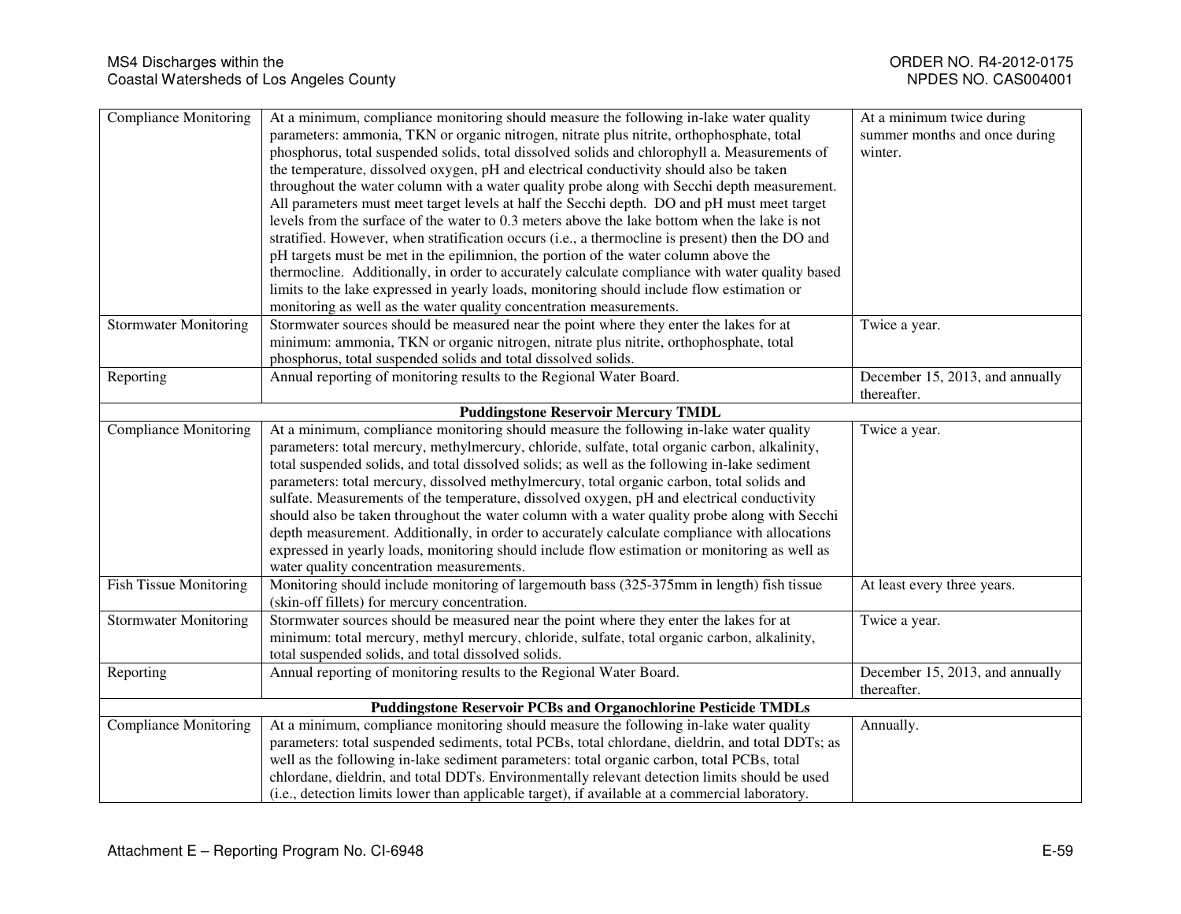| | | |
|---|---|---|
| Compliance Monitoring | At a minimum, compliance monitoring should measure the following in-lake water quality parameters: ammonia, TKN or organic nitrogen, nitrate plus nitrite, orthophosphate, total phosphorus, total suspended solids, total dissolved solids and chlorophyll a. Measurements of the temperature, dissolved oxygen, pH and electrical conductivity should also be taken throughout the water column with a water quality probe along with Secchi depth measurement. All parameters must meet target levels at half the Secchi depth. DO and pH must meet target levels from the surface of the water to 0.3 meters above the lake bottom when the lake is not stratified. However, when stratification occurs (i.e., a thermocline is present) then the DO and pH targets must be met in the epilimnion, the portion of the water column above the thermocline. Additionally, in order to accurately calculate compliance with water quality based limits to the lake expressed in yearly loads, monitoring should include flow estimation or monitoring as well as the water quality concentration measurements. | At a minimum twice during summer months and once during winter. |
| Stormwater Monitoring | Stormwater sources should be measured near the point where they enter the lakes for at minimum: ammonia, TKN or organic nitrogen, nitrate plus nitrite, orthophosphate, total phosphorus, total suspended solids and total dissolved solids. | Twice a year. |
| Reporting | Annual reporting of monitoring results to the Regional Water Board. | December 15, 2013, and annually thereafter. |
| **Puddingstone Reservoir Mercury TMDL** | | |
| Compliance Monitoring | At a minimum, compliance monitoring should measure the following in-lake water quality parameters: total mercury, methylmercury, chloride, sulfate, total organic carbon, alkalinity, total suspended solids, and total dissolved solids; as well as the following in-lake sediment parameters: total mercury, dissolved methylmercury, total organic carbon, total solids and sulfate. Measurements of the temperature, dissolved oxygen, pH and electrical conductivity should also be taken throughout the water column with a water quality probe along with Secchi depth measurement. Additionally, in order to accurately calculate compliance with allocations expressed in yearly loads, monitoring should include flow estimation or monitoring as well as water quality concentration measurements. | Twice a year. |
| Fish Tissue Monitoring | Monitoring should include monitoring of largemouth bass (325-375mm in length) fish tissue (skin-off fillets) for mercury concentration. | At least every three years. |
| Stormwater Monitoring | Stormwater sources should be measured near the point where they enter the lakes for at minimum: total mercury, methyl mercury, chloride, sulfate, total organic carbon, alkalinity, total suspended solids, and total dissolved solids. | Twice a year. |
| Reporting | Annual reporting of monitoring results to the Regional Water Board. | December 15, 2013, and annually thereafter. |
| **Puddingstone Reservoir PCBs and Organochlorine Pesticide TMDLs** | | |
| Compliance Monitoring | At a minimum, compliance monitoring should measure the following in-lake water quality parameters: total suspended sediments, total PCBs, total chlordane, dieldrin, and total DDTs; as well as the following in-lake sediment parameters: total organic carbon, total PCBs, total chlordane, dieldrin, and total DDTs. Environmentally relevant detection limits should be used (i.e., detection limits lower than applicable target), if available at a commercial laboratory. | Annually. |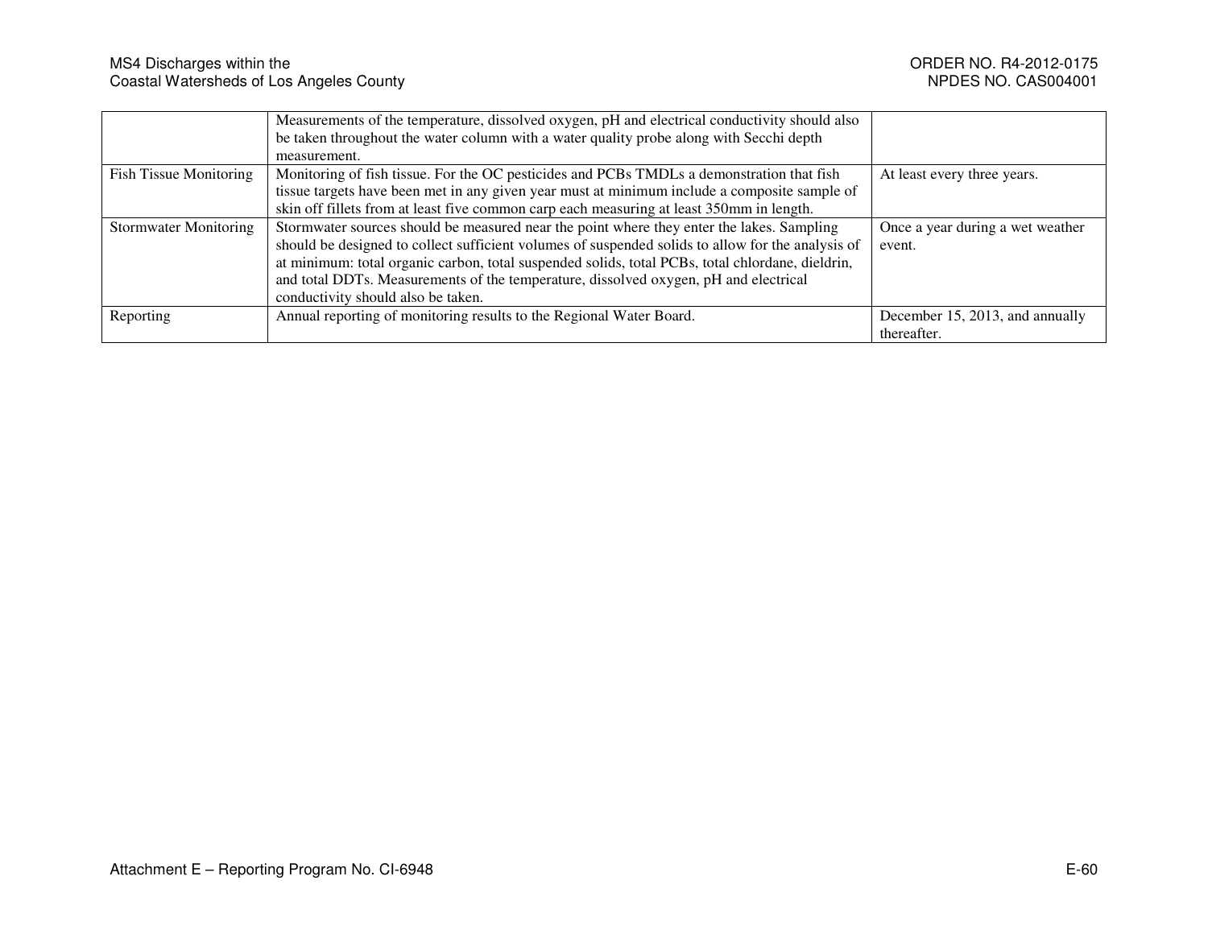| | | |
|---|---|---|
| | Measurements of the temperature, dissolved oxygen, pH and electrical conductivity should also be taken throughout the water column with a water quality probe along with Secchi depth measurement. | |
| Fish Tissue Monitoring | Monitoring of fish tissue. For the OC pesticides and PCBs TMDLs a demonstration that fish tissue targets have been met in any given year must at minimum include a composite sample of skin off fillets from at least five common carp each measuring at least 350mm in length. | At least every three years. |
| Stormwater Monitoring | Stormwater sources should be measured near the point where they enter the lakes. Sampling should be designed to collect sufficient volumes of suspended solids to allow for the analysis of at minimum: total organic carbon, total suspended solids, total PCBs, total chlordane, dieldrin, and total DDTs. Measurements of the temperature, dissolved oxygen, pH and electrical conductivity should also be taken. | Once a year during a wet weather event. |
| Reporting | Annual reporting of monitoring results to the Regional Water Board. | December 15, 2013, and annually thereafter. |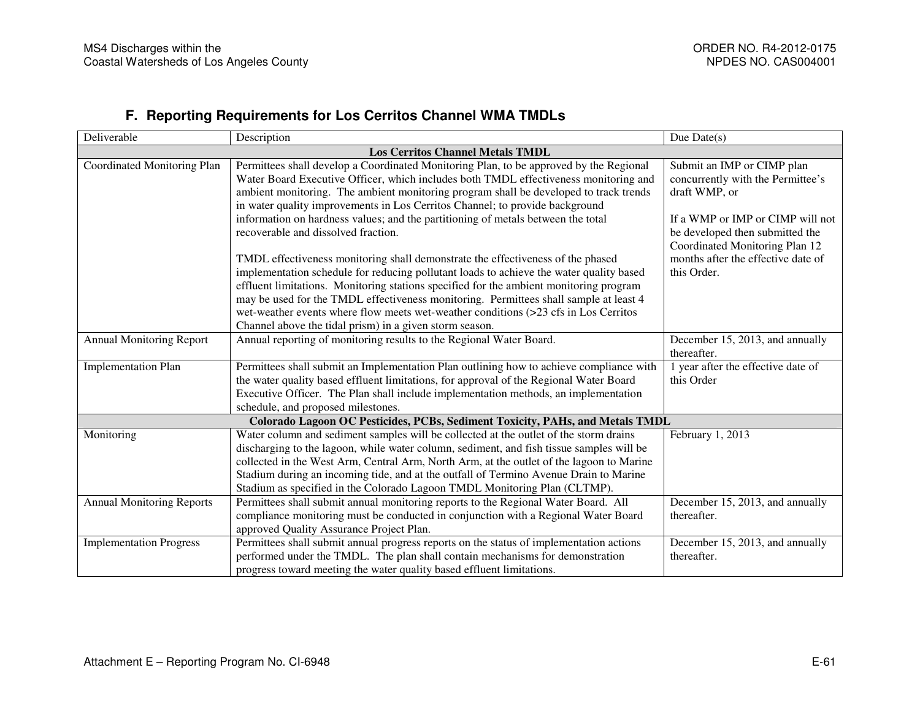## F. Reporting Requirements for Los Cerritos Channel WMA TMDLs

| Deliverable | Description | Due Date(s) |
|---|---|---|
| **Los Cerritos Channel Metals TMDL** | | |
| Coordinated Monitoring Plan | Permittees shall develop a Coordinated Monitoring Plan, to be approved by the Regional Water Board Executive Officer, which includes both TMDL effectiveness monitoring and ambient monitoring. The ambient monitoring program shall be developed to track trends in water quality improvements in Los Cerritos Channel; to provide background information on hardness values; and the partitioning of metals between the total recoverable and dissolved fraction.<br><br>TMDL effectiveness monitoring shall demonstrate the effectiveness of the phased implementation schedule for reducing pollutant loads to achieve the water quality based effluent limitations. Monitoring stations specified for the ambient monitoring program may be used for the TMDL effectiveness monitoring. Permittees shall sample at least 4 wet-weather events where flow meets wet-weather conditions (>23 cfs in Los Cerritos Channel above the tidal prism) in a given storm season. | Submit an IMP or CIMP plan concurrently with the Permittee's draft WMP, or<br><br>If a WMP or IMP or CIMP will not be developed then submitted the Coordinated Monitoring Plan 12 months after the effective date of this Order. |
| Annual Monitoring Report | Annual reporting of monitoring results to the Regional Water Board. | December 15, 2013, and annually thereafter. |
| Implementation Plan | Permittees shall submit an Implementation Plan outlining how to achieve compliance with the water quality based effluent limitations, for approval of the Regional Water Board Executive Officer. The Plan shall include implementation methods, an implementation schedule, and proposed milestones. | 1 year after the effective date of this Order |
| **Colorado Lagoon OC Pesticides, PCBs, Sediment Toxicity, PAHs, and Metals TMDL** | | |
| Monitoring | Water column and sediment samples will be collected at the outlet of the storm drains discharging to the lagoon, while water column, sediment, and fish tissue samples will be collected in the West Arm, Central Arm, North Arm, at the outlet of the lagoon to Marine Stadium during an incoming tide, and at the outfall of Termino Avenue Drain to Marine Stadium as specified in the Colorado Lagoon TMDL Monitoring Plan (CLTMP). | February 1, 2013 |
| Annual Monitoring Reports | Permittees shall submit annual monitoring reports to the Regional Water Board. All compliance monitoring must be conducted in conjunction with a Regional Water Board approved Quality Assurance Project Plan. | December 15, 2013, and annually thereafter. |
| Implementation Progress | Permittees shall submit annual progress reports on the status of implementation actions performed under the TMDL. The plan shall contain mechanisms for demonstration progress toward meeting the water quality based effluent limitations. | December 15, 2013, and annually thereafter. |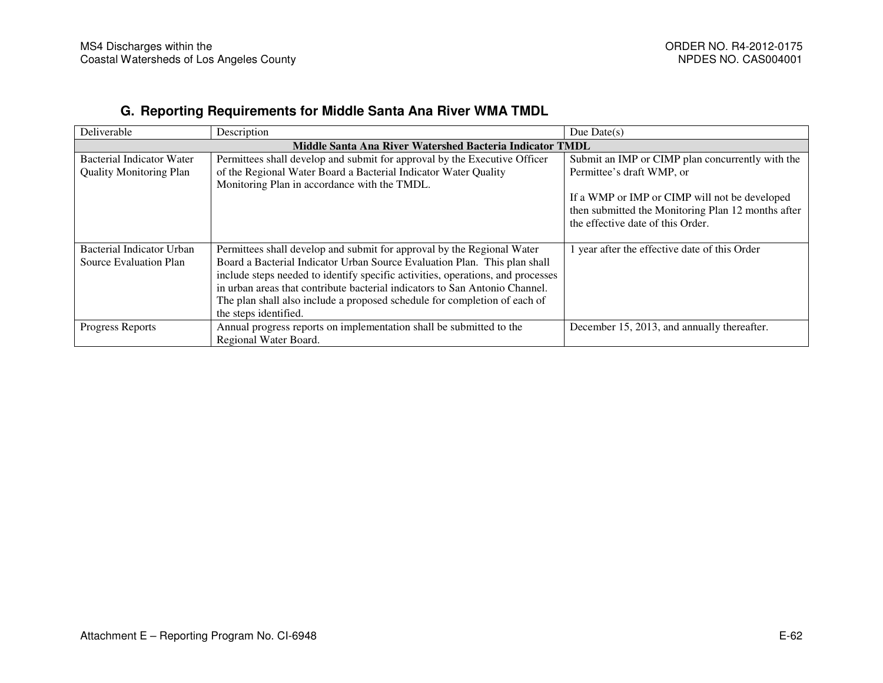### G. Reporting Requirements for Middle Santa Ana River WMA TMDL

| Deliverable | Description | Due Date(s) |
|---|---|---|
| **Middle Santa Ana River Watershed Bacteria Indicator TMDL** | | |
| Bacterial Indicator Water Quality Monitoring Plan | Permittees shall develop and submit for approval by the Executive Officer of the Regional Water Board a Bacterial Indicator Water Quality Monitoring Plan in accordance with the TMDL. | Submit an IMP or CIMP plan concurrently with the Permittee's draft WMP, or<br><br>If a WMP or IMP or CIMP will not be developed then submitted the Monitoring Plan 12 months after the effective date of this Order. |
| Bacterial Indicator Urban Source Evaluation Plan | Permittees shall develop and submit for approval by the Regional Water Board a Bacterial Indicator Urban Source Evaluation Plan. This plan shall include steps needed to identify specific activities, operations, and processes in urban areas that contribute bacterial indicators to San Antonio Channel. The plan shall also include a proposed schedule for completion of each of the steps identified. | 1 year after the effective date of this Order |
| Progress Reports | Annual progress reports on implementation shall be submitted to the Regional Water Board. | December 15, 2013, and annually thereafter. |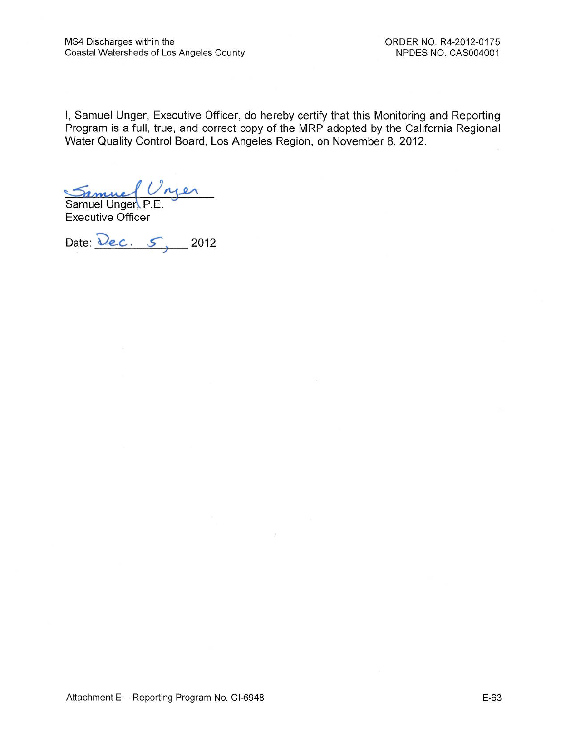I, Samuel Unger, Executive Officer, do hereby certify that this Monitoring and Reporting Program is a full, true, and correct copy of the MRP adopted by the California Regional Water Quality Control Board, Los Angeles Region, on November 8, 2012.

Samuel Unger, P.E.
Executive Officer

Date: Dec. 5, 2012